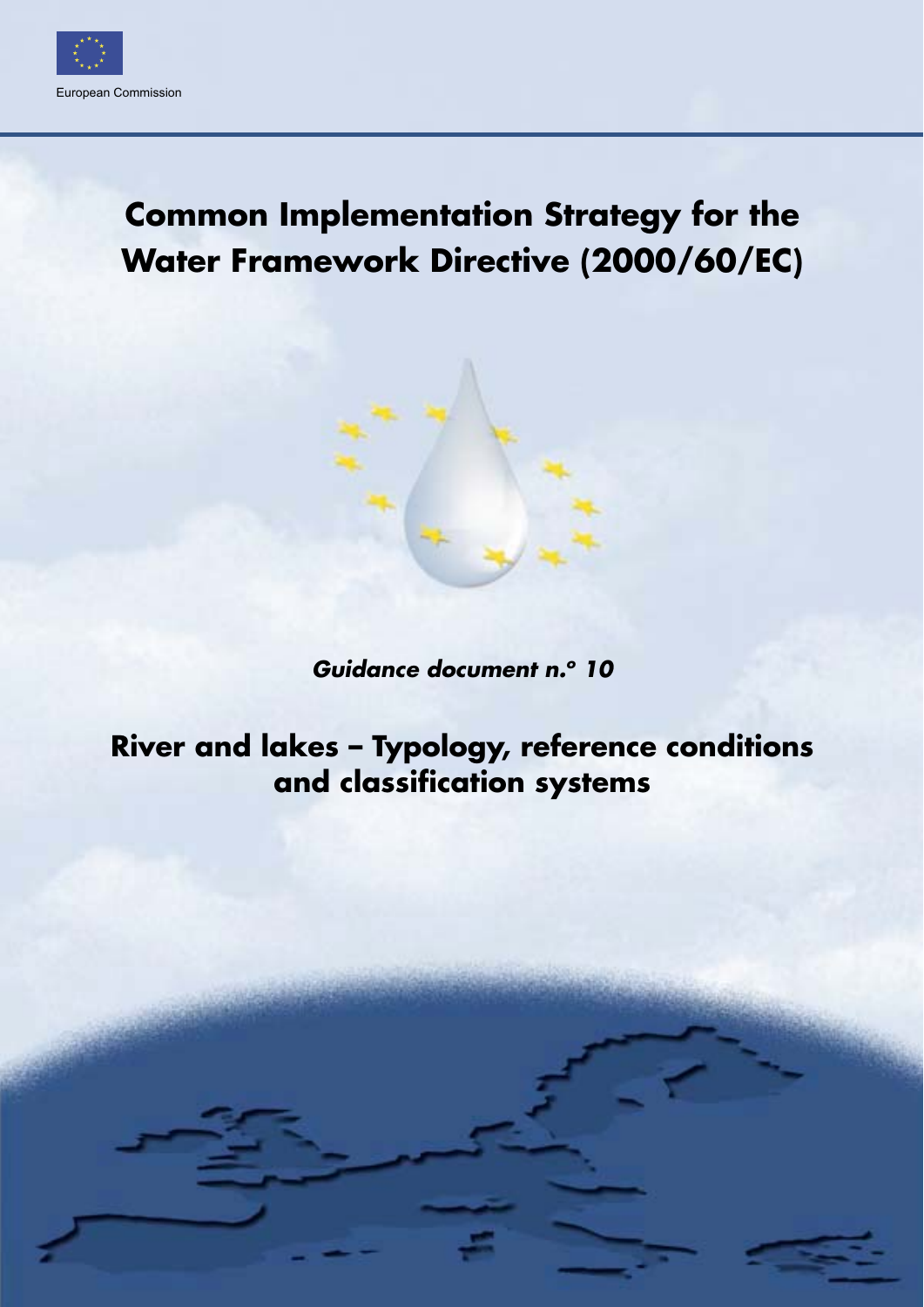European Commission

# Common Implementation Strategy for the Water Framework Directive (2000/60/EC)

*Guidance document n.° 10*

# River and lakes – Typology, reference conditions and classification systems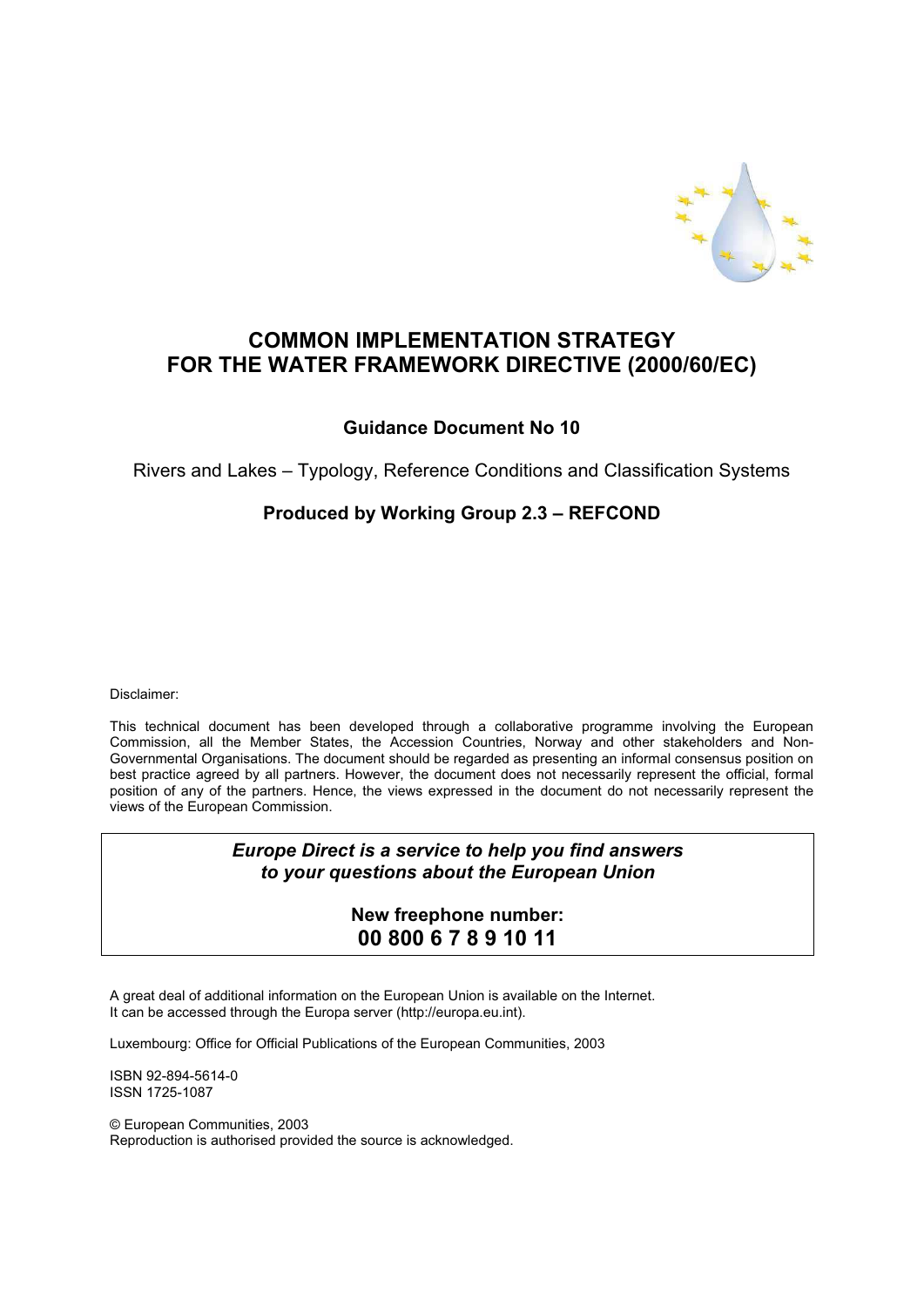# COMMON IMPLEMENTATION STRATEGY FOR THE WATER FRAMEWORK DIRECTIVE (2000/60/EC)

## Guidance Document No 10

Rivers and Lakes – Typology, Reference Conditions and Classification Systems

### Produced by Working Group 2.3 – REFCOND

Disclaimer:

This technical document has been developed through a collaborative programme involving the European Commission, all the Member States, the Accession Countries, Norway and other stakeholders and Non-Governmental Organisations. The document should be regarded as presenting an informal consensus position on best practice agreed by all partners. However, the document does not necessarily represent the official, formal position of any of the partners. Hence, the views expressed in the document do not necessarily represent the views of the European Commission.

***Europe Direct is a service to help you find answers to your questions about the European Union***

**New freephone number:**
**00 800 6 7 8 9 10 11**

A great deal of additional information on the European Union is available on the Internet. It can be accessed through the Europa server (http://europa.eu.int).

Luxembourg: Office for Official Publications of the European Communities, 2003

ISBN 92-894-5614-0
ISSN 1725-1087

© European Communities, 2003
Reproduction is authorised provided the source is acknowledged.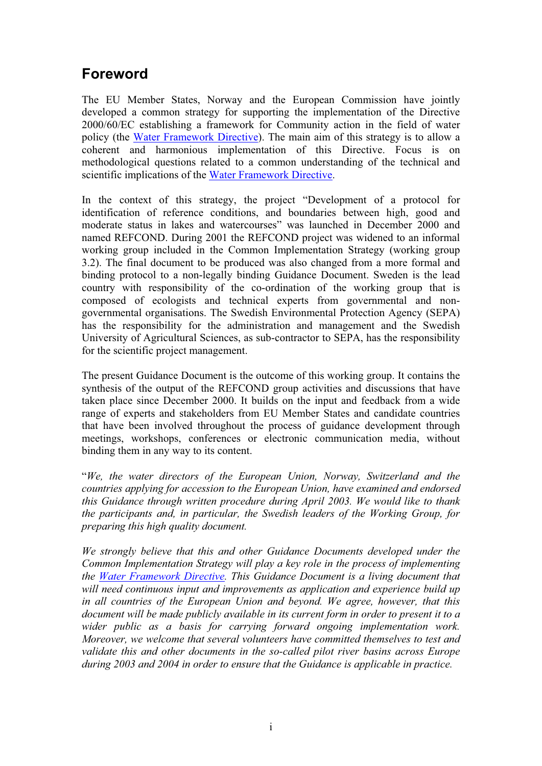# Foreword

The EU Member States, Norway and the European Commission have jointly developed a common strategy for supporting the implementation of the Directive 2000/60/EC establishing a framework for Community action in the field of water policy (the Water Framework Directive). The main aim of this strategy is to allow a coherent and harmonious implementation of this Directive. Focus is on methodological questions related to a common understanding of the technical and scientific implications of the Water Framework Directive.

In the context of this strategy, the project "Development of a protocol for identification of reference conditions, and boundaries between high, good and moderate status in lakes and watercourses" was launched in December 2000 and named REFCOND. During 2001 the REFCOND project was widened to an informal working group included in the Common Implementation Strategy (working group 3.2). The final document to be produced was also changed from a more formal and binding protocol to a non-legally binding Guidance Document. Sweden is the lead country with responsibility of the co-ordination of the working group that is composed of ecologists and technical experts from governmental and non-governmental organisations. The Swedish Environmental Protection Agency (SEPA) has the responsibility for the administration and management and the Swedish University of Agricultural Sciences, as sub-contractor to SEPA, has the responsibility for the scientific project management.

The present Guidance Document is the outcome of this working group. It contains the synthesis of the output of the REFCOND group activities and discussions that have taken place since December 2000. It builds on the input and feedback from a wide range of experts and stakeholders from EU Member States and candidate countries that have been involved throughout the process of guidance development through meetings, workshops, conferences or electronic communication media, without binding them in any way to its content.

"*We, the water directors of the European Union, Norway, Switzerland and the countries applying for accession to the European Union, have examined and endorsed this Guidance through written procedure during April 2003. We would like to thank the participants and, in particular, the Swedish leaders of the Working Group, for preparing this high quality document.*

*We strongly believe that this and other Guidance Documents developed under the Common Implementation Strategy will play a key role in the process of implementing the Water Framework Directive. This Guidance Document is a living document that will need continuous input and improvements as application and experience build up in all countries of the European Union and beyond. We agree, however, that this document will be made publicly available in its current form in order to present it to a wider public as a basis for carrying forward ongoing implementation work. Moreover, we welcome that several volunteers have committed themselves to test and validate this and other documents in the so-called pilot river basins across Europe during 2003 and 2004 in order to ensure that the Guidance is applicable in practice.*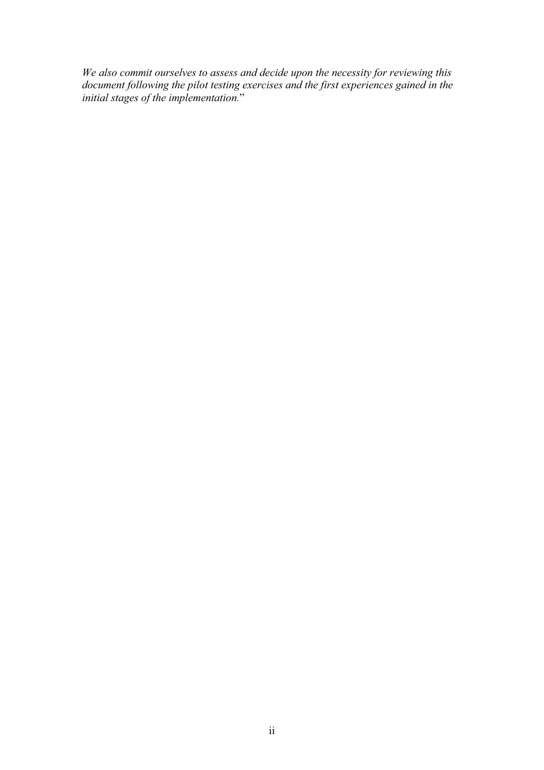*We also commit ourselves to assess and decide upon the necessity for reviewing this document following the pilot testing exercises and the first experiences gained in the initial stages of the implementation.*"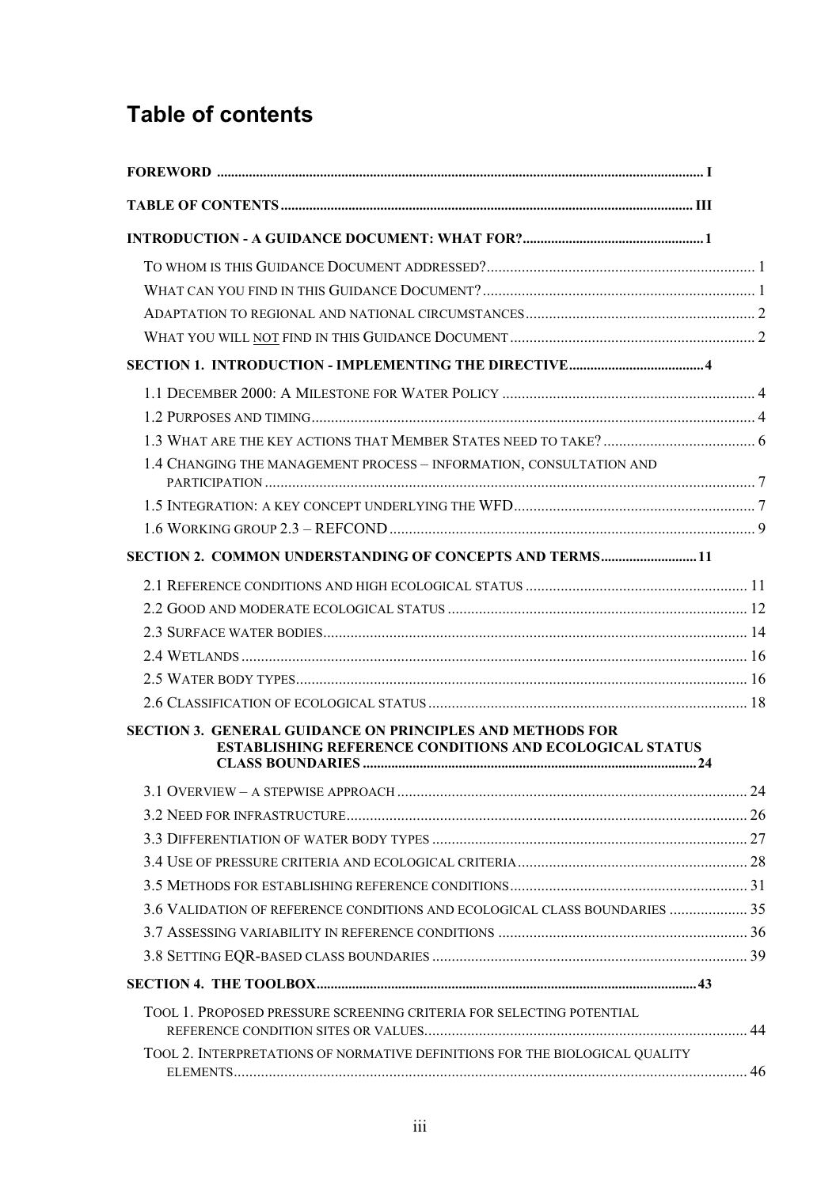# Table of contents

**FOREWORD** .......... I

**TABLE OF CONTENTS** .......... III

**INTRODUCTION - A GUIDANCE DOCUMENT: WHAT FOR?** .......... 1

- TO WHOM IS THIS GUIDANCE DOCUMENT ADDRESSED? .......... 1
- WHAT CAN YOU FIND IN THIS GUIDANCE DOCUMENT? .......... 1
- ADAPTATION TO REGIONAL AND NATIONAL CIRCUMSTANCES .......... 2
- WHAT YOU WILL NOT FIND IN THIS GUIDANCE DOCUMENT .......... 2

**SECTION 1. INTRODUCTION - IMPLEMENTING THE DIRECTIVE** .......... 4

- 1.1 DECEMBER 2000: A MILESTONE FOR WATER POLICY .......... 4
- 1.2 PURPOSES AND TIMING .......... 4
- 1.3 WHAT ARE THE KEY ACTIONS THAT MEMBER STATES NEED TO TAKE? .......... 6
- 1.4 CHANGING THE MANAGEMENT PROCESS – INFORMATION, CONSULTATION AND PARTICIPATION .......... 7
- 1.5 INTEGRATION: A KEY CONCEPT UNDERLYING THE WFD .......... 7
- 1.6 WORKING GROUP 2.3 – REFCOND .......... 9

**SECTION 2. COMMON UNDERSTANDING OF CONCEPTS AND TERMS** .......... 11

- 2.1 REFERENCE CONDITIONS AND HIGH ECOLOGICAL STATUS .......... 11
- 2.2 GOOD AND MODERATE ECOLOGICAL STATUS .......... 12
- 2.3 SURFACE WATER BODIES .......... 14
- 2.4 WETLANDS .......... 16
- 2.5 WATER BODY TYPES .......... 16
- 2.6 CLASSIFICATION OF ECOLOGICAL STATUS .......... 18

**SECTION 3. GENERAL GUIDANCE ON PRINCIPLES AND METHODS FOR ESTABLISHING REFERENCE CONDITIONS AND ECOLOGICAL STATUS CLASS BOUNDARIES** .......... 24

- 3.1 OVERVIEW – A STEPWISE APPROACH .......... 24
- 3.2 NEED FOR INFRASTRUCTURE .......... 26
- 3.3 DIFFERENTIATION OF WATER BODY TYPES .......... 27
- 3.4 USE OF PRESSURE CRITERIA AND ECOLOGICAL CRITERIA .......... 28
- 3.5 METHODS FOR ESTABLISHING REFERENCE CONDITIONS .......... 31
- 3.6 VALIDATION OF REFERENCE CONDITIONS AND ECOLOGICAL CLASS BOUNDARIES .......... 35
- 3.7 ASSESSING VARIABILITY IN REFERENCE CONDITIONS .......... 36
- 3.8 SETTING EQR-BASED CLASS BOUNDARIES .......... 39

**SECTION 4. THE TOOLBOX** .......... 43

- TOOL 1. PROPOSED PRESSURE SCREENING CRITERIA FOR SELECTING POTENTIAL REFERENCE CONDITION SITES OR VALUES .......... 44
- TOOL 2. INTERPRETATIONS OF NORMATIVE DEFINITIONS FOR THE BIOLOGICAL QUALITY ELEMENTS .......... 46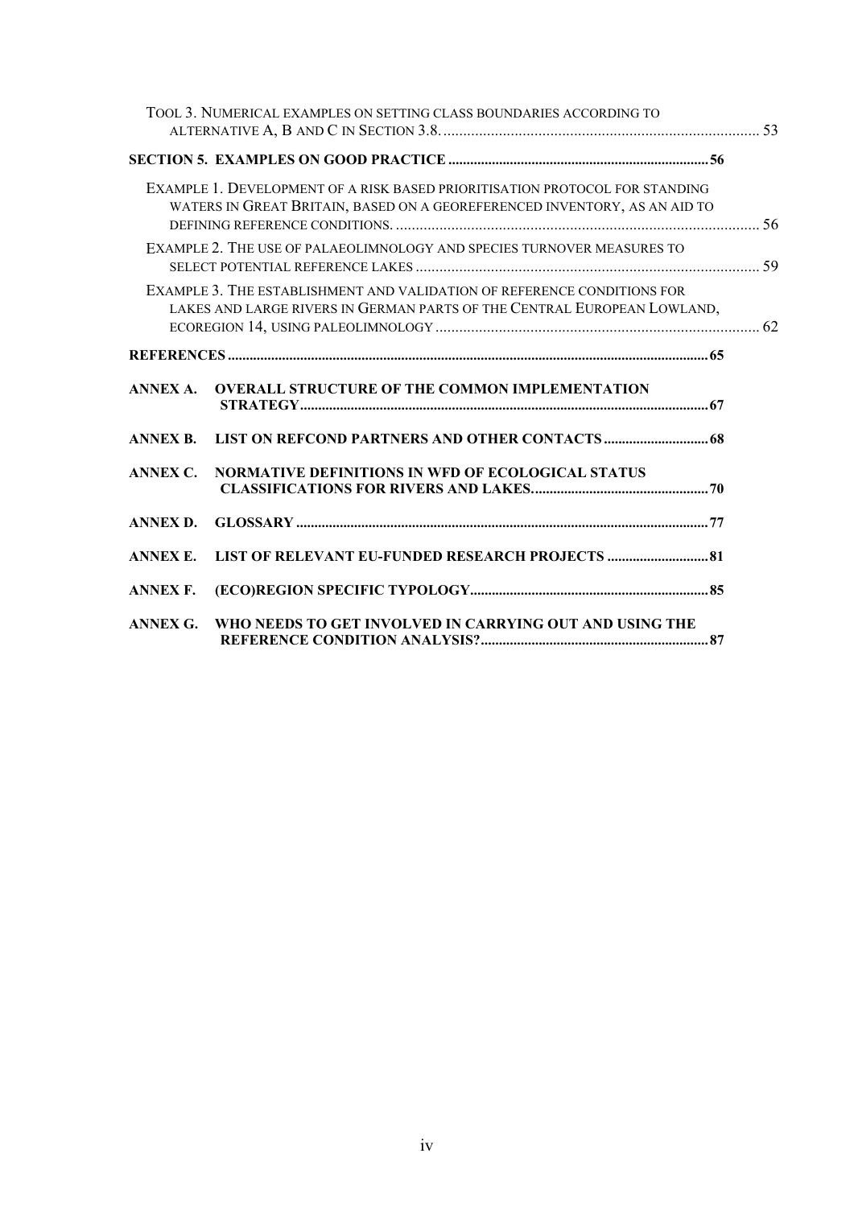TOOL 3. NUMERICAL EXAMPLES ON SETTING CLASS BOUNDARIES ACCORDING TO ALTERNATIVE A, B AND C IN SECTION 3.8. ... 53

**SECTION 5. EXAMPLES ON GOOD PRACTICE ... 56**

EXAMPLE 1. DEVELOPMENT OF A RISK BASED PRIORITISATION PROTOCOL FOR STANDING WATERS IN GREAT BRITAIN, BASED ON A GEOREFERENCED INVENTORY, AS AN AID TO DEFINING REFERENCE CONDITIONS. ... 56

EXAMPLE 2. THE USE OF PALAEOLIMNOLOGY AND SPECIES TURNOVER MEASURES TO SELECT POTENTIAL REFERENCE LAKES ... 59

EXAMPLE 3. THE ESTABLISHMENT AND VALIDATION OF REFERENCE CONDITIONS FOR LAKES AND LARGE RIVERS IN GERMAN PARTS OF THE CENTRAL EUROPEAN LOWLAND, ECOREGION 14, USING PALEOLIMNOLOGY ... 62

**REFERENCES ... 65**

**ANNEX A. OVERALL STRUCTURE OF THE COMMON IMPLEMENTATION STRATEGY ... 67**

**ANNEX B. LIST ON REFCOND PARTNERS AND OTHER CONTACTS ... 68**

**ANNEX C. NORMATIVE DEFINITIONS IN WFD OF ECOLOGICAL STATUS CLASSIFICATIONS FOR RIVERS AND LAKES. ... 70**

**ANNEX D. GLOSSARY ... 77**

**ANNEX E. LIST OF RELEVANT EU-FUNDED RESEARCH PROJECTS ... 81**

**ANNEX F. (ECO)REGION SPECIFIC TYPOLOGY ... 85**

**ANNEX G. WHO NEEDS TO GET INVOLVED IN CARRYING OUT AND USING THE REFERENCE CONDITION ANALYSIS? ... 87**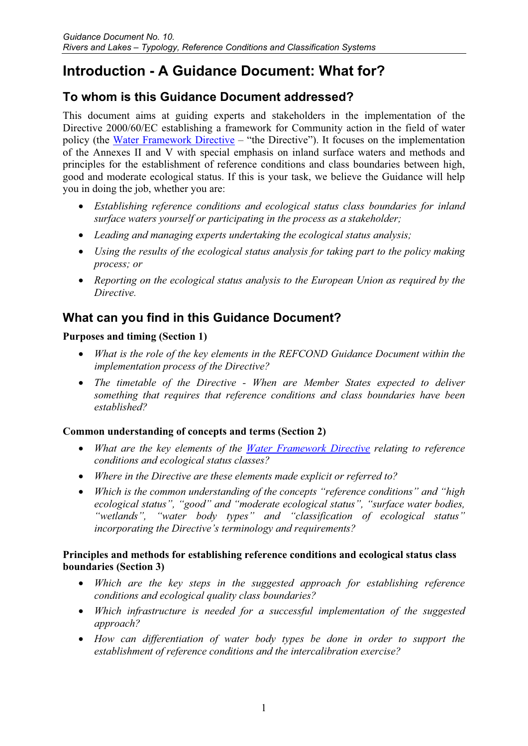# Introduction - A Guidance Document: What for?

## To whom is this Guidance Document addressed?

This document aims at guiding experts and stakeholders in the implementation of the Directive 2000/60/EC establishing a framework for Community action in the field of water policy (the Water Framework Directive – "the Directive"). It focuses on the implementation of the Annexes II and V with special emphasis on inland surface waters and methods and principles for the establishment of reference conditions and class boundaries between high, good and moderate ecological status. If this is your task, we believe the Guidance will help you in doing the job, whether you are:

- *Establishing reference conditions and ecological status class boundaries for inland surface waters yourself or participating in the process as a stakeholder;*
- *Leading and managing experts undertaking the ecological status analysis;*
- *Using the results of the ecological status analysis for taking part to the policy making process; or*
- *Reporting on the ecological status analysis to the European Union as required by the Directive.*

## What can you find in this Guidance Document?

**Purposes and timing (Section 1)**

- *What is the role of the key elements in the REFCOND Guidance Document within the implementation process of the Directive?*
- *The timetable of the Directive - When are Member States expected to deliver something that requires that reference conditions and class boundaries have been established?*

**Common understanding of concepts and terms (Section 2)**

- *What are the key elements of the Water Framework Directive relating to reference conditions and ecological status classes?*
- *Where in the Directive are these elements made explicit or referred to?*
- *Which is the common understanding of the concepts "reference conditions" and "high ecological status", "good" and "moderate ecological status", "surface water bodies, "wetlands", "water body types" and "classification of ecological status" incorporating the Directive's terminology and requirements?*

**Principles and methods for establishing reference conditions and ecological status class boundaries (Section 3)**

- *Which are the key steps in the suggested approach for establishing reference conditions and ecological quality class boundaries?*
- *Which infrastructure is needed for a successful implementation of the suggested approach?*
- *How can differentiation of water body types be done in order to support the establishment of reference conditions and the intercalibration exercise?*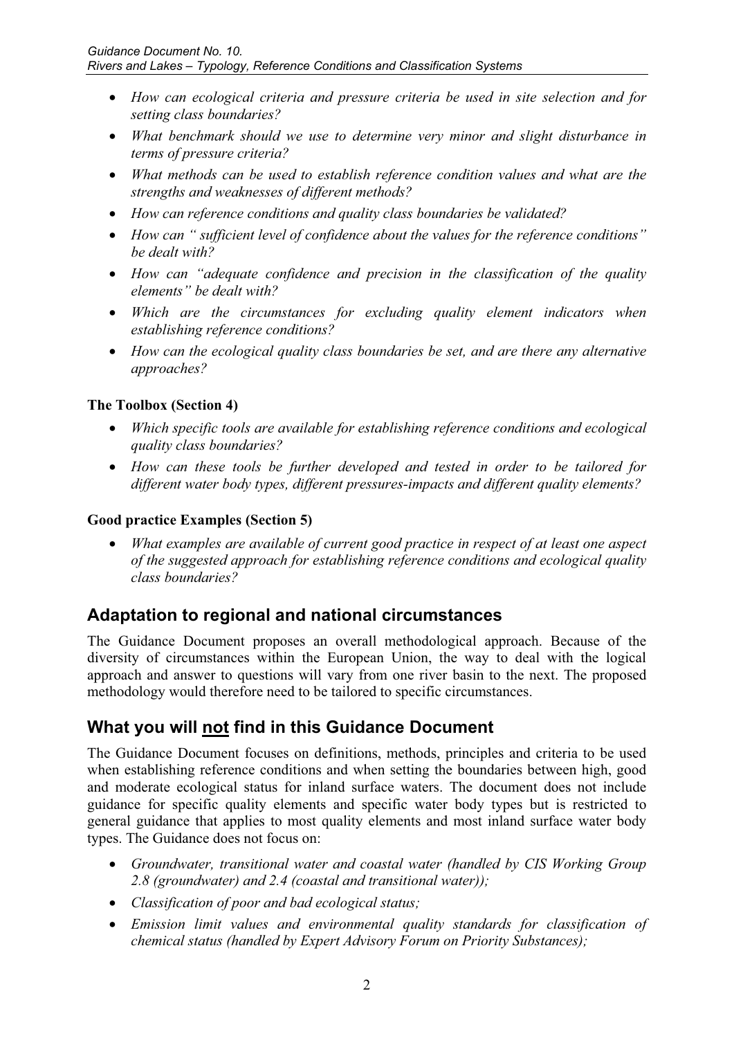- *How can ecological criteria and pressure criteria be used in site selection and for setting class boundaries?*
- *What benchmark should we use to determine very minor and slight disturbance in terms of pressure criteria?*
- *What methods can be used to establish reference condition values and what are the strengths and weaknesses of different methods?*
- *How can reference conditions and quality class boundaries be validated?*
- *How can " sufficient level of confidence about the values for the reference conditions" be dealt with?*
- *How can "adequate confidence and precision in the classification of the quality elements" be dealt with?*
- *Which are the circumstances for excluding quality element indicators when establishing reference conditions?*
- *How can the ecological quality class boundaries be set, and are there any alternative approaches?*

**The Toolbox (Section 4)**

- *Which specific tools are available for establishing reference conditions and ecological quality class boundaries?*
- *How can these tools be further developed and tested in order to be tailored for different water body types, different pressures-impacts and different quality elements?*

**Good practice Examples (Section 5)**

- *What examples are available of current good practice in respect of at least one aspect of the suggested approach for establishing reference conditions and ecological quality class boundaries?*

## Adaptation to regional and national circumstances

The Guidance Document proposes an overall methodological approach. Because of the diversity of circumstances within the European Union, the way to deal with the logical approach and answer to questions will vary from one river basin to the next. The proposed methodology would therefore need to be tailored to specific circumstances.

## What you will <u>not</u> find in this Guidance Document

The Guidance Document focuses on definitions, methods, principles and criteria to be used when establishing reference conditions and when setting the boundaries between high, good and moderate ecological status for inland surface waters. The document does not include guidance for specific quality elements and specific water body types but is restricted to general guidance that applies to most quality elements and most inland surface water body types. The Guidance does not focus on:

- *Groundwater, transitional water and coastal water (handled by CIS Working Group 2.8 (groundwater) and 2.4 (coastal and transitional water));*
- *Classification of poor and bad ecological status;*
- *Emission limit values and environmental quality standards for classification of chemical status (handled by Expert Advisory Forum on Priority Substances);*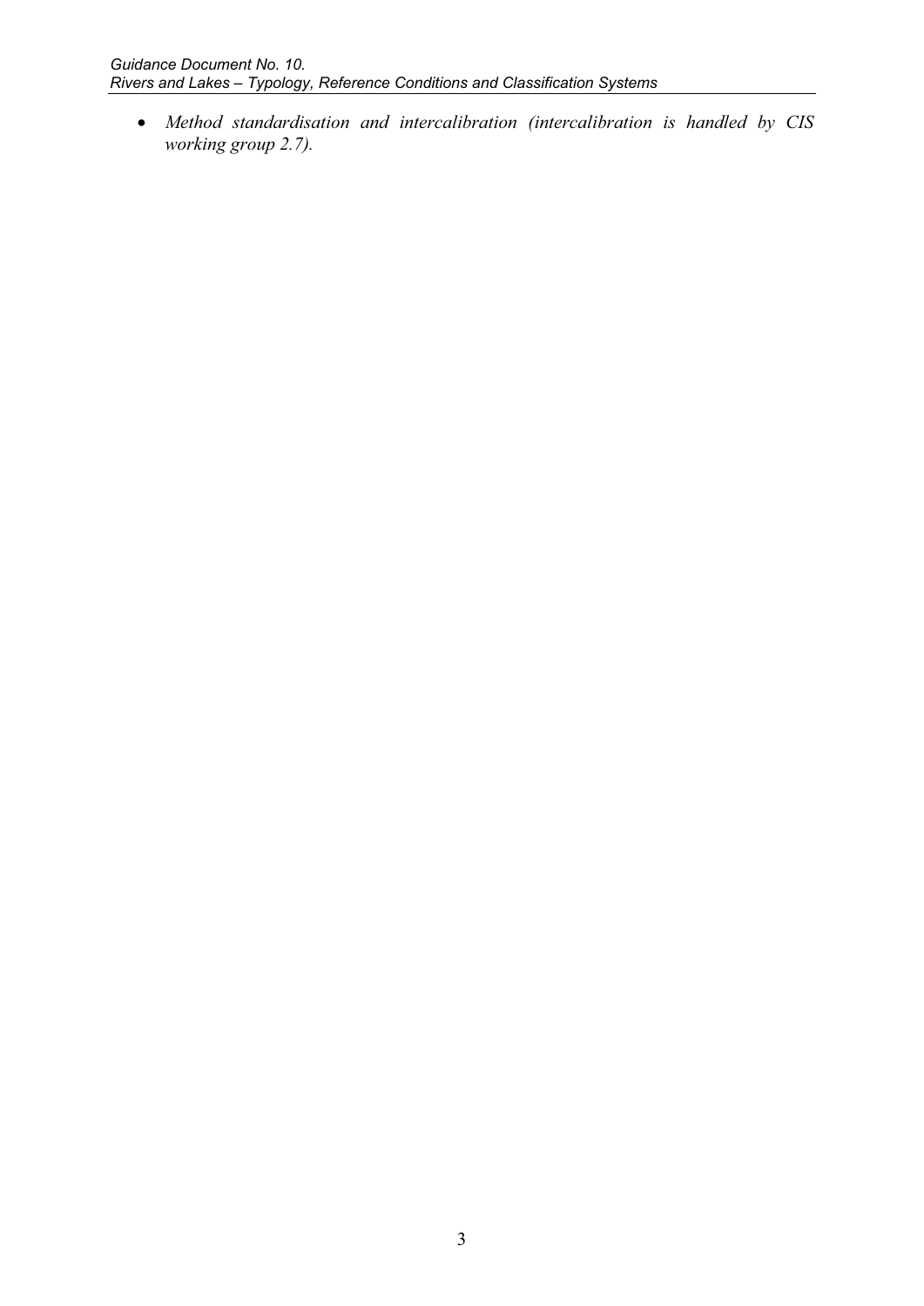- *Method standardisation and intercalibration (intercalibration is handled by CIS working group 2.7).*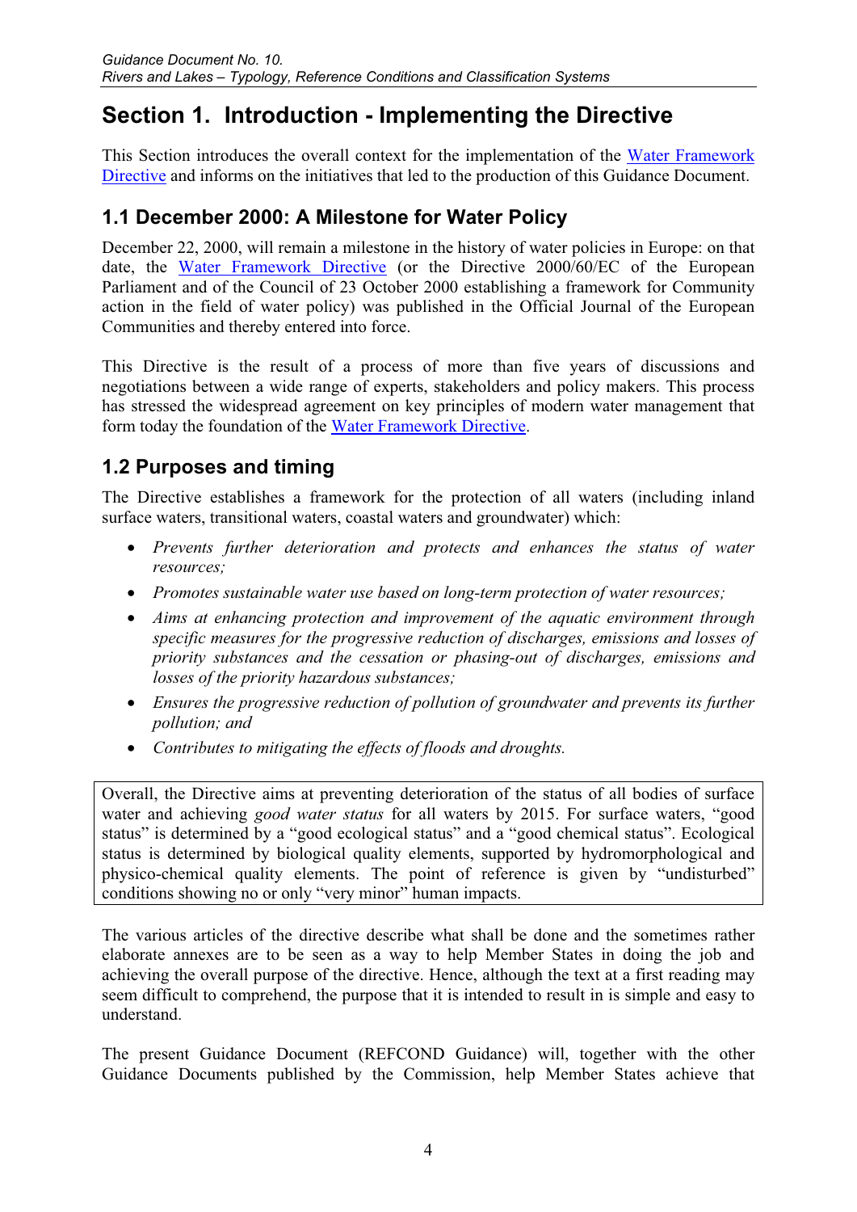# Section 1. Introduction - Implementing the Directive

This Section introduces the overall context for the implementation of the Water Framework Directive and informs on the initiatives that led to the production of this Guidance Document.

## 1.1 December 2000: A Milestone for Water Policy

December 22, 2000, will remain a milestone in the history of water policies in Europe: on that date, the Water Framework Directive (or the Directive 2000/60/EC of the European Parliament and of the Council of 23 October 2000 establishing a framework for Community action in the field of water policy) was published in the Official Journal of the European Communities and thereby entered into force.

This Directive is the result of a process of more than five years of discussions and negotiations between a wide range of experts, stakeholders and policy makers. This process has stressed the widespread agreement on key principles of modern water management that form today the foundation of the Water Framework Directive.

## 1.2 Purposes and timing

The Directive establishes a framework for the protection of all waters (including inland surface waters, transitional waters, coastal waters and groundwater) which:

- *Prevents further deterioration and protects and enhances the status of water resources;*
- *Promotes sustainable water use based on long-term protection of water resources;*
- *Aims at enhancing protection and improvement of the aquatic environment through specific measures for the progressive reduction of discharges, emissions and losses of priority substances and the cessation or phasing-out of discharges, emissions and losses of the priority hazardous substances;*
- *Ensures the progressive reduction of pollution of groundwater and prevents its further pollution; and*
- *Contributes to mitigating the effects of floods and droughts.*

> Overall, the Directive aims at preventing deterioration of the status of all bodies of surface water and achieving *good water status* for all waters by 2015. For surface waters, "good status" is determined by a "good ecological status" and a "good chemical status". Ecological status is determined by biological quality elements, supported by hydromorphological and physico-chemical quality elements. The point of reference is given by "undisturbed" conditions showing no or only "very minor" human impacts.

The various articles of the directive describe what shall be done and the sometimes rather elaborate annexes are to be seen as a way to help Member States in doing the job and achieving the overall purpose of the directive. Hence, although the text at a first reading may seem difficult to comprehend, the purpose that it is intended to result in is simple and easy to understand.

The present Guidance Document (REFCOND Guidance) will, together with the other Guidance Documents published by the Commission, help Member States achieve that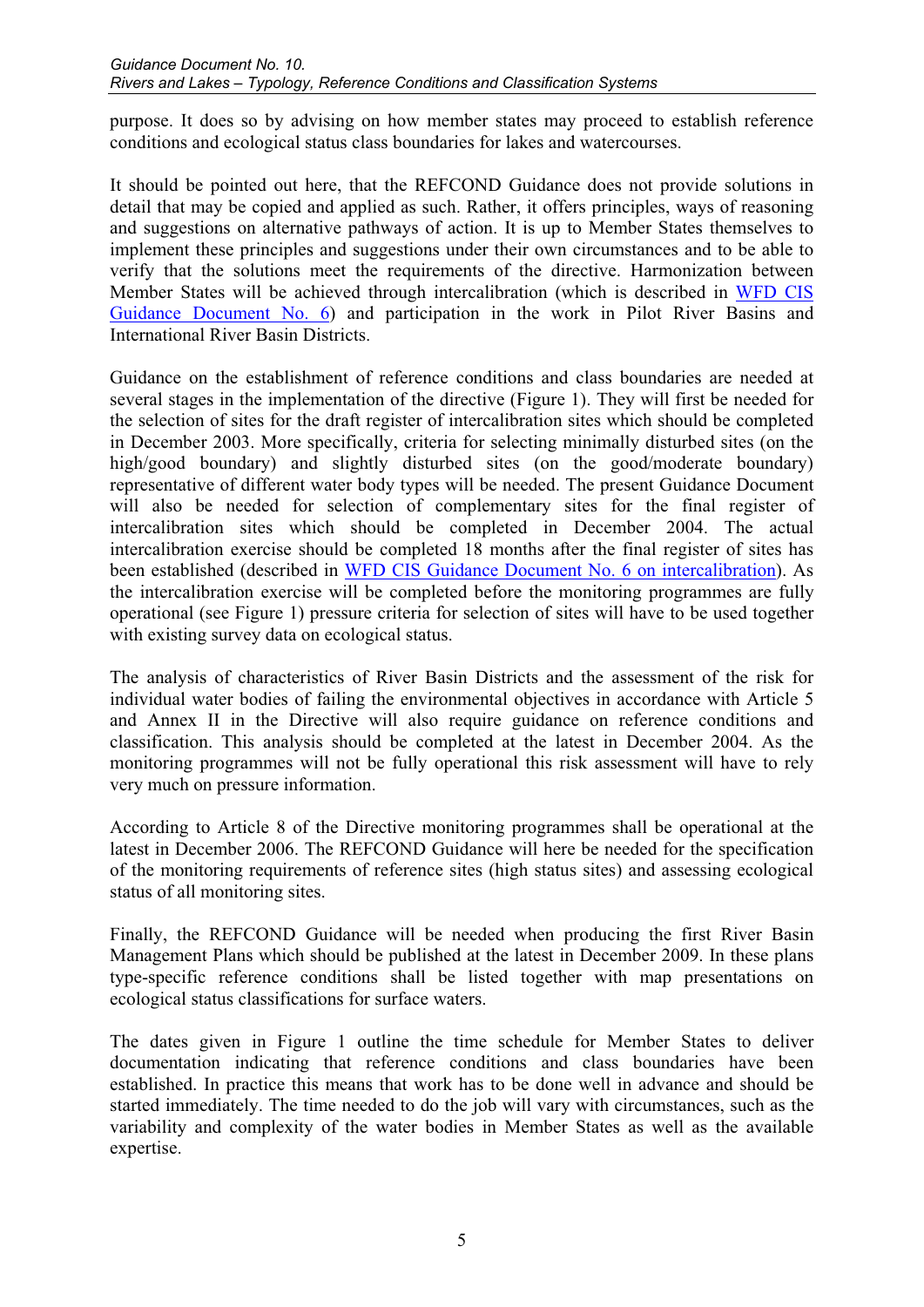purpose. It does so by advising on how member states may proceed to establish reference conditions and ecological status class boundaries for lakes and watercourses.

It should be pointed out here, that the REFCOND Guidance does not provide solutions in detail that may be copied and applied as such. Rather, it offers principles, ways of reasoning and suggestions on alternative pathways of action. It is up to Member States themselves to implement these principles and suggestions under their own circumstances and to be able to verify that the solutions meet the requirements of the directive. Harmonization between Member States will be achieved through intercalibration (which is described in WFD CIS Guidance Document No. 6) and participation in the work in Pilot River Basins and International River Basin Districts.

Guidance on the establishment of reference conditions and class boundaries are needed at several stages in the implementation of the directive (Figure 1). They will first be needed for the selection of sites for the draft register of intercalibration sites which should be completed in December 2003. More specifically, criteria for selecting minimally disturbed sites (on the high/good boundary) and slightly disturbed sites (on the good/moderate boundary) representative of different water body types will be needed. The present Guidance Document will also be needed for selection of complementary sites for the final register of intercalibration sites which should be completed in December 2004. The actual intercalibration exercise should be completed 18 months after the final register of sites has been established (described in WFD CIS Guidance Document No. 6 on intercalibration). As the intercalibration exercise will be completed before the monitoring programmes are fully operational (see Figure 1) pressure criteria for selection of sites will have to be used together with existing survey data on ecological status.

The analysis of characteristics of River Basin Districts and the assessment of the risk for individual water bodies of failing the environmental objectives in accordance with Article 5 and Annex II in the Directive will also require guidance on reference conditions and classification. This analysis should be completed at the latest in December 2004. As the monitoring programmes will not be fully operational this risk assessment will have to rely very much on pressure information.

According to Article 8 of the Directive monitoring programmes shall be operational at the latest in December 2006. The REFCOND Guidance will here be needed for the specification of the monitoring requirements of reference sites (high status sites) and assessing ecological status of all monitoring sites.

Finally, the REFCOND Guidance will be needed when producing the first River Basin Management Plans which should be published at the latest in December 2009. In these plans type-specific reference conditions shall be listed together with map presentations on ecological status classifications for surface waters.

The dates given in Figure 1 outline the time schedule for Member States to deliver documentation indicating that reference conditions and class boundaries have been established. In practice this means that work has to be done well in advance and should be started immediately. The time needed to do the job will vary with circumstances, such as the variability and complexity of the water bodies in Member States as well as the available expertise.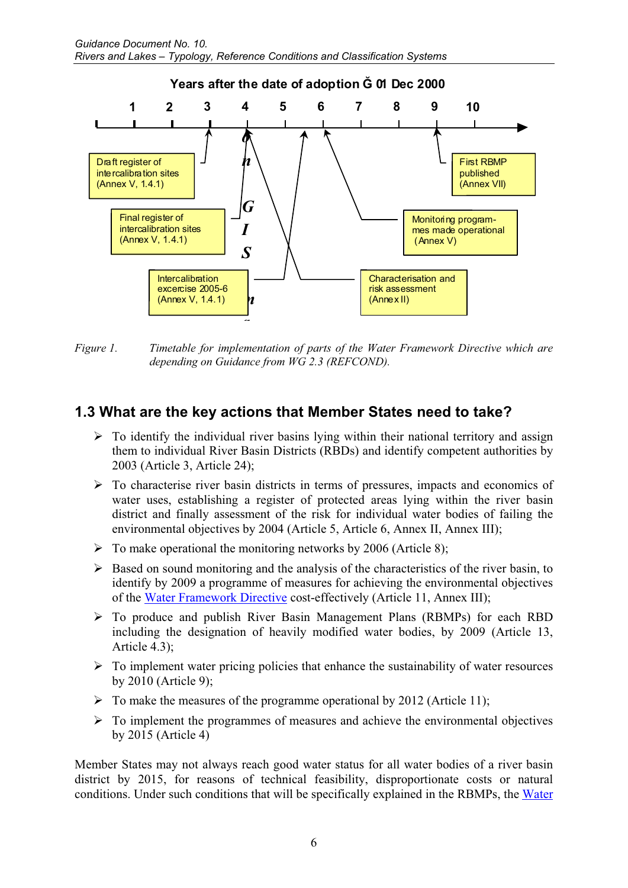Years after the date of adoption – 01 Dec 2000

1 2 3 4 5 6 7 8 9 10

Draft register of intercalibration sites (Annex V, 1.4.1)

Final register of intercalibration sites (Annex V, 1.4.1)

Intercalibration excercise 2005-6 (Annex V, 1.4.1)

Characterisation and risk assessment (Annex II)

Monitoring programmes made operational (Annex V)

First RBMP published (Annex VII)

*Figure 1. Timetable for implementation of parts of the Water Framework Directive which are depending on Guidance from WG 2.3 (REFCOND).*

## 1.3 What are the key actions that Member States need to take?

- To identify the individual river basins lying within their national territory and assign them to individual River Basin Districts (RBDs) and identify competent authorities by 2003 (Article 3, Article 24);
- To characterise river basin districts in terms of pressures, impacts and economics of water uses, establishing a register of protected areas lying within the river basin district and finally assessment of the risk for individual water bodies of failing the environmental objectives by 2004 (Article 5, Article 6, Annex II, Annex III);
- To make operational the monitoring networks by 2006 (Article 8);
- Based on sound monitoring and the analysis of the characteristics of the river basin, to identify by 2009 a programme of measures for achieving the environmental objectives of the Water Framework Directive cost-effectively (Article 11, Annex III);
- To produce and publish River Basin Management Plans (RBMPs) for each RBD including the designation of heavily modified water bodies, by 2009 (Article 13, Article 4.3);
- To implement water pricing policies that enhance the sustainability of water resources by 2010 (Article 9);
- To make the measures of the programme operational by 2012 (Article 11);
- To implement the programmes of measures and achieve the environmental objectives by 2015 (Article 4)

Member States may not always reach good water status for all water bodies of a river basin district by 2015, for reasons of technical feasibility, disproportionate costs or natural conditions. Under such conditions that will be specifically explained in the RBMPs, the Water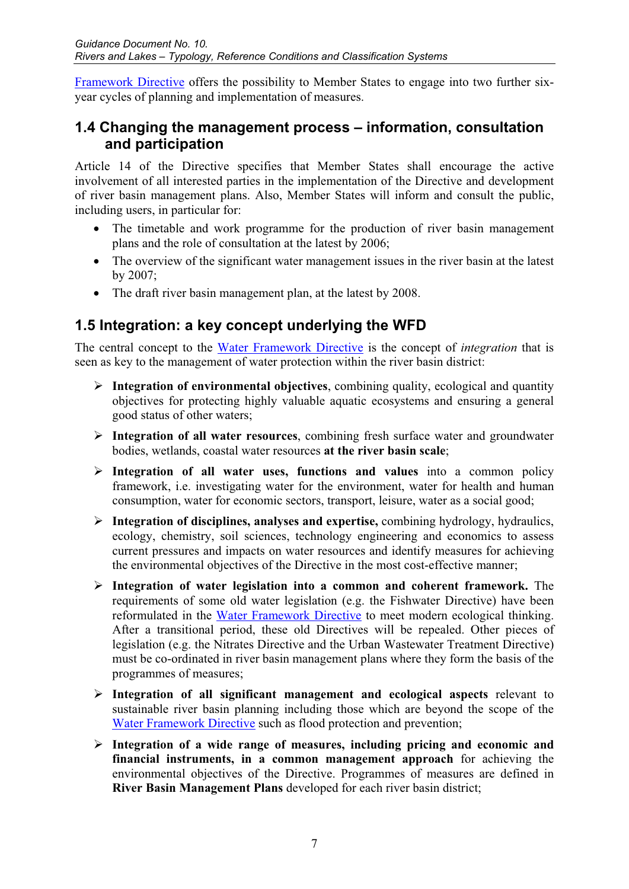Framework Directive offers the possibility to Member States to engage into two further six-year cycles of planning and implementation of measures.

## 1.4 Changing the management process – information, consultation and participation

Article 14 of the Directive specifies that Member States shall encourage the active involvement of all interested parties in the implementation of the Directive and development of river basin management plans. Also, Member States will inform and consult the public, including users, in particular for:

- The timetable and work programme for the production of river basin management plans and the role of consultation at the latest by 2006;
- The overview of the significant water management issues in the river basin at the latest by 2007;
- The draft river basin management plan, at the latest by 2008.

## 1.5 Integration: a key concept underlying the WFD

The central concept to the Water Framework Directive is the concept of *integration* that is seen as key to the management of water protection within the river basin district:

- **Integration of environmental objectives**, combining quality, ecological and quantity objectives for protecting highly valuable aquatic ecosystems and ensuring a general good status of other waters;
- **Integration of all water resources**, combining fresh surface water and groundwater bodies, wetlands, coastal water resources **at the river basin scale**;
- **Integration of all water uses, functions and values** into a common policy framework, i.e. investigating water for the environment, water for health and human consumption, water for economic sectors, transport, leisure, water as a social good;
- **Integration of disciplines, analyses and expertise,** combining hydrology, hydraulics, ecology, chemistry, soil sciences, technology engineering and economics to assess current pressures and impacts on water resources and identify measures for achieving the environmental objectives of the Directive in the most cost-effective manner;
- **Integration of water legislation into a common and coherent framework.** The requirements of some old water legislation (e.g. the Fishwater Directive) have been reformulated in the Water Framework Directive to meet modern ecological thinking. After a transitional period, these old Directives will be repealed. Other pieces of legislation (e.g. the Nitrates Directive and the Urban Wastewater Treatment Directive) must be co-ordinated in river basin management plans where they form the basis of the programmes of measures;
- **Integration of all significant management and ecological aspects** relevant to sustainable river basin planning including those which are beyond the scope of the Water Framework Directive such as flood protection and prevention;
- **Integration of a wide range of measures, including pricing and economic and financial instruments, in a common management approach** for achieving the environmental objectives of the Directive. Programmes of measures are defined in **River Basin Management Plans** developed for each river basin district;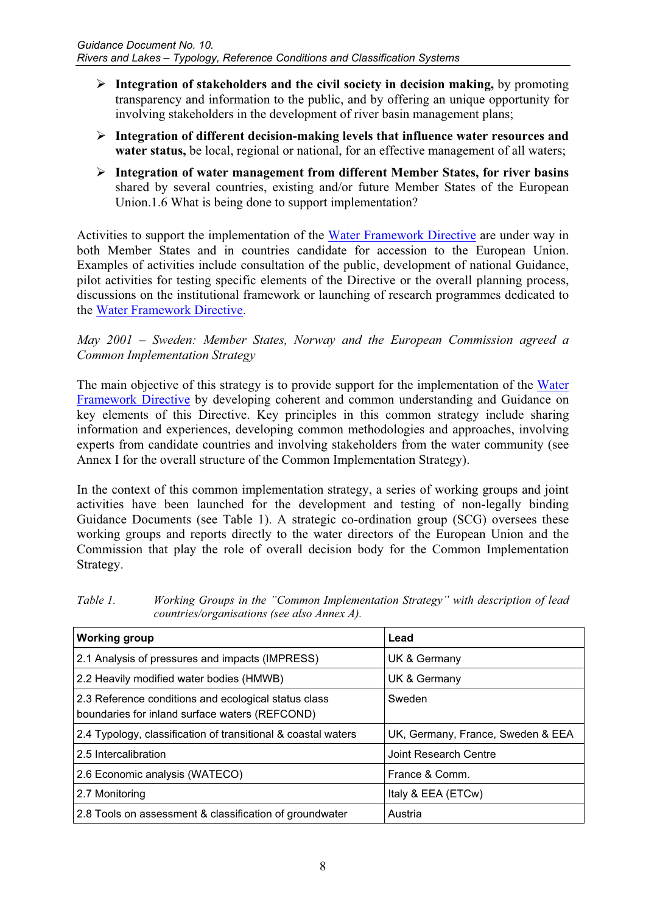- **Integration of stakeholders and the civil society in decision making,** by promoting transparency and information to the public, and by offering an unique opportunity for involving stakeholders in the development of river basin management plans;
- **Integration of different decision-making levels that influence water resources and water status,** be local, regional or national, for an effective management of all waters;
- **Integration of water management from different Member States, for river basins** shared by several countries, existing and/or future Member States of the European Union.1.6 What is being done to support implementation?

Activities to support the implementation of the Water Framework Directive are under way in both Member States and in countries candidate for accession to the European Union. Examples of activities include consultation of the public, development of national Guidance, pilot activities for testing specific elements of the Directive or the overall planning process, discussions on the institutional framework or launching of research programmes dedicated to the Water Framework Directive.

*May 2001 – Sweden: Member States, Norway and the European Commission agreed a Common Implementation Strategy*

The main objective of this strategy is to provide support for the implementation of the Water Framework Directive by developing coherent and common understanding and Guidance on key elements of this Directive. Key principles in this common strategy include sharing information and experiences, developing common methodologies and approaches, involving experts from candidate countries and involving stakeholders from the water community (see Annex I for the overall structure of the Common Implementation Strategy).

In the context of this common implementation strategy, a series of working groups and joint activities have been launched for the development and testing of non-legally binding Guidance Documents (see Table 1). A strategic co-ordination group (SCG) oversees these working groups and reports directly to the water directors of the European Union and the Commission that play the role of overall decision body for the Common Implementation Strategy.

*Table 1. Working Groups in the "Common Implementation Strategy" with description of lead countries/organisations (see also Annex A).*

| Working group | Lead |
|---|---|
| 2.1 Analysis of pressures and impacts (IMPRESS) | UK & Germany |
| 2.2 Heavily modified water bodies (HMWB) | UK & Germany |
| 2.3 Reference conditions and ecological status class boundaries for inland surface waters (REFCOND) | Sweden |
| 2.4 Typology, classification of transitional & coastal waters | UK, Germany, France, Sweden & EEA |
| 2.5 Intercalibration | Joint Research Centre |
| 2.6 Economic analysis (WATECO) | France & Comm. |
| 2.7 Monitoring | Italy & EEA (ETCw) |
| 2.8 Tools on assessment & classification of groundwater | Austria |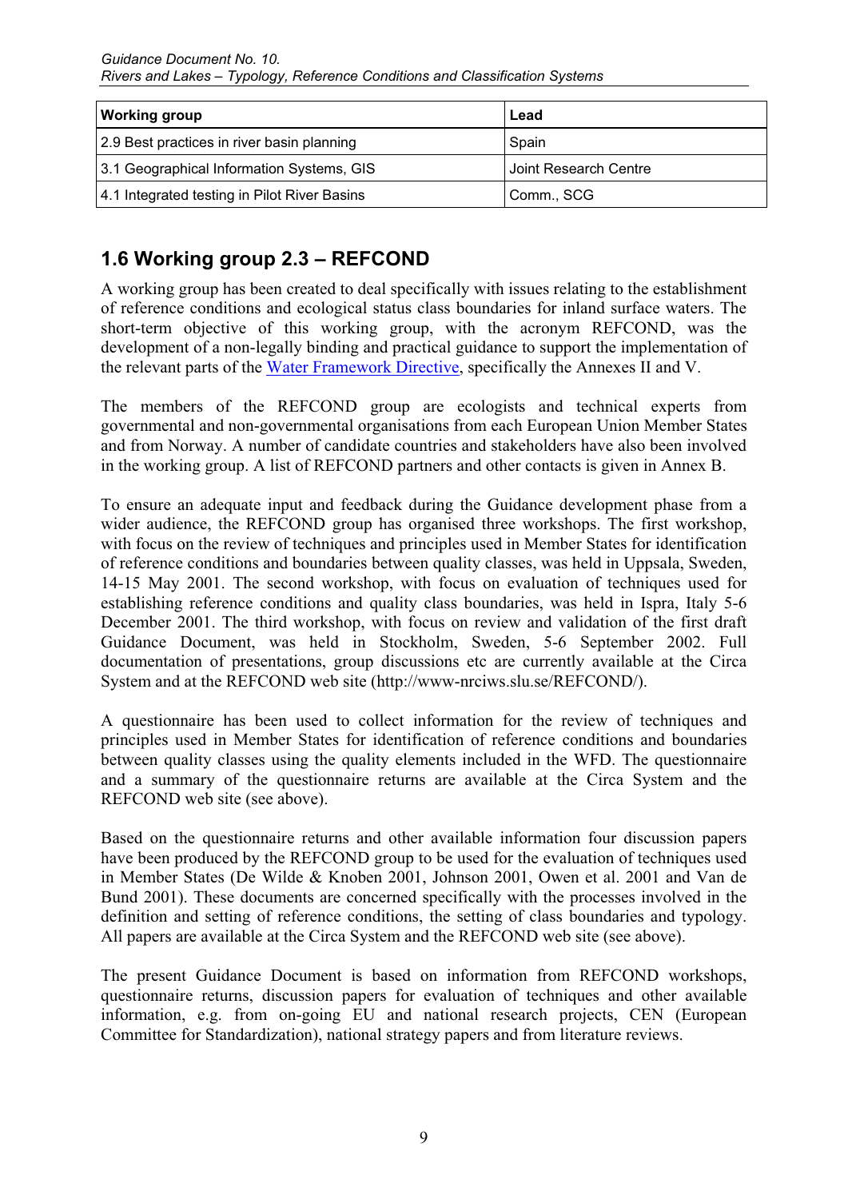| Working group | Lead |
| --- | --- |
| 2.9 Best practices in river basin planning | Spain |
| 3.1 Geographical Information Systems, GIS | Joint Research Centre |
| 4.1 Integrated testing in Pilot River Basins | Comm., SCG |

## 1.6 Working group 2.3 – REFCOND

A working group has been created to deal specifically with issues relating to the establishment of reference conditions and ecological status class boundaries for inland surface waters. The short-term objective of this working group, with the acronym REFCOND, was the development of a non-legally binding and practical guidance to support the implementation of the relevant parts of the Water Framework Directive, specifically the Annexes II and V.

The members of the REFCOND group are ecologists and technical experts from governmental and non-governmental organisations from each European Union Member States and from Norway. A number of candidate countries and stakeholders have also been involved in the working group. A list of REFCOND partners and other contacts is given in Annex B.

To ensure an adequate input and feedback during the Guidance development phase from a wider audience, the REFCOND group has organised three workshops. The first workshop, with focus on the review of techniques and principles used in Member States for identification of reference conditions and boundaries between quality classes, was held in Uppsala, Sweden, 14-15 May 2001. The second workshop, with focus on evaluation of techniques used for establishing reference conditions and quality class boundaries, was held in Ispra, Italy 5-6 December 2001. The third workshop, with focus on review and validation of the first draft Guidance Document, was held in Stockholm, Sweden, 5-6 September 2002. Full documentation of presentations, group discussions etc are currently available at the Circa System and at the REFCOND web site (http://www-nrciws.slu.se/REFCOND/).

A questionnaire has been used to collect information for the review of techniques and principles used in Member States for identification of reference conditions and boundaries between quality classes using the quality elements included in the WFD. The questionnaire and a summary of the questionnaire returns are available at the Circa System and the REFCOND web site (see above).

Based on the questionnaire returns and other available information four discussion papers have been produced by the REFCOND group to be used for the evaluation of techniques used in Member States (De Wilde & Knoben 2001, Johnson 2001, Owen et al. 2001 and Van de Bund 2001). These documents are concerned specifically with the processes involved in the definition and setting of reference conditions, the setting of class boundaries and typology. All papers are available at the Circa System and the REFCOND web site (see above).

The present Guidance Document is based on information from REFCOND workshops, questionnaire returns, discussion papers for evaluation of techniques and other available information, e.g. from on-going EU and national research projects, CEN (European Committee for Standardization), national strategy papers and from literature reviews.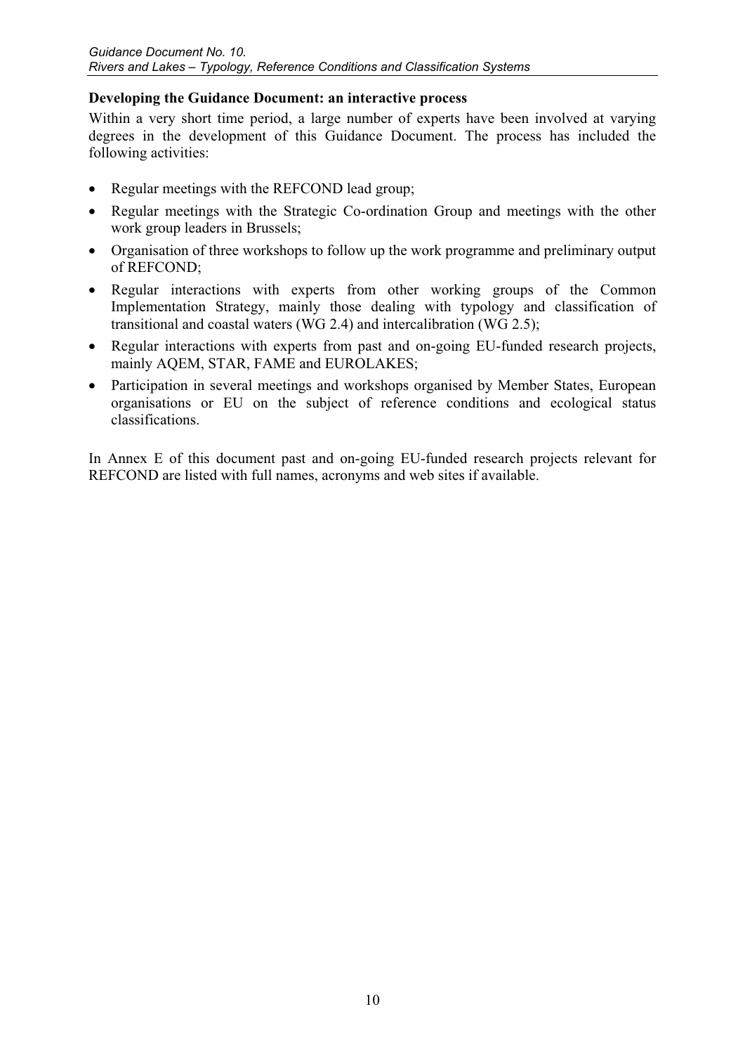**Developing the Guidance Document: an interactive process**

Within a very short time period, a large number of experts have been involved at varying degrees in the development of this Guidance Document. The process has included the following activities:

- Regular meetings with the REFCOND lead group;
- Regular meetings with the Strategic Co-ordination Group and meetings with the other work group leaders in Brussels;
- Organisation of three workshops to follow up the work programme and preliminary output of REFCOND;
- Regular interactions with experts from other working groups of the Common Implementation Strategy, mainly those dealing with typology and classification of transitional and coastal waters (WG 2.4) and intercalibration (WG 2.5);
- Regular interactions with experts from past and on-going EU-funded research projects, mainly AQEM, STAR, FAME and EUROLAKES;
- Participation in several meetings and workshops organised by Member States, European organisations or EU on the subject of reference conditions and ecological status classifications.

In Annex E of this document past and on-going EU-funded research projects relevant for REFCOND are listed with full names, acronyms and web sites if available.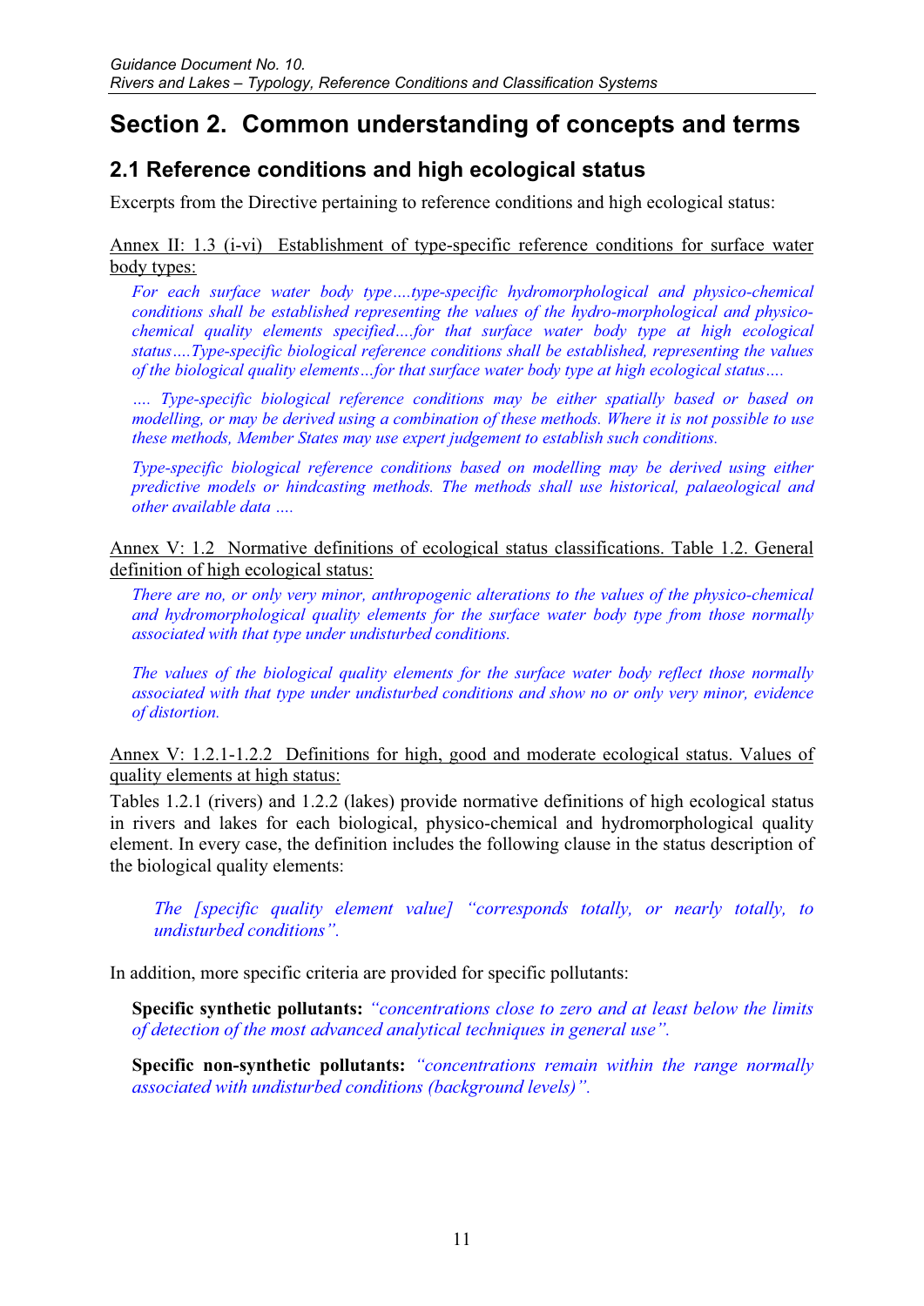# Section 2. Common understanding of concepts and terms

## 2.1 Reference conditions and high ecological status

Excerpts from the Directive pertaining to reference conditions and high ecological status:

Annex II: 1.3 (i-vi) Establishment of type-specific reference conditions for surface water body types:

> *For each surface water body type….type-specific hydromorphological and physico-chemical conditions shall be established representing the values of the hydro-morphological and physico-chemical quality elements specified….for that surface water body type at high ecological status….Type-specific biological reference conditions shall be established, representing the values of the biological quality elements…for that surface water body type at high ecological status….*
>
> *…. Type-specific biological reference conditions may be either spatially based or based on modelling, or may be derived using a combination of these methods. Where it is not possible to use these methods, Member States may use expert judgement to establish such conditions.*
>
> *Type-specific biological reference conditions based on modelling may be derived using either predictive models or hindcasting methods. The methods shall use historical, palaeological and other available data ….*

Annex V: 1.2 Normative definitions of ecological status classifications. Table 1.2. General definition of high ecological status:

> *There are no, or only very minor, anthropogenic alterations to the values of the physico-chemical and hydromorphological quality elements for the surface water body type from those normally associated with that type under undisturbed conditions.*
>
> *The values of the biological quality elements for the surface water body reflect those normally associated with that type under undisturbed conditions and show no or only very minor, evidence of distortion.*

Annex V: 1.2.1-1.2.2 Definitions for high, good and moderate ecological status. Values of quality elements at high status:

Tables 1.2.1 (rivers) and 1.2.2 (lakes) provide normative definitions of high ecological status in rivers and lakes for each biological, physico-chemical and hydromorphological quality element. In every case, the definition includes the following clause in the status description of the biological quality elements:

> *The [specific quality element value] "corresponds totally, or nearly totally, to undisturbed conditions".*

In addition, more specific criteria are provided for specific pollutants:

**Specific synthetic pollutants:** *"concentrations close to zero and at least below the limits of detection of the most advanced analytical techniques in general use".*

**Specific non-synthetic pollutants:** *"concentrations remain within the range normally associated with undisturbed conditions (background levels)".*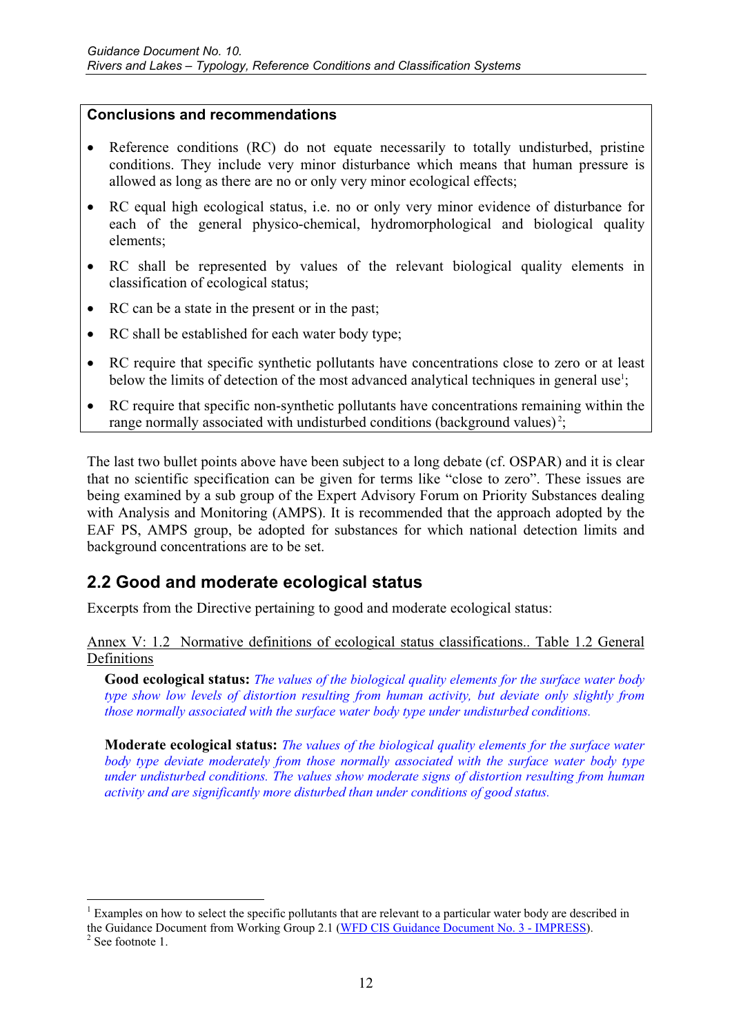**Conclusions and recommendations**

- Reference conditions (RC) do not equate necessarily to totally undisturbed, pristine conditions. They include very minor disturbance which means that human pressure is allowed as long as there are no or only very minor ecological effects;
- RC equal high ecological status, i.e. no or only very minor evidence of disturbance for each of the general physico-chemical, hydromorphological and biological quality elements;
- RC shall be represented by values of the relevant biological quality elements in classification of ecological status;
- RC can be a state in the present or in the past;
- RC shall be established for each water body type;
- RC require that specific synthetic pollutants have concentrations close to zero or at least below the limits of detection of the most advanced analytical techniques in general use[1];
- RC require that specific non-synthetic pollutants have concentrations remaining within the range normally associated with undisturbed conditions (background values)[2];

The last two bullet points above have been subject to a long debate (cf. OSPAR) and it is clear that no scientific specification can be given for terms like "close to zero". These issues are being examined by a sub group of the Expert Advisory Forum on Priority Substances dealing with Analysis and Monitoring (AMPS). It is recommended that the approach adopted by the EAF PS, AMPS group, be adopted for substances for which national detection limits and background concentrations are to be set.

## 2.2 Good and moderate ecological status

Excerpts from the Directive pertaining to good and moderate ecological status:

Annex V: 1.2 Normative definitions of ecological status classifications.. Table 1.2 General Definitions

**Good ecological status:** *The values of the biological quality elements for the surface water body type show low levels of distortion resulting from human activity, but deviate only slightly from those normally associated with the surface water body type under undisturbed conditions.*

**Moderate ecological status:** *The values of the biological quality elements for the surface water body type deviate moderately from those normally associated with the surface water body type under undisturbed conditions. The values show moderate signs of distortion resulting from human activity and are significantly more disturbed than under conditions of good status.*

---

[1] Examples on how to select the specific pollutants that are relevant to a particular water body are described in the Guidance Document from Working Group 2.1 (WFD CIS Guidance Document No. 3 - IMPRESS).

[2] See footnote 1.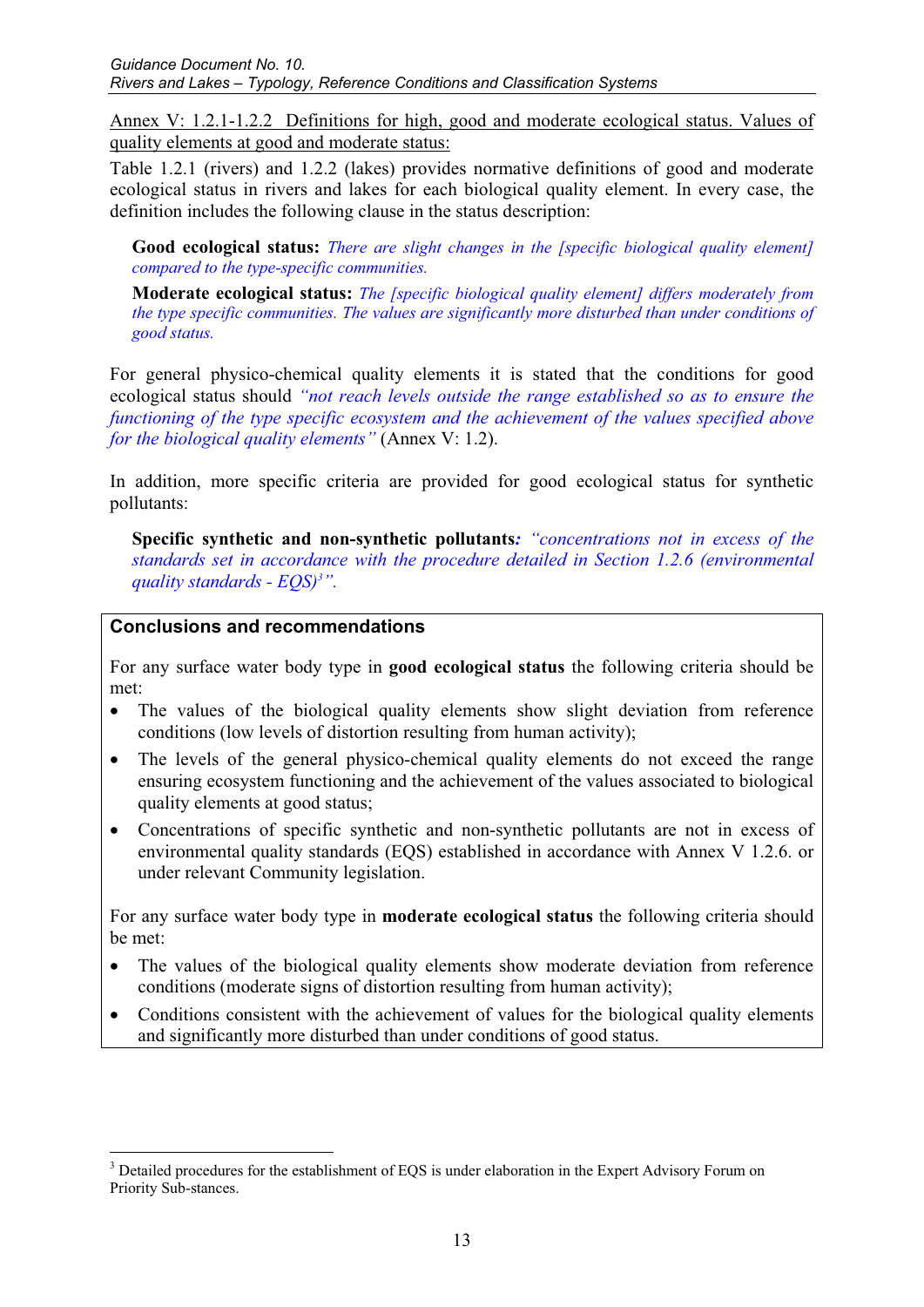Annex V: 1.2.1-1.2.2 Definitions for high, good and moderate ecological status. Values of quality elements at good and moderate status:

Table 1.2.1 (rivers) and 1.2.2 (lakes) provides normative definitions of good and moderate ecological status in rivers and lakes for each biological quality element. In every case, the definition includes the following clause in the status description:

> **Good ecological status:** *There are slight changes in the [specific biological quality element] compared to the type-specific communities.*
>
> **Moderate ecological status:** *The [specific biological quality element] differs moderately from the type specific communities. The values are significantly more disturbed than under conditions of good status.*

For general physico-chemical quality elements it is stated that the conditions for good ecological status should *"not reach levels outside the range established so as to ensure the functioning of the type specific ecosystem and the achievement of the values specified above for the biological quality elements"* (Annex V: 1.2).

In addition, more specific criteria are provided for good ecological status for synthetic pollutants:

> **Specific synthetic and non-synthetic pollutants***: "concentrations not in excess of the standards set in accordance with the procedure detailed in Section 1.2.6 (environmental quality standards - EQS)*[3]*".*

### Conclusions and recommendations

For any surface water body type in **good ecological status** the following criteria should be met:

- The values of the biological quality elements show slight deviation from reference conditions (low levels of distortion resulting from human activity);
- The levels of the general physico-chemical quality elements do not exceed the range ensuring ecosystem functioning and the achievement of the values associated to biological quality elements at good status;
- Concentrations of specific synthetic and non-synthetic pollutants are not in excess of environmental quality standards (EQS) established in accordance with Annex V 1.2.6. or under relevant Community legislation.

For any surface water body type in **moderate ecological status** the following criteria should be met:

- The values of the biological quality elements show moderate deviation from reference conditions (moderate signs of distortion resulting from human activity);
- Conditions consistent with the achievement of values for the biological quality elements and significantly more disturbed than under conditions of good status.

---

[3] Detailed procedures for the establishment of EQS is under elaboration in the Expert Advisory Forum on Priority Sub-stances.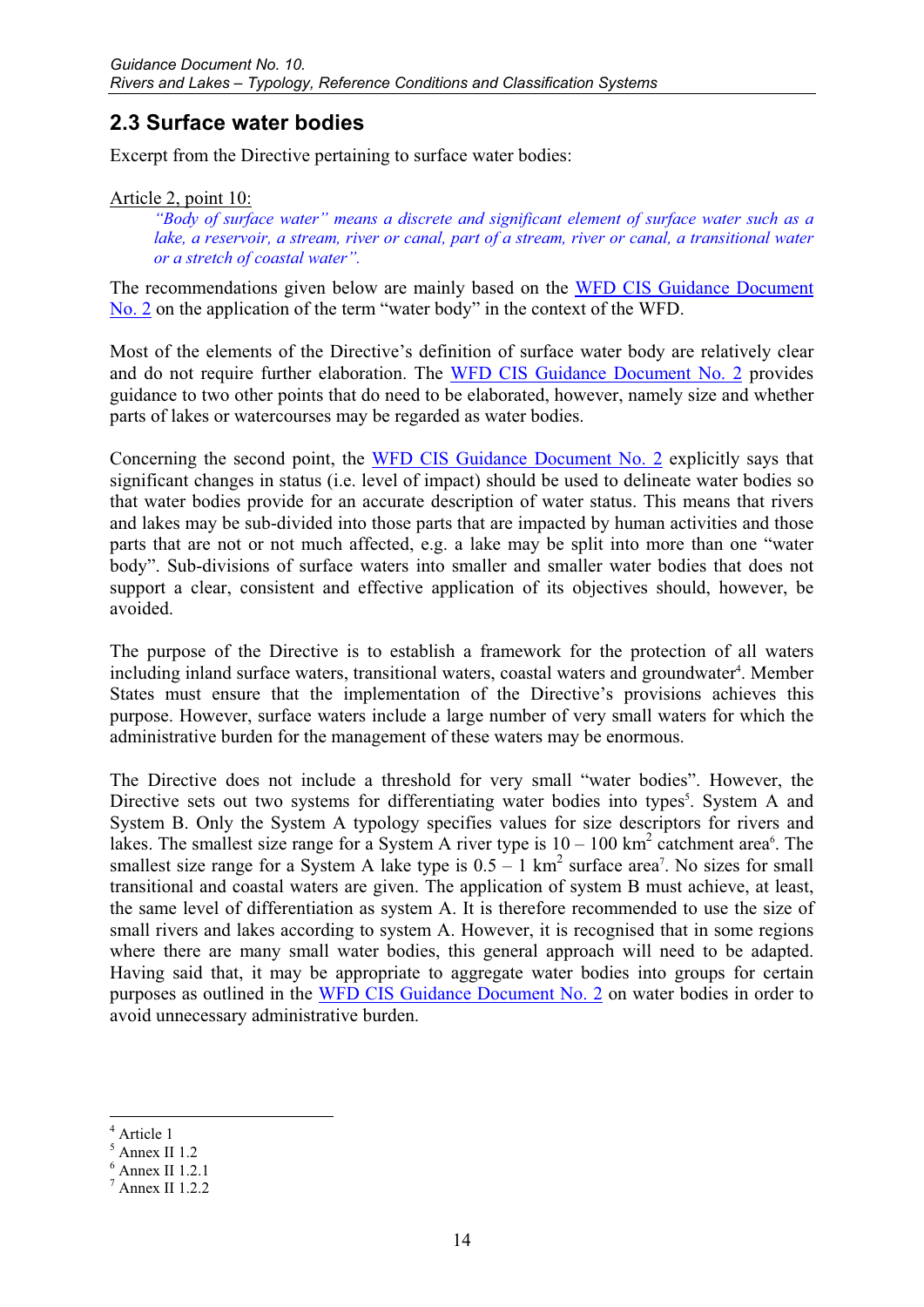## 2.3 Surface water bodies

Excerpt from the Directive pertaining to surface water bodies:

Article 2, point 10:

> *"Body of surface water" means a discrete and significant element of surface water such as a lake, a reservoir, a stream, river or canal, part of a stream, river or canal, a transitional water or a stretch of coastal water".*

The recommendations given below are mainly based on the WFD CIS Guidance Document No. 2 on the application of the term "water body" in the context of the WFD.

Most of the elements of the Directive's definition of surface water body are relatively clear and do not require further elaboration. The WFD CIS Guidance Document No. 2 provides guidance to two other points that do need to be elaborated, however, namely size and whether parts of lakes or watercourses may be regarded as water bodies.

Concerning the second point, the WFD CIS Guidance Document No. 2 explicitly says that significant changes in status (i.e. level of impact) should be used to delineate water bodies so that water bodies provide for an accurate description of water status. This means that rivers and lakes may be sub-divided into those parts that are impacted by human activities and those parts that are not or not much affected, e.g. a lake may be split into more than one "water body". Sub-divisions of surface waters into smaller and smaller water bodies that does not support a clear, consistent and effective application of its objectives should, however, be avoided.

The purpose of the Directive is to establish a framework for the protection of all waters including inland surface waters, transitional waters, coastal waters and groundwater[4]. Member States must ensure that the implementation of the Directive's provisions achieves this purpose. However, surface waters include a large number of very small waters for which the administrative burden for the management of these waters may be enormous.

The Directive does not include a threshold for very small "water bodies". However, the Directive sets out two systems for differentiating water bodies into types[5]. System A and System B. Only the System A typology specifies values for size descriptors for rivers and lakes. The smallest size range for a System A river type is 10 – 100 $km^2$ catchment area[6]. The smallest size range for a System A lake type is 0.5 – 1 $km^2$ surface area[7]. No sizes for small transitional and coastal waters are given. The application of system B must achieve, at least, the same level of differentiation as system A. It is therefore recommended to use the size of small rivers and lakes according to system A. However, it is recognised that in some regions where there are many small water bodies, this general approach will need to be adapted. Having said that, it may be appropriate to aggregate water bodies into groups for certain purposes as outlined in the WFD CIS Guidance Document No. 2 on water bodies in order to avoid unnecessary administrative burden.

---

[4] Article 1
[5] Annex II 1.2
[6] Annex II 1.2.1
[7] Annex II 1.2.2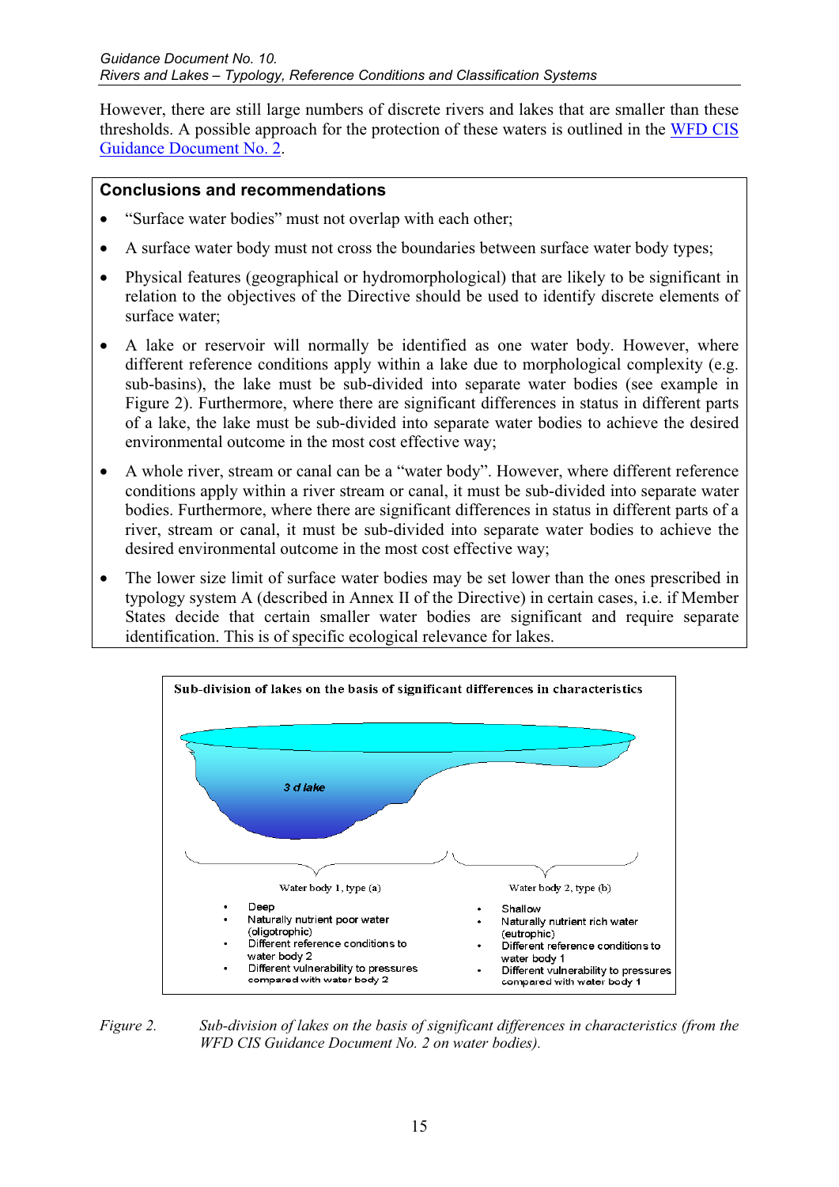However, there are still large numbers of discrete rivers and lakes that are smaller than these thresholds. A possible approach for the protection of these waters is outlined in the WFD CIS Guidance Document No. 2.

**Conclusions and recommendations**

- "Surface water bodies" must not overlap with each other;
- A surface water body must not cross the boundaries between surface water body types;
- Physical features (geographical or hydromorphological) that are likely to be significant in relation to the objectives of the Directive should be used to identify discrete elements of surface water;
- A lake or reservoir will normally be identified as one water body. However, where different reference conditions apply within a lake due to morphological complexity (e.g. sub-basins), the lake must be sub-divided into separate water bodies (see example in Figure 2). Furthermore, where there are significant differences in status in different parts of a lake, the lake must be sub-divided into separate water bodies to achieve the desired environmental outcome in the most cost effective way;
- A whole river, stream or canal can be a "water body". However, where different reference conditions apply within a river stream or canal, it must be sub-divided into separate water bodies. Furthermore, where there are significant differences in status in different parts of a river, stream or canal, it must be sub-divided into separate water bodies to achieve the desired environmental outcome in the most cost effective way;
- The lower size limit of surface water bodies may be set lower than the ones prescribed in typology system A (described in Annex II of the Directive) in certain cases, i.e. if Member States decide that certain smaller water bodies are significant and require separate identification. This is of specific ecological relevance for lakes.

**Sub-division of lakes on the basis of significant differences in characteristics**

3 d lake

Water body 1, type (a)

- Deep
- Naturally nutrient poor water (oligotrophic)
- Different reference conditions to water body 2
- Different vulnerability to pressures compared with water body 2

Water body 2, type (b)

- Shallow
- Naturally nutrient rich water (eutrophic)
- Different reference conditions to water body 1
- Different vulnerability to pressures compared with water body 1

*Figure 2. Sub-division of lakes on the basis of significant differences in characteristics (from the WFD CIS Guidance Document No. 2 on water bodies).*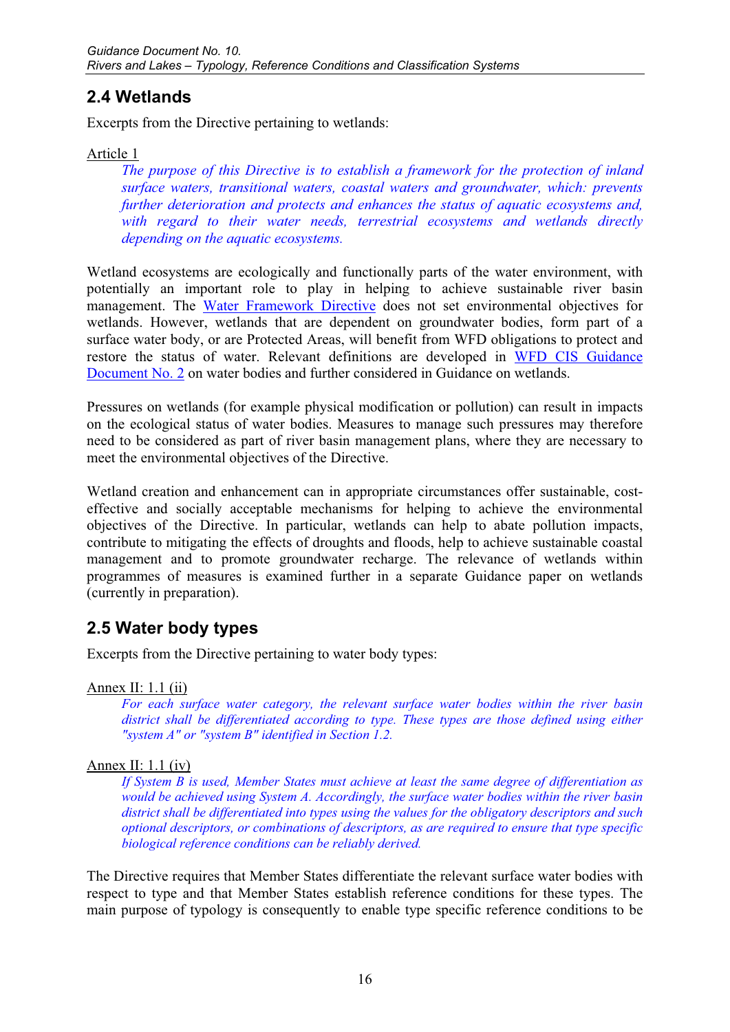## 2.4 Wetlands

Excerpts from the Directive pertaining to wetlands:

Article 1

> *The purpose of this Directive is to establish a framework for the protection of inland surface waters, transitional waters, coastal waters and groundwater, which: prevents further deterioration and protects and enhances the status of aquatic ecosystems and, with regard to their water needs, terrestrial ecosystems and wetlands directly depending on the aquatic ecosystems.*

Wetland ecosystems are ecologically and functionally parts of the water environment, with potentially an important role to play in helping to achieve sustainable river basin management. The Water Framework Directive does not set environmental objectives for wetlands. However, wetlands that are dependent on groundwater bodies, form part of a surface water body, or are Protected Areas, will benefit from WFD obligations to protect and restore the status of water. Relevant definitions are developed in WFD CIS Guidance Document No. 2 on water bodies and further considered in Guidance on wetlands.

Pressures on wetlands (for example physical modification or pollution) can result in impacts on the ecological status of water bodies. Measures to manage such pressures may therefore need to be considered as part of river basin management plans, where they are necessary to meet the environmental objectives of the Directive.

Wetland creation and enhancement can in appropriate circumstances offer sustainable, cost-effective and socially acceptable mechanisms for helping to achieve the environmental objectives of the Directive. In particular, wetlands can help to abate pollution impacts, contribute to mitigating the effects of droughts and floods, help to achieve sustainable coastal management and to promote groundwater recharge. The relevance of wetlands within programmes of measures is examined further in a separate Guidance paper on wetlands (currently in preparation).

## 2.5 Water body types

Excerpts from the Directive pertaining to water body types:

Annex II: 1.1 (ii)

> *For each surface water category, the relevant surface water bodies within the river basin district shall be differentiated according to type. These types are those defined using either "system A" or "system B" identified in Section 1.2.*

Annex II: 1.1 (iv)

> *If System B is used, Member States must achieve at least the same degree of differentiation as would be achieved using System A. Accordingly, the surface water bodies within the river basin district shall be differentiated into types using the values for the obligatory descriptors and such optional descriptors, or combinations of descriptors, as are required to ensure that type specific biological reference conditions can be reliably derived.*

The Directive requires that Member States differentiate the relevant surface water bodies with respect to type and that Member States establish reference conditions for these types. The main purpose of typology is consequently to enable type specific reference conditions to be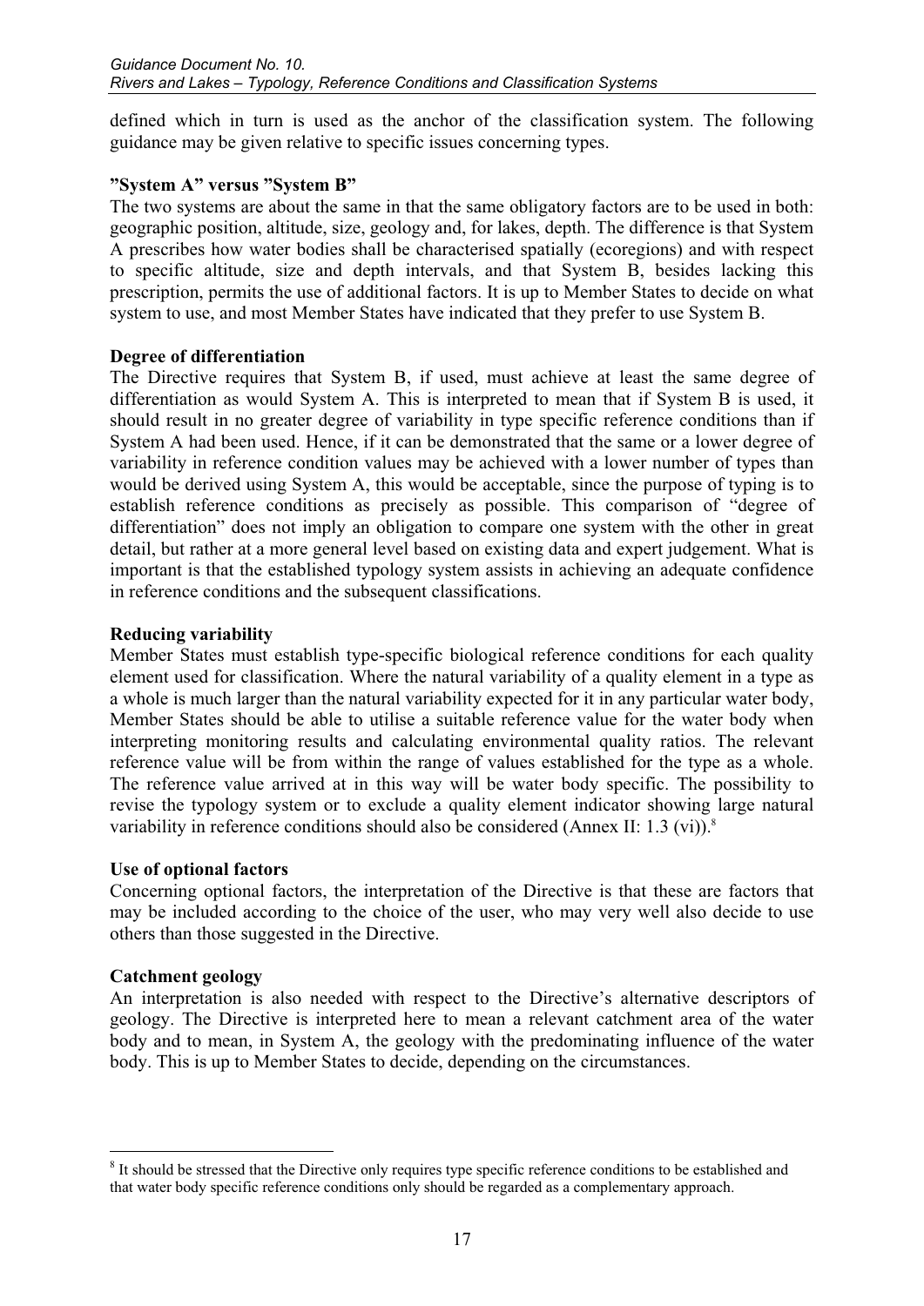defined which in turn is used as the anchor of the classification system. The following guidance may be given relative to specific issues concerning types.

**"System A" versus "System B"**

The two systems are about the same in that the same obligatory factors are to be used in both: geographic position, altitude, size, geology and, for lakes, depth. The difference is that System A prescribes how water bodies shall be characterised spatially (ecoregions) and with respect to specific altitude, size and depth intervals, and that System B, besides lacking this prescription, permits the use of additional factors. It is up to Member States to decide on what system to use, and most Member States have indicated that they prefer to use System B.

**Degree of differentiation**

The Directive requires that System B, if used, must achieve at least the same degree of differentiation as would System A. This is interpreted to mean that if System B is used, it should result in no greater degree of variability in type specific reference conditions than if System A had been used. Hence, if it can be demonstrated that the same or a lower degree of variability in reference condition values may be achieved with a lower number of types than would be derived using System A, this would be acceptable, since the purpose of typing is to establish reference conditions as precisely as possible. This comparison of "degree of differentiation" does not imply an obligation to compare one system with the other in great detail, but rather at a more general level based on existing data and expert judgement. What is important is that the established typology system assists in achieving an adequate confidence in reference conditions and the subsequent classifications.

**Reducing variability**

Member States must establish type-specific biological reference conditions for each quality element used for classification. Where the natural variability of a quality element in a type as a whole is much larger than the natural variability expected for it in any particular water body, Member States should be able to utilise a suitable reference value for the water body when interpreting monitoring results and calculating environmental quality ratios. The relevant reference value will be from within the range of values established for the type as a whole. The reference value arrived at in this way will be water body specific. The possibility to revise the typology system or to exclude a quality element indicator showing large natural variability in reference conditions should also be considered (Annex II: 1.3 (vi)).[8]

**Use of optional factors**

Concerning optional factors, the interpretation of the Directive is that these are factors that may be included according to the choice of the user, who may very well also decide to use others than those suggested in the Directive.

**Catchment geology**

An interpretation is also needed with respect to the Directive's alternative descriptors of geology. The Directive is interpreted here to mean a relevant catchment area of the water body and to mean, in System A, the geology with the predominating influence of the water body. This is up to Member States to decide, depending on the circumstances.

---

[8] It should be stressed that the Directive only requires type specific reference conditions to be established and that water body specific reference conditions only should be regarded as a complementary approach.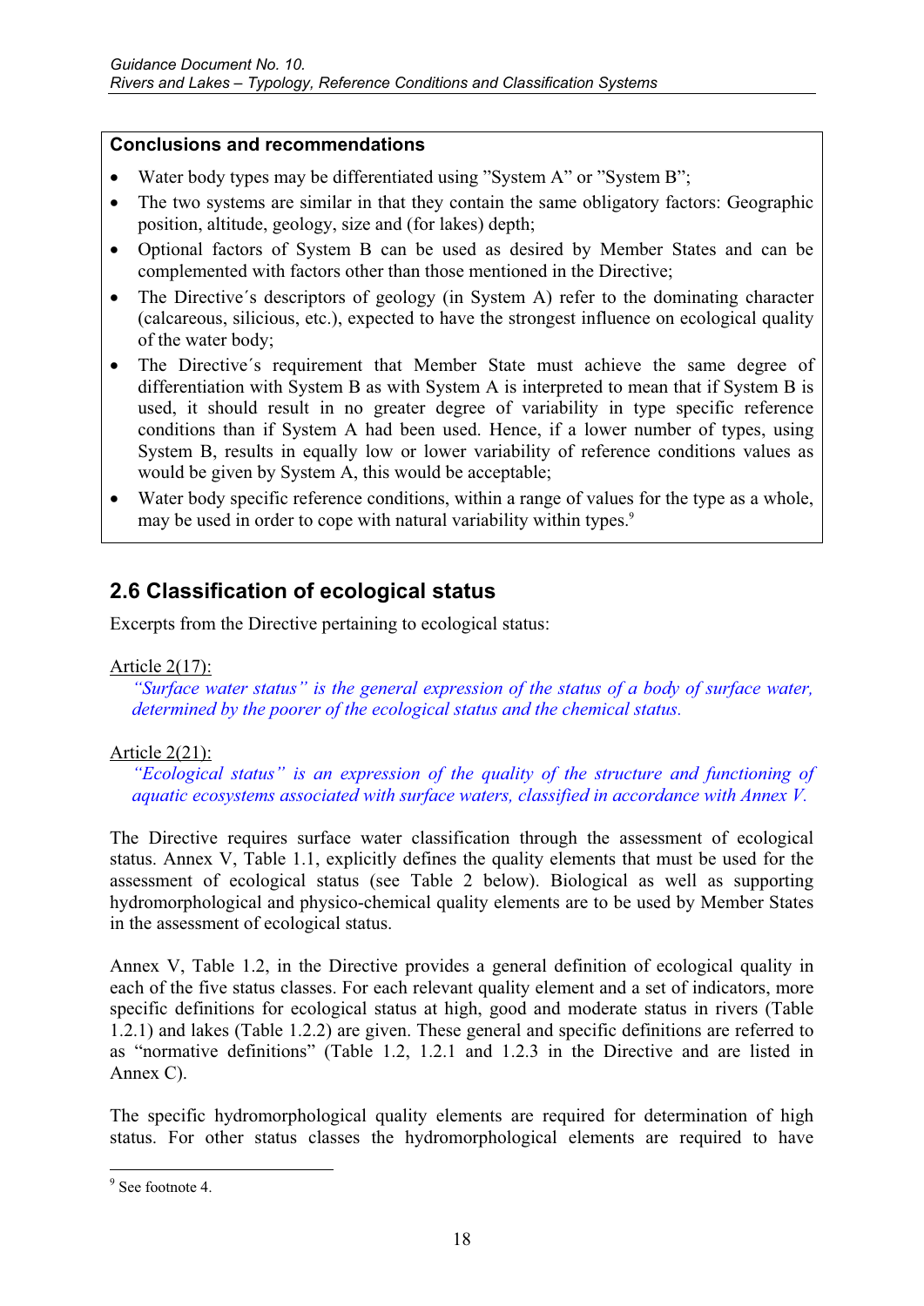**Conclusions and recommendations**

- Water body types may be differentiated using "System A" or "System B";
- The two systems are similar in that they contain the same obligatory factors: Geographic position, altitude, geology, size and (for lakes) depth;
- Optional factors of System B can be used as desired by Member States and can be complemented with factors other than those mentioned in the Directive;
- The Directive´s descriptors of geology (in System A) refer to the dominating character (calcareous, silicious, etc.), expected to have the strongest influence on ecological quality of the water body;
- The Directive´s requirement that Member State must achieve the same degree of differentiation with System B as with System A is interpreted to mean that if System B is used, it should result in no greater degree of variability in type specific reference conditions than if System A had been used. Hence, if a lower number of types, using System B, results in equally low or lower variability of reference conditions values as would be given by System A, this would be acceptable;
- Water body specific reference conditions, within a range of values for the type as a whole, may be used in order to cope with natural variability within types.[9]

## 2.6 Classification of ecological status

Excerpts from the Directive pertaining to ecological status:

Article 2(17):

> *"Surface water status" is the general expression of the status of a body of surface water, determined by the poorer of the ecological status and the chemical status.*

Article 2(21):

> *"Ecological status" is an expression of the quality of the structure and functioning of aquatic ecosystems associated with surface waters, classified in accordance with Annex V.*

The Directive requires surface water classification through the assessment of ecological status. Annex V, Table 1.1, explicitly defines the quality elements that must be used for the assessment of ecological status (see Table 2 below). Biological as well as supporting hydromorphological and physico-chemical quality elements are to be used by Member States in the assessment of ecological status.

Annex V, Table 1.2, in the Directive provides a general definition of ecological quality in each of the five status classes. For each relevant quality element and a set of indicators, more specific definitions for ecological status at high, good and moderate status in rivers (Table 1.2.1) and lakes (Table 1.2.2) are given. These general and specific definitions are referred to as "normative definitions" (Table 1.2, 1.2.1 and 1.2.3 in the Directive and are listed in Annex C).

The specific hydromorphological quality elements are required for determination of high status. For other status classes the hydromorphological elements are required to have

[9] See footnote 4.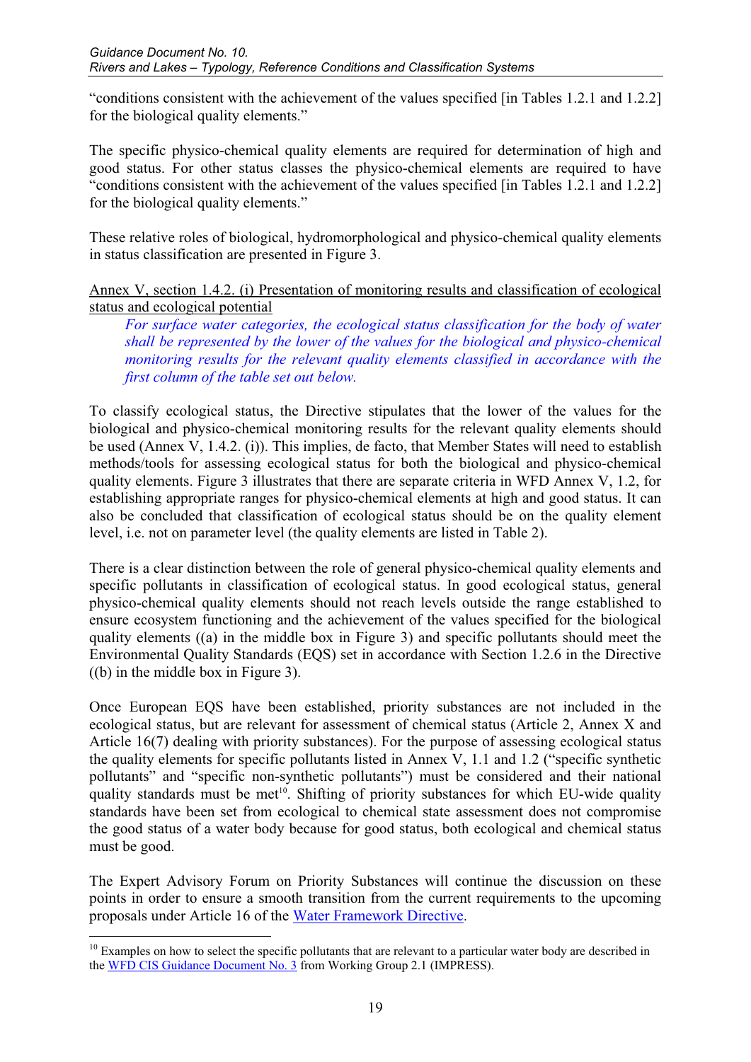"conditions consistent with the achievement of the values specified [in Tables 1.2.1 and 1.2.2] for the biological quality elements."

The specific physico-chemical quality elements are required for determination of high and good status. For other status classes the physico-chemical elements are required to have "conditions consistent with the achievement of the values specified [in Tables 1.2.1 and 1.2.2] for the biological quality elements."

These relative roles of biological, hydromorphological and physico-chemical quality elements in status classification are presented in Figure 3.

<u>Annex V, section 1.4.2. (i) Presentation of monitoring results and classification of ecological status and ecological potential</u>

> *For surface water categories, the ecological status classification for the body of water shall be represented by the lower of the values for the biological and physico-chemical monitoring results for the relevant quality elements classified in accordance with the first column of the table set out below.*

To classify ecological status, the Directive stipulates that the lower of the values for the biological and physico-chemical monitoring results for the relevant quality elements should be used (Annex V, 1.4.2. (i)). This implies, de facto, that Member States will need to establish methods/tools for assessing ecological status for both the biological and physico-chemical quality elements. Figure 3 illustrates that there are separate criteria in WFD Annex V, 1.2, for establishing appropriate ranges for physico-chemical elements at high and good status. It can also be concluded that classification of ecological status should be on the quality element level, i.e. not on parameter level (the quality elements are listed in Table 2).

There is a clear distinction between the role of general physico-chemical quality elements and specific pollutants in classification of ecological status. In good ecological status, general physico-chemical quality elements should not reach levels outside the range established to ensure ecosystem functioning and the achievement of the values specified for the biological quality elements ((a) in the middle box in Figure 3) and specific pollutants should meet the Environmental Quality Standards (EQS) set in accordance with Section 1.2.6 in the Directive ((b) in the middle box in Figure 3).

Once European EQS have been established, priority substances are not included in the ecological status, but are relevant for assessment of chemical status (Article 2, Annex X and Article 16(7) dealing with priority substances). For the purpose of assessing ecological status the quality elements for specific pollutants listed in Annex V, 1.1 and 1.2 ("specific synthetic pollutants" and "specific non-synthetic pollutants") must be considered and their national quality standards must be met[10]. Shifting of priority substances for which EU-wide quality standards have been set from ecological to chemical state assessment does not compromise the good status of a water body because for good status, both ecological and chemical status must be good.

The Expert Advisory Forum on Priority Substances will continue the discussion on these points in order to ensure a smooth transition from the current requirements to the upcoming proposals under Article 16 of the Water Framework Directive.

---

[10] Examples on how to select the specific pollutants that are relevant to a particular water body are described in the WFD CIS Guidance Document No. 3 from Working Group 2.1 (IMPRESS).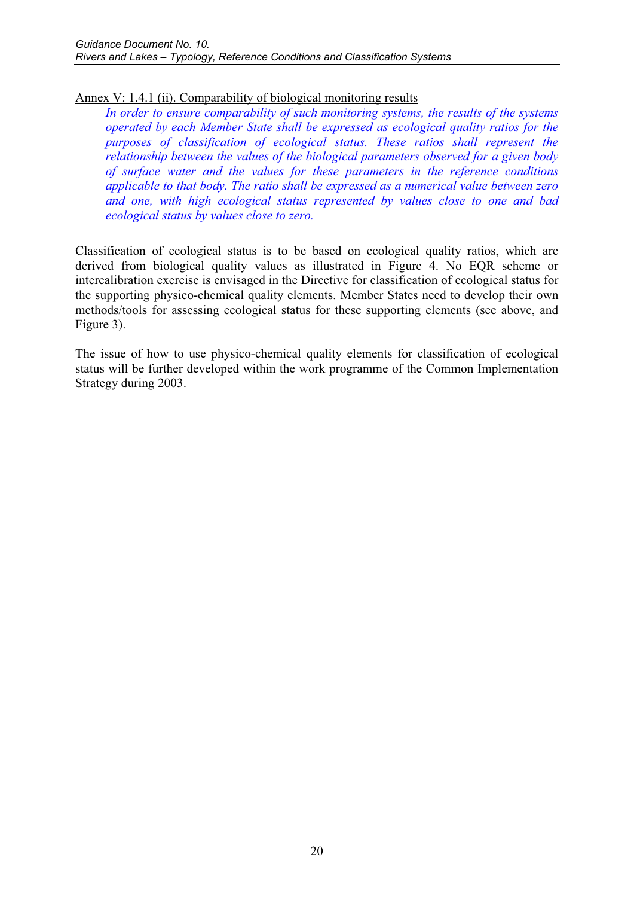Annex V: 1.4.1 (ii). Comparability of biological monitoring results

> *In order to ensure comparability of such monitoring systems, the results of the systems operated by each Member State shall be expressed as ecological quality ratios for the purposes of classification of ecological status. These ratios shall represent the relationship between the values of the biological parameters observed for a given body of surface water and the values for these parameters in the reference conditions applicable to that body. The ratio shall be expressed as a numerical value between zero and one, with high ecological status represented by values close to one and bad ecological status by values close to zero.*

Classification of ecological status is to be based on ecological quality ratios, which are derived from biological quality values as illustrated in Figure 4. No EQR scheme or intercalibration exercise is envisaged in the Directive for classification of ecological status for the supporting physico-chemical quality elements. Member States need to develop their own methods/tools for assessing ecological status for these supporting elements (see above, and Figure 3).

The issue of how to use physico-chemical quality elements for classification of ecological status will be further developed within the work programme of the Common Implementation Strategy during 2003.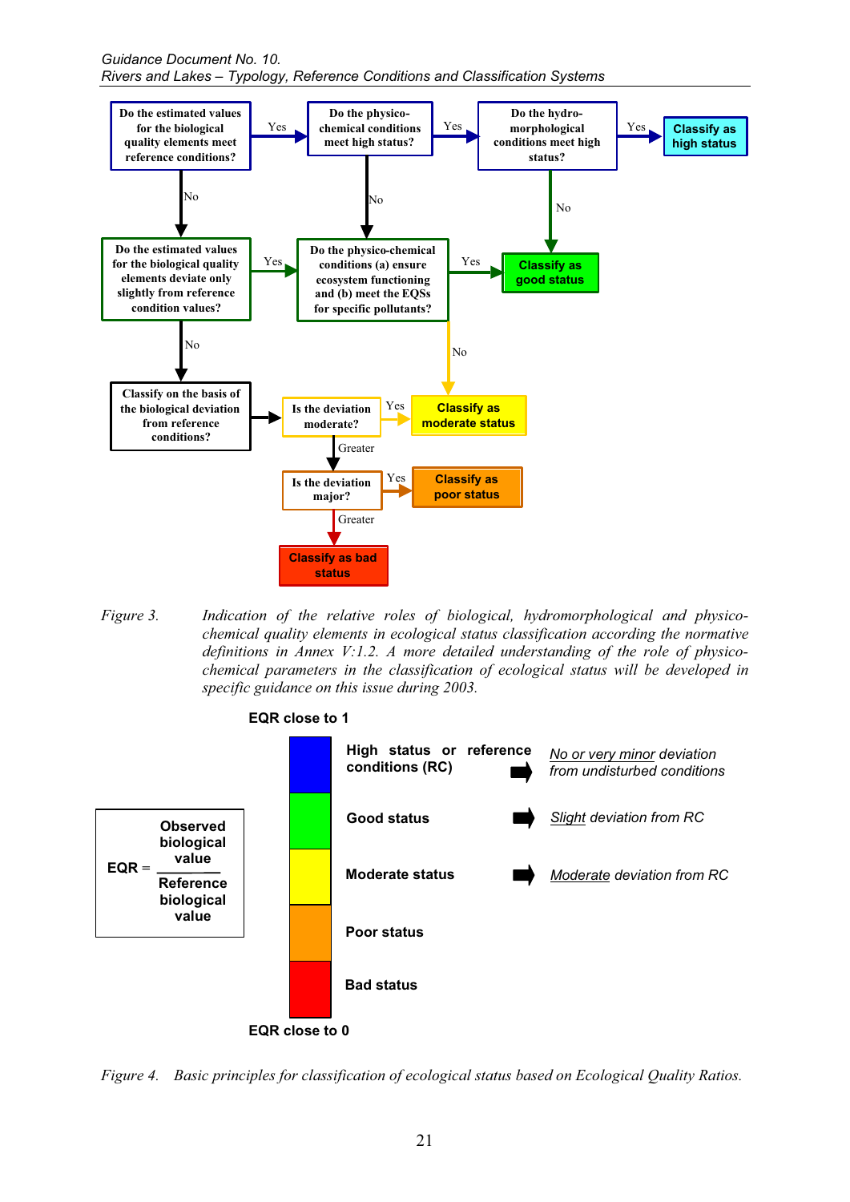Do the estimated values for the biological quality elements meet reference conditions?

Yes → Do the physico-chemical conditions meet high status?

Yes → Do the hydro-morphological conditions meet high status?

Yes → Classify as high status

No → Classify as good status

No → Do the physico-chemical conditions (a) ensure ecosystem functioning and (b) meet the EQSs for specific pollutants?

No → Do the estimated values for the biological quality elements deviate only slightly from reference condition values?

Yes → Do the physico-chemical conditions (a) ensure ecosystem functioning and (b) meet the EQSs for specific pollutants?

Yes → Classify as good status

No → Classify as moderate status

No → Classify on the basis of the biological deviation from reference conditions?

→ Is the deviation moderate?

Yes → Classify as moderate status

Greater → Is the deviation major?

Yes → Classify as poor status

Greater → Classify as bad status

*Figure 3. Indication of the relative roles of biological, hydromorphological and physico-chemical quality elements in ecological status classification according the normative definitions in Annex V:1.2. A more detailed understanding of the role of physico-chemical parameters in the classification of ecological status will be developed in specific guidance on this issue during 2003.*

**EQR close to 1**

$$EQR = \frac{\text{Observed biological value}}{\text{Reference biological value}}$$

| Status | | Deviation |
|---|---|---|
| **High status or reference conditions (RC)** | → | *No or very minor deviation from undisturbed conditions* |
| **Good status** | → | *Slight deviation from RC* |
| **Moderate status** | → | *Moderate deviation from RC* |
| **Poor status** | | |
| **Bad status** | | |

**EQR close to 0**

*Figure 4. Basic principles for classification of ecological status based on Ecological Quality Ratios.*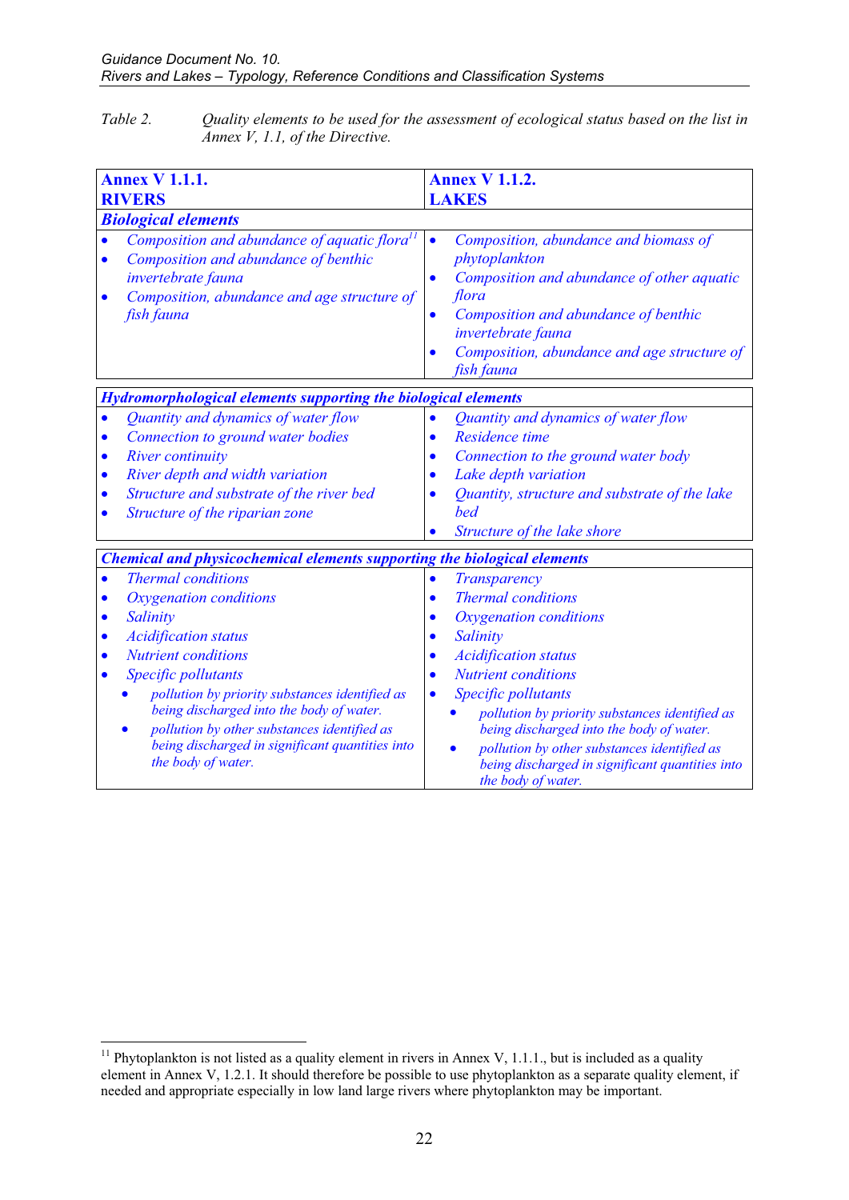*Table 2. Quality elements to be used for the assessment of ecological status based on the list in Annex V, 1.1, of the Directive.*

| **Annex V 1.1.1. RIVERS** | **Annex V 1.1.2. LAKES** |
|---|---|
| ***Biological elements*** | |
| • *Composition and abundance of aquatic flora*[11]<br>• *Composition and abundance of benthic invertebrate fauna*<br>• *Composition, abundance and age structure of fish fauna* | • *Composition, abundance and biomass of phytoplankton*<br>• *Composition and abundance of other aquatic flora*<br>• *Composition and abundance of benthic invertebrate fauna*<br>• *Composition, abundance and age structure of fish fauna* |
| ***Hydromorphological elements supporting the biological elements*** | |
| • *Quantity and dynamics of water flow*<br>• *Connection to ground water bodies*<br>• *River continuity*<br>• *River depth and width variation*<br>• *Structure and substrate of the river bed*<br>• *Structure of the riparian zone* | • *Quantity and dynamics of water flow*<br>• *Residence time*<br>• *Connection to the ground water body*<br>• *Lake depth variation*<br>• *Quantity, structure and substrate of the lake bed*<br>• *Structure of the lake shore* |
| ***Chemical and physicochemical elements supporting the biological elements*** | |
| • *Thermal conditions*<br>• *Oxygenation conditions*<br>• *Salinity*<br>• *Acidification status*<br>• *Nutrient conditions*<br>• *Specific pollutants*<br>&nbsp;&nbsp;◦ *pollution by priority substances identified as being discharged into the body of water.*<br>&nbsp;&nbsp;◦ *pollution by other substances identified as being discharged in significant quantities into the body of water.* | • *Transparency*<br>• *Thermal conditions*<br>• *Oxygenation conditions*<br>• *Salinity*<br>• *Acidification status*<br>• *Nutrient conditions*<br>• *Specific pollutants*<br>&nbsp;&nbsp;◦ *pollution by priority substances identified as being discharged into the body of water.*<br>&nbsp;&nbsp;◦ *pollution by other substances identified as being discharged in significant quantities into the body of water.* |

[11] Phytoplankton is not listed as a quality element in rivers in Annex V, 1.1.1., but is included as a quality element in Annex V, 1.2.1. It should therefore be possible to use phytoplankton as a separate quality element, if needed and appropriate especially in low land large rivers where phytoplankton may be important.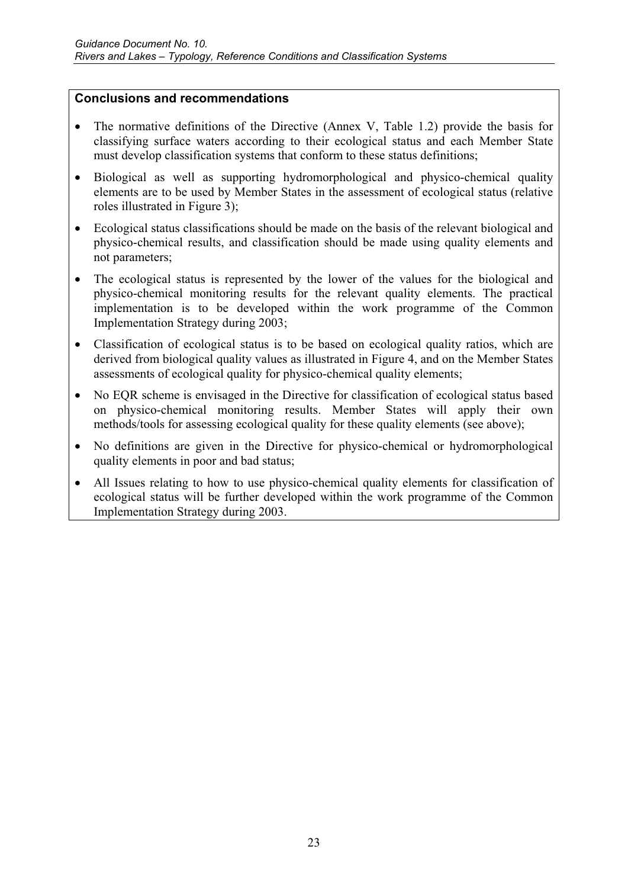**Conclusions and recommendations**

- The normative definitions of the Directive (Annex V, Table 1.2) provide the basis for classifying surface waters according to their ecological status and each Member State must develop classification systems that conform to these status definitions;
- Biological as well as supporting hydromorphological and physico-chemical quality elements are to be used by Member States in the assessment of ecological status (relative roles illustrated in Figure 3);
- Ecological status classifications should be made on the basis of the relevant biological and physico-chemical results, and classification should be made using quality elements and not parameters;
- The ecological status is represented by the lower of the values for the biological and physico-chemical monitoring results for the relevant quality elements. The practical implementation is to be developed within the work programme of the Common Implementation Strategy during 2003;
- Classification of ecological status is to be based on ecological quality ratios, which are derived from biological quality values as illustrated in Figure 4, and on the Member States assessments of ecological quality for physico-chemical quality elements;
- No EQR scheme is envisaged in the Directive for classification of ecological status based on physico-chemical monitoring results. Member States will apply their own methods/tools for assessing ecological quality for these quality elements (see above);
- No definitions are given in the Directive for physico-chemical or hydromorphological quality elements in poor and bad status;
- All Issues relating to how to use physico-chemical quality elements for classification of ecological status will be further developed within the work programme of the Common Implementation Strategy during 2003.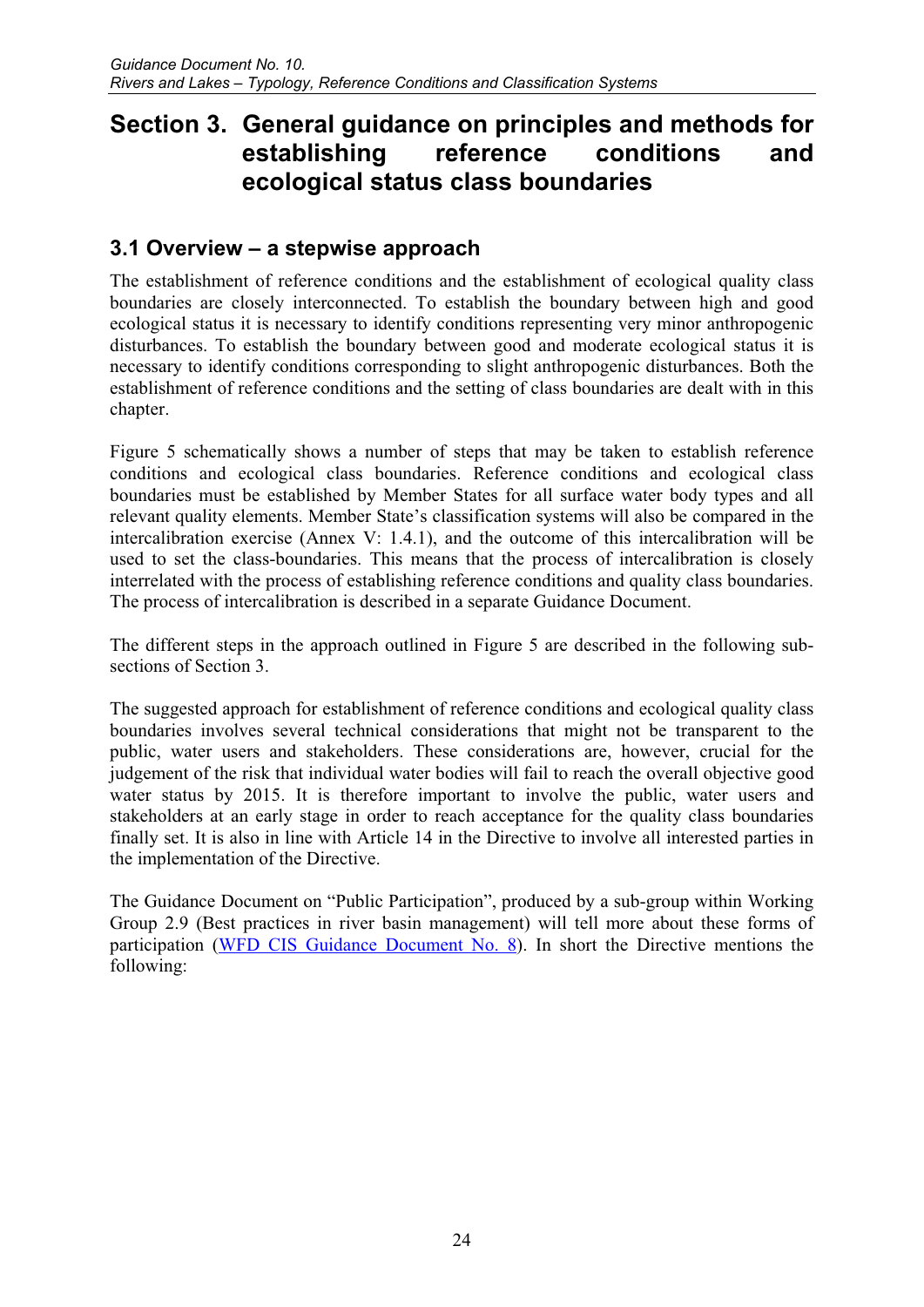# Section 3. General guidance on principles and methods for establishing reference conditions and ecological status class boundaries

## 3.1 Overview – a stepwise approach

The establishment of reference conditions and the establishment of ecological quality class boundaries are closely interconnected. To establish the boundary between high and good ecological status it is necessary to identify conditions representing very minor anthropogenic disturbances. To establish the boundary between good and moderate ecological status it is necessary to identify conditions corresponding to slight anthropogenic disturbances. Both the establishment of reference conditions and the setting of class boundaries are dealt with in this chapter.

Figure 5 schematically shows a number of steps that may be taken to establish reference conditions and ecological class boundaries. Reference conditions and ecological class boundaries must be established by Member States for all surface water body types and all relevant quality elements. Member State's classification systems will also be compared in the intercalibration exercise (Annex V: 1.4.1), and the outcome of this intercalibration will be used to set the class-boundaries. This means that the process of intercalibration is closely interrelated with the process of establishing reference conditions and quality class boundaries. The process of intercalibration is described in a separate Guidance Document.

The different steps in the approach outlined in Figure 5 are described in the following sub-sections of Section 3.

The suggested approach for establishment of reference conditions and ecological quality class boundaries involves several technical considerations that might not be transparent to the public, water users and stakeholders. These considerations are, however, crucial for the judgement of the risk that individual water bodies will fail to reach the overall objective good water status by 2015. It is therefore important to involve the public, water users and stakeholders at an early stage in order to reach acceptance for the quality class boundaries finally set. It is also in line with Article 14 in the Directive to involve all interested parties in the implementation of the Directive.

The Guidance Document on "Public Participation", produced by a sub-group within Working Group 2.9 (Best practices in river basin management) will tell more about these forms of participation (WFD CIS Guidance Document No. 8). In short the Directive mentions the following: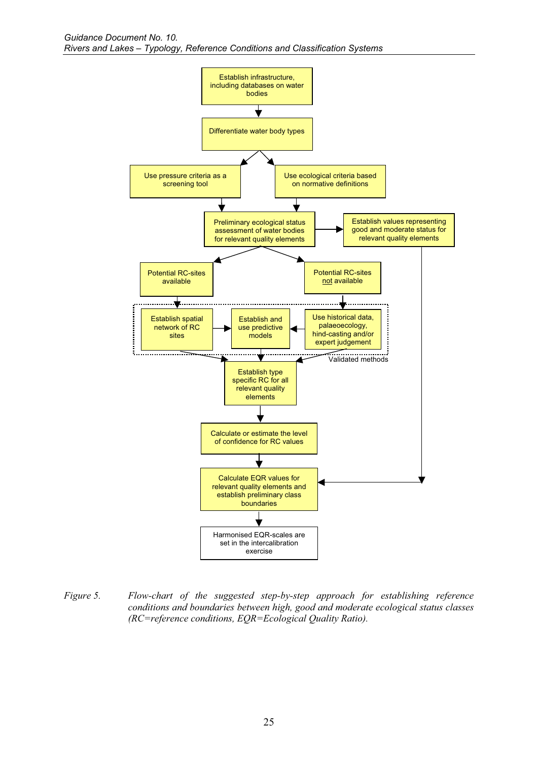Establish infrastructure, including databases on water bodies

Differentiate water body types

Use pressure criteria as a screening tool

Use ecological criteria based on normative definitions

Preliminary ecological status assessment of water bodies for relevant quality elements

Establish values representing good and moderate status for relevant quality elements

Potential RC-sites available

Potential RC-sites not available

Establish spatial network of RC sites

Establish and use predictive models

Use historical data, palaeoecology, hind-casting and/or expert judgement

Validated methods

Establish type specific RC for all relevant quality elements

Calculate or estimate the level of confidence for RC values

Calculate EQR values for relevant quality elements and establish preliminary class boundaries

Harmonised EQR-scales are set in the intercalibration exercise

*Figure 5. Flow-chart of the suggested step-by-step approach for establishing reference conditions and boundaries between high, good and moderate ecological status classes (RC=reference conditions, EQR=Ecological Quality Ratio).*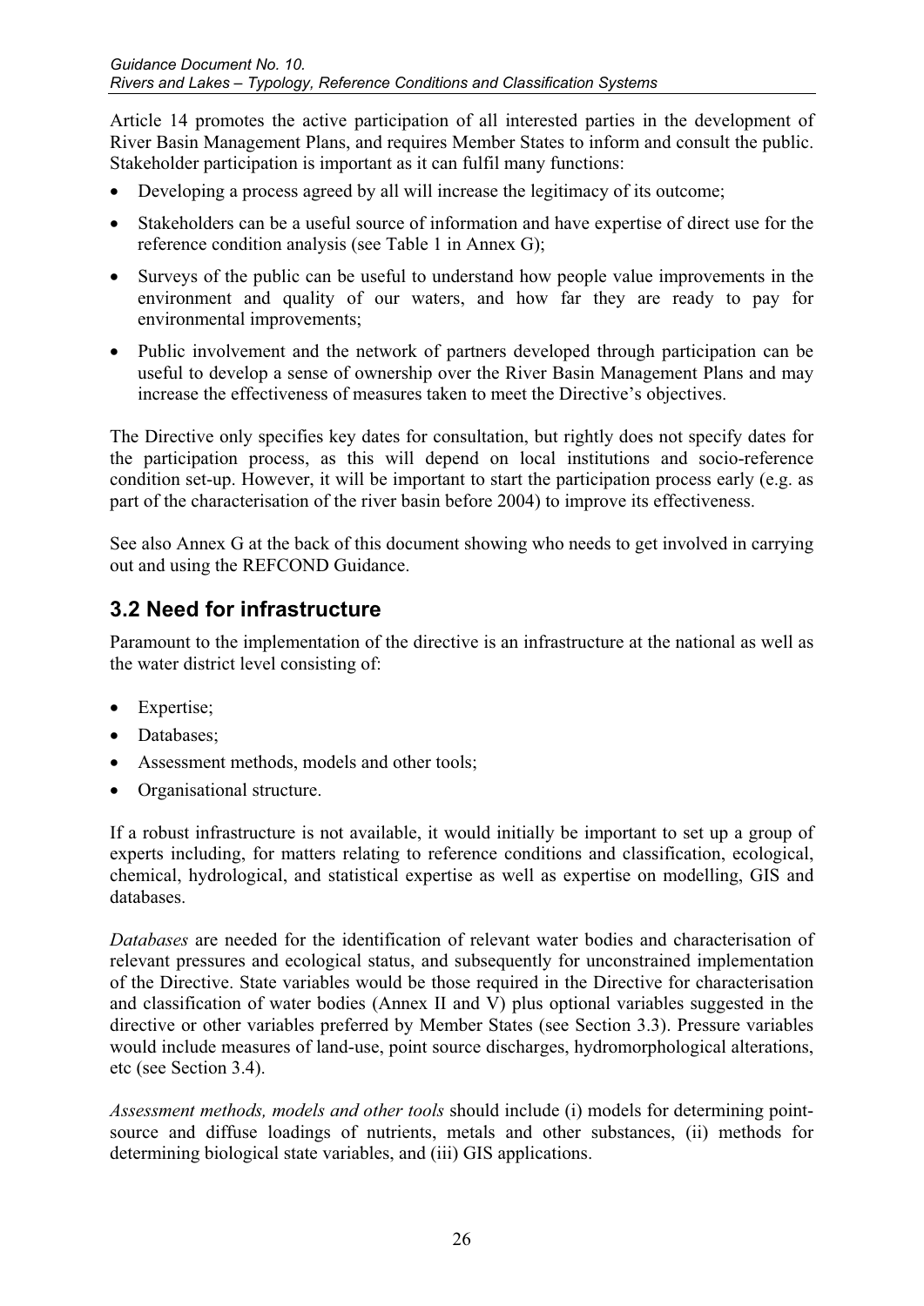Article 14 promotes the active participation of all interested parties in the development of River Basin Management Plans, and requires Member States to inform and consult the public. Stakeholder participation is important as it can fulfil many functions:

- Developing a process agreed by all will increase the legitimacy of its outcome;
- Stakeholders can be a useful source of information and have expertise of direct use for the reference condition analysis (see Table 1 in Annex G);
- Surveys of the public can be useful to understand how people value improvements in the environment and quality of our waters, and how far they are ready to pay for environmental improvements;
- Public involvement and the network of partners developed through participation can be useful to develop a sense of ownership over the River Basin Management Plans and may increase the effectiveness of measures taken to meet the Directive's objectives.

The Directive only specifies key dates for consultation, but rightly does not specify dates for the participation process, as this will depend on local institutions and socio-reference condition set-up. However, it will be important to start the participation process early (e.g. as part of the characterisation of the river basin before 2004) to improve its effectiveness.

See also Annex G at the back of this document showing who needs to get involved in carrying out and using the REFCOND Guidance.

## 3.2 Need for infrastructure

Paramount to the implementation of the directive is an infrastructure at the national as well as the water district level consisting of:

- Expertise;
- Databases;
- Assessment methods, models and other tools;
- Organisational structure.

If a robust infrastructure is not available, it would initially be important to set up a group of experts including, for matters relating to reference conditions and classification, ecological, chemical, hydrological, and statistical expertise as well as expertise on modelling, GIS and databases.

*Databases* are needed for the identification of relevant water bodies and characterisation of relevant pressures and ecological status, and subsequently for unconstrained implementation of the Directive. State variables would be those required in the Directive for characterisation and classification of water bodies (Annex II and V) plus optional variables suggested in the directive or other variables preferred by Member States (see Section 3.3). Pressure variables would include measures of land-use, point source discharges, hydromorphological alterations, etc (see Section 3.4).

*Assessment methods, models and other tools* should include (i) models for determining point-source and diffuse loadings of nutrients, metals and other substances, (ii) methods for determining biological state variables, and (iii) GIS applications.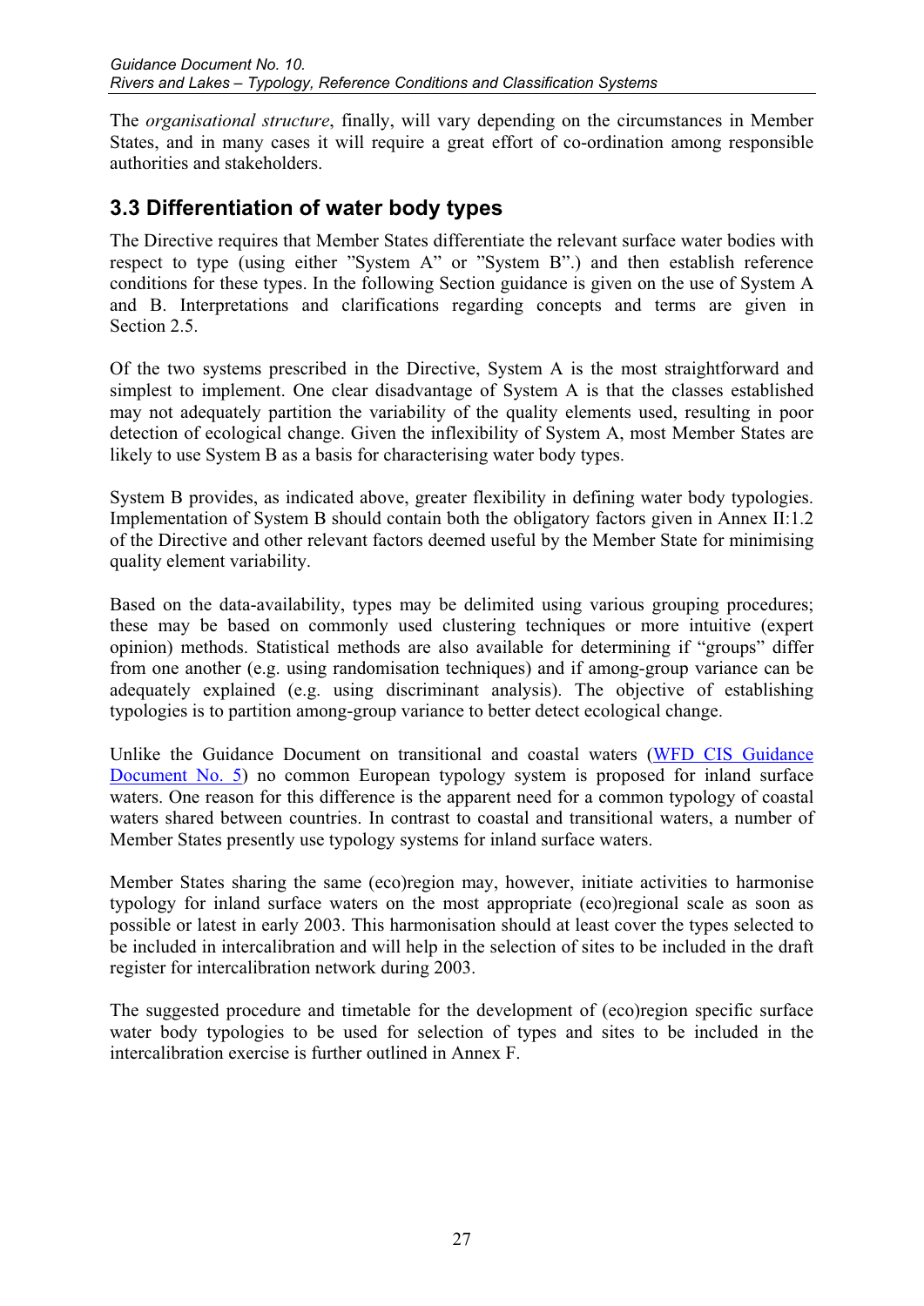The *organisational structure*, finally, will vary depending on the circumstances in Member States, and in many cases it will require a great effort of co-ordination among responsible authorities and stakeholders.

## 3.3 Differentiation of water body types

The Directive requires that Member States differentiate the relevant surface water bodies with respect to type (using either "System A" or "System B".) and then establish reference conditions for these types. In the following Section guidance is given on the use of System A and B. Interpretations and clarifications regarding concepts and terms are given in Section 2.5.

Of the two systems prescribed in the Directive, System A is the most straightforward and simplest to implement. One clear disadvantage of System A is that the classes established may not adequately partition the variability of the quality elements used, resulting in poor detection of ecological change. Given the inflexibility of System A, most Member States are likely to use System B as a basis for characterising water body types.

System B provides, as indicated above, greater flexibility in defining water body typologies. Implementation of System B should contain both the obligatory factors given in Annex II:1.2 of the Directive and other relevant factors deemed useful by the Member State for minimising quality element variability.

Based on the data-availability, types may be delimited using various grouping procedures; these may be based on commonly used clustering techniques or more intuitive (expert opinion) methods. Statistical methods are also available for determining if "groups" differ from one another (e.g. using randomisation techniques) and if among-group variance can be adequately explained (e.g. using discriminant analysis). The objective of establishing typologies is to partition among-group variance to better detect ecological change.

Unlike the Guidance Document on transitional and coastal waters (WFD CIS Guidance Document No. 5) no common European typology system is proposed for inland surface waters. One reason for this difference is the apparent need for a common typology of coastal waters shared between countries. In contrast to coastal and transitional waters, a number of Member States presently use typology systems for inland surface waters.

Member States sharing the same (eco)region may, however, initiate activities to harmonise typology for inland surface waters on the most appropriate (eco)regional scale as soon as possible or latest in early 2003. This harmonisation should at least cover the types selected to be included in intercalibration and will help in the selection of sites to be included in the draft register for intercalibration network during 2003.

The suggested procedure and timetable for the development of (eco)region specific surface water body typologies to be used for selection of types and sites to be included in the intercalibration exercise is further outlined in Annex F.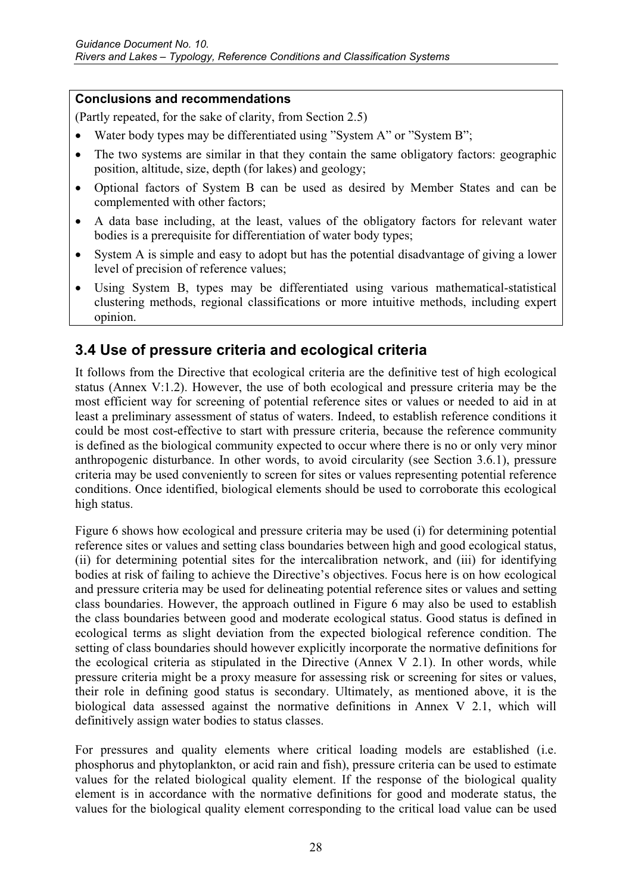**Conclusions and recommendations**

(Partly repeated, for the sake of clarity, from Section 2.5)

- Water body types may be differentiated using "System A" or "System B";
- The two systems are similar in that they contain the same obligatory factors: geographic position, altitude, size, depth (for lakes) and geology;
- Optional factors of System B can be used as desired by Member States and can be complemented with other factors;
- A data base including, at the least, values of the obligatory factors for relevant water bodies is a prerequisite for differentiation of water body types;
- System A is simple and easy to adopt but has the potential disadvantage of giving a lower level of precision of reference values;
- Using System B, types may be differentiated using various mathematical-statistical clustering methods, regional classifications or more intuitive methods, including expert opinion.

## 3.4 Use of pressure criteria and ecological criteria

It follows from the Directive that ecological criteria are the definitive test of high ecological status (Annex V:1.2). However, the use of both ecological and pressure criteria may be the most efficient way for screening of potential reference sites or values or needed to aid in at least a preliminary assessment of status of waters. Indeed, to establish reference conditions it could be most cost-effective to start with pressure criteria, because the reference community is defined as the biological community expected to occur where there is no or only very minor anthropogenic disturbance. In other words, to avoid circularity (see Section 3.6.1), pressure criteria may be used conveniently to screen for sites or values representing potential reference conditions. Once identified, biological elements should be used to corroborate this ecological high status.

Figure 6 shows how ecological and pressure criteria may be used (i) for determining potential reference sites or values and setting class boundaries between high and good ecological status, (ii) for determining potential sites for the intercalibration network, and (iii) for identifying bodies at risk of failing to achieve the Directive's objectives. Focus here is on how ecological and pressure criteria may be used for delineating potential reference sites or values and setting class boundaries. However, the approach outlined in Figure 6 may also be used to establish the class boundaries between good and moderate ecological status. Good status is defined in ecological terms as slight deviation from the expected biological reference condition. The setting of class boundaries should however explicitly incorporate the normative definitions for the ecological criteria as stipulated in the Directive (Annex V 2.1). In other words, while pressure criteria might be a proxy measure for assessing risk or screening for sites or values, their role in defining good status is secondary. Ultimately, as mentioned above, it is the biological data assessed against the normative definitions in Annex V 2.1, which will definitively assign water bodies to status classes.

For pressures and quality elements where critical loading models are established (i.e. phosphorus and phytoplankton, or acid rain and fish), pressure criteria can be used to estimate values for the related biological quality element. If the response of the biological quality element is in accordance with the normative definitions for good and moderate status, the values for the biological quality element corresponding to the critical load value can be used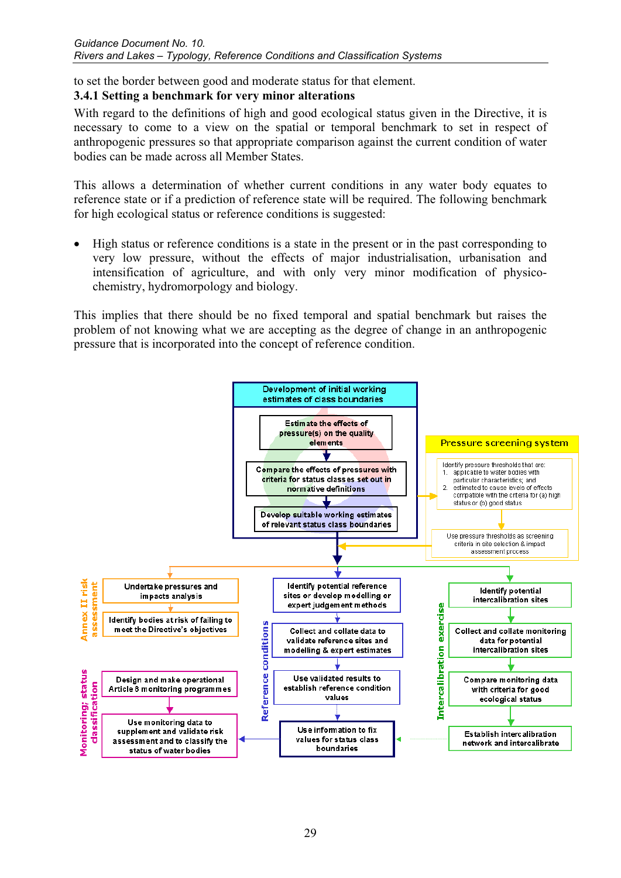to set the border between good and moderate status for that element.

### 3.4.1 Setting a benchmark for very minor alterations

With regard to the definitions of high and good ecological status given in the Directive, it is necessary to come to a view on the spatial or temporal benchmark to set in respect of anthropogenic pressures so that appropriate comparison against the current condition of water bodies can be made across all Member States.

This allows a determination of whether current conditions in any water body equates to reference state or if a prediction of reference state will be required. The following benchmark for high ecological status or reference conditions is suggested:

- High status or reference conditions is a state in the present or in the past corresponding to very low pressure, without the effects of major industrialisation, urbanisation and intensification of agriculture, and with only very minor modification of physico-chemistry, hydromorpology and biology.

This implies that there should be no fixed temporal and spatial benchmark but raises the problem of not knowing what we are accepting as the degree of change in an anthropogenic pressure that is incorporated into the concept of reference condition.

Development of initial working estimates of class boundaries

Estimate the effects of pressure(s) on the quality elements

Compare the effects of pressures with criteria for status classes set out in normative definitions

Develop suitable working estimates of relevant status class boundaries

Pressure screening system

Identify pressure thresholds that are:
1. applicable to water bodies with particular characteristics; and
2. estimated to cause levels of effects compatible with the criteria for (a) high status or (b) good status

Use pressure thresholds as screening criteria in site selection & impact assessment process

Annex II risk assessment

Undertake pressures and impacts analysis

Identify bodies at risk of failing to meet the Directive's objectives

Monitoring; status classification

Design and make operational Article 8 monitoring programmes

Use monitoring data to supplement and validate risk assessment and to classify the status of water bodies

Reference conditions

Identify potential reference sites or develop modelling or expert judgement methods

Collect and collate data to validate reference sites and modelling & expert estimates

Use validated results to establish reference condition values

Use information to fix values for status class boundaries

Intercalibration exercise

Identify potential intercalibration sites

Collect and collate monitoring data for potential intercalibration sites

Compare monitoring data with criteria for good ecological status

Establish intercalibration network and intercalibrate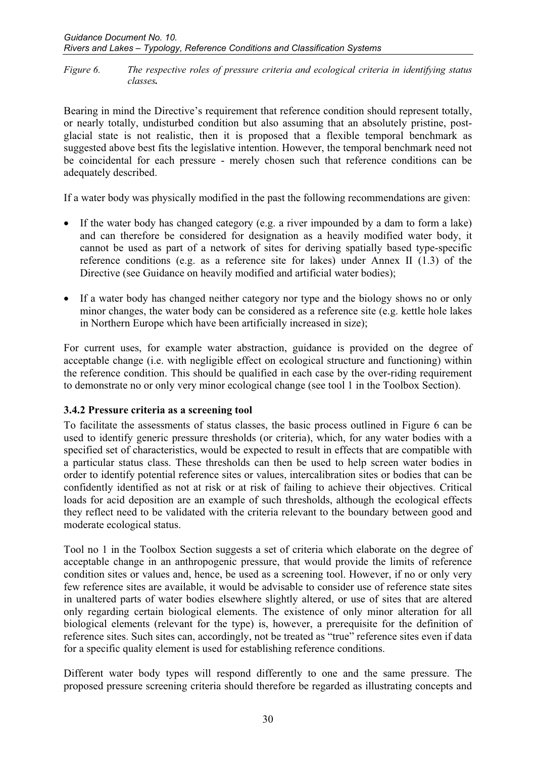*Figure 6. The respective roles of pressure criteria and ecological criteria in identifying status classes.*

Bearing in mind the Directive's requirement that reference condition should represent totally, or nearly totally, undisturbed condition but also assuming that an absolutely pristine, post-glacial state is not realistic, then it is proposed that a flexible temporal benchmark as suggested above best fits the legislative intention. However, the temporal benchmark need not be coincidental for each pressure - merely chosen such that reference conditions can be adequately described.

If a water body was physically modified in the past the following recommendations are given:

- If the water body has changed category (e.g. a river impounded by a dam to form a lake) and can therefore be considered for designation as a heavily modified water body, it cannot be used as part of a network of sites for deriving spatially based type-specific reference conditions (e.g. as a reference site for lakes) under Annex II (1.3) of the Directive (see Guidance on heavily modified and artificial water bodies);
- If a water body has changed neither category nor type and the biology shows no or only minor changes, the water body can be considered as a reference site (e.g. kettle hole lakes in Northern Europe which have been artificially increased in size);

For current uses, for example water abstraction, guidance is provided on the degree of acceptable change (i.e. with negligible effect on ecological structure and functioning) within the reference condition. This should be qualified in each case by the over-riding requirement to demonstrate no or only very minor ecological change (see tool 1 in the Toolbox Section).

### 3.4.2 Pressure criteria as a screening tool

To facilitate the assessments of status classes, the basic process outlined in Figure 6 can be used to identify generic pressure thresholds (or criteria), which, for any water bodies with a specified set of characteristics, would be expected to result in effects that are compatible with a particular status class. These thresholds can then be used to help screen water bodies in order to identify potential reference sites or values, intercalibration sites or bodies that can be confidently identified as not at risk or at risk of failing to achieve their objectives. Critical loads for acid deposition are an example of such thresholds, although the ecological effects they reflect need to be validated with the criteria relevant to the boundary between good and moderate ecological status.

Tool no 1 in the Toolbox Section suggests a set of criteria which elaborate on the degree of acceptable change in an anthropogenic pressure, that would provide the limits of reference condition sites or values and, hence, be used as a screening tool. However, if no or only very few reference sites are available, it would be advisable to consider use of reference state sites in unaltered parts of water bodies elsewhere slightly altered, or use of sites that are altered only regarding certain biological elements. The existence of only minor alteration for all biological elements (relevant for the type) is, however, a prerequisite for the definition of reference sites. Such sites can, accordingly, not be treated as "true" reference sites even if data for a specific quality element is used for establishing reference conditions.

Different water body types will respond differently to one and the same pressure. The proposed pressure screening criteria should therefore be regarded as illustrating concepts and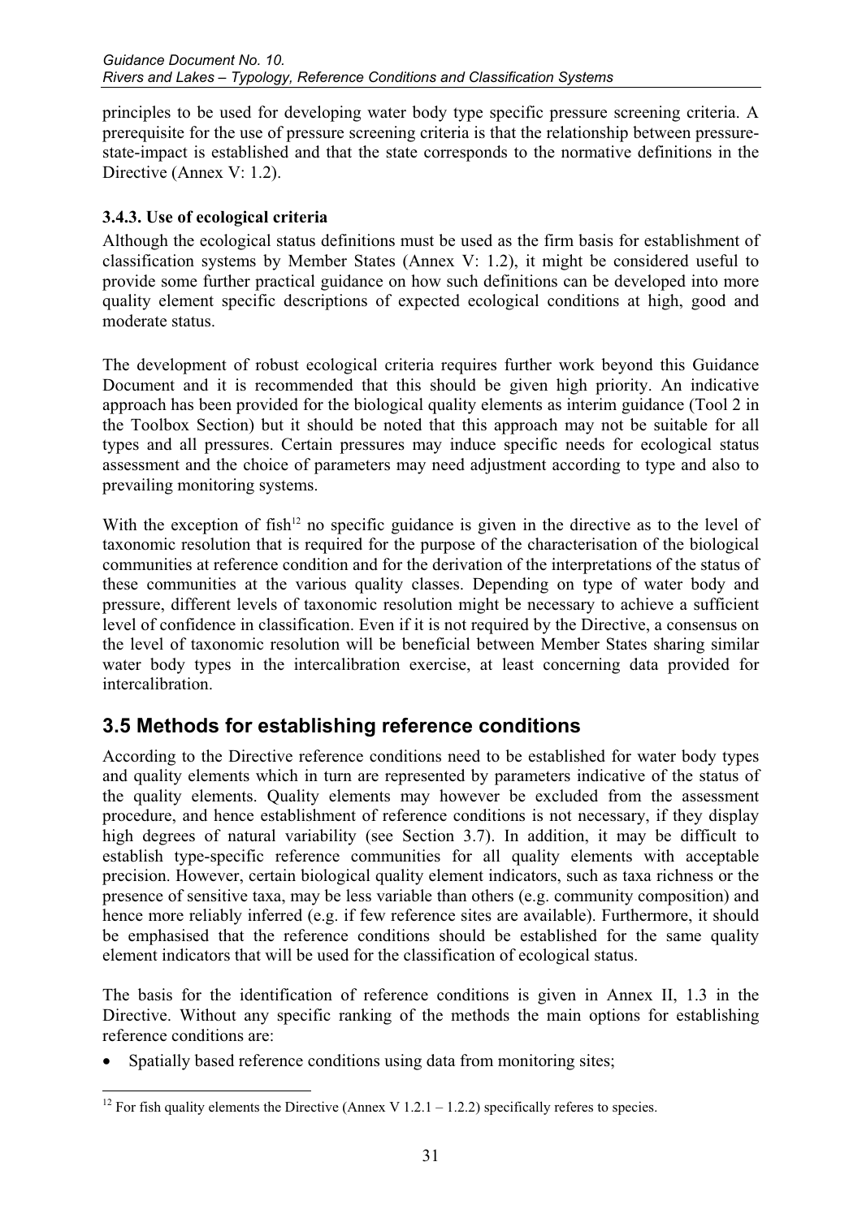principles to be used for developing water body type specific pressure screening criteria. A prerequisite for the use of pressure screening criteria is that the relationship between pressure-state-impact is established and that the state corresponds to the normative definitions in the Directive (Annex V: 1.2).

### 3.4.3. Use of ecological criteria

Although the ecological status definitions must be used as the firm basis for establishment of classification systems by Member States (Annex V: 1.2), it might be considered useful to provide some further practical guidance on how such definitions can be developed into more quality element specific descriptions of expected ecological conditions at high, good and moderate status.

The development of robust ecological criteria requires further work beyond this Guidance Document and it is recommended that this should be given high priority. An indicative approach has been provided for the biological quality elements as interim guidance (Tool 2 in the Toolbox Section) but it should be noted that this approach may not be suitable for all types and all pressures. Certain pressures may induce specific needs for ecological status assessment and the choice of parameters may need adjustment according to type and also to prevailing monitoring systems.

With the exception of fish[12] no specific guidance is given in the directive as to the level of taxonomic resolution that is required for the purpose of the characterisation of the biological communities at reference condition and for the derivation of the interpretations of the status of these communities at the various quality classes. Depending on type of water body and pressure, different levels of taxonomic resolution might be necessary to achieve a sufficient level of confidence in classification. Even if it is not required by the Directive, a consensus on the level of taxonomic resolution will be beneficial between Member States sharing similar water body types in the intercalibration exercise, at least concerning data provided for intercalibration.

## 3.5 Methods for establishing reference conditions

According to the Directive reference conditions need to be established for water body types and quality elements which in turn are represented by parameters indicative of the status of the quality elements. Quality elements may however be excluded from the assessment procedure, and hence establishment of reference conditions is not necessary, if they display high degrees of natural variability (see Section 3.7). In addition, it may be difficult to establish type-specific reference communities for all quality elements with acceptable precision. However, certain biological quality element indicators, such as taxa richness or the presence of sensitive taxa, may be less variable than others (e.g. community composition) and hence more reliably inferred (e.g. if few reference sites are available). Furthermore, it should be emphasised that the reference conditions should be established for the same quality element indicators that will be used for the classification of ecological status.

The basis for the identification of reference conditions is given in Annex II, 1.3 in the Directive. Without any specific ranking of the methods the main options for establishing reference conditions are:

- Spatially based reference conditions using data from monitoring sites;

[12] For fish quality elements the Directive (Annex V 1.2.1 – 1.2.2) specifically referes to species.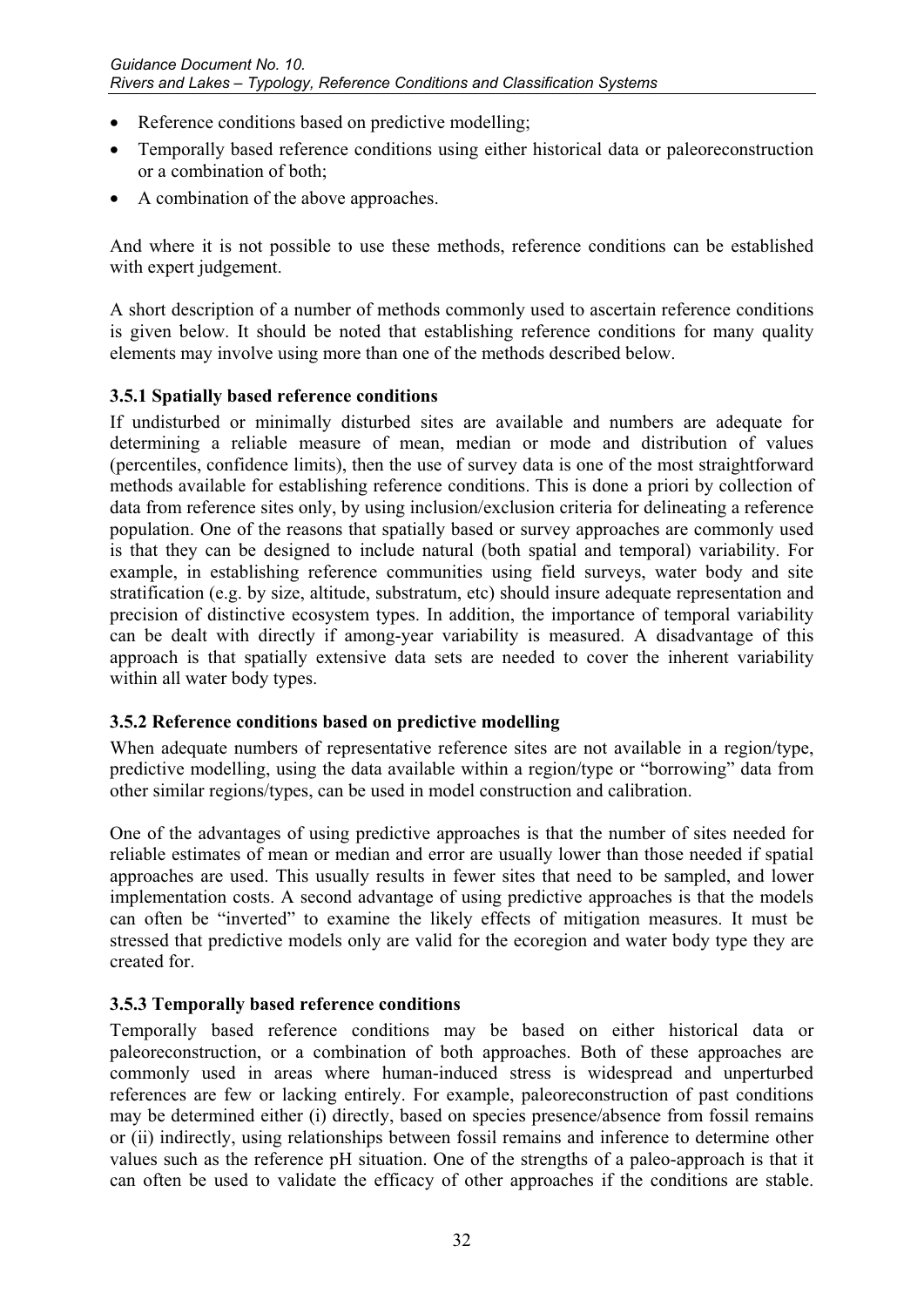- Reference conditions based on predictive modelling;
- Temporally based reference conditions using either historical data or paleoreconstruction or a combination of both;
- A combination of the above approaches.

And where it is not possible to use these methods, reference conditions can be established with expert judgement.

A short description of a number of methods commonly used to ascertain reference conditions is given below. It should be noted that establishing reference conditions for many quality elements may involve using more than one of the methods described below.

### 3.5.1 Spatially based reference conditions

If undisturbed or minimally disturbed sites are available and numbers are adequate for determining a reliable measure of mean, median or mode and distribution of values (percentiles, confidence limits), then the use of survey data is one of the most straightforward methods available for establishing reference conditions. This is done a priori by collection of data from reference sites only, by using inclusion/exclusion criteria for delineating a reference population. One of the reasons that spatially based or survey approaches are commonly used is that they can be designed to include natural (both spatial and temporal) variability. For example, in establishing reference communities using field surveys, water body and site stratification (e.g. by size, altitude, substratum, etc) should insure adequate representation and precision of distinctive ecosystem types. In addition, the importance of temporal variability can be dealt with directly if among-year variability is measured. A disadvantage of this approach is that spatially extensive data sets are needed to cover the inherent variability within all water body types.

### 3.5.2 Reference conditions based on predictive modelling

When adequate numbers of representative reference sites are not available in a region/type, predictive modelling, using the data available within a region/type or "borrowing" data from other similar regions/types, can be used in model construction and calibration.

One of the advantages of using predictive approaches is that the number of sites needed for reliable estimates of mean or median and error are usually lower than those needed if spatial approaches are used. This usually results in fewer sites that need to be sampled, and lower implementation costs. A second advantage of using predictive approaches is that the models can often be "inverted" to examine the likely effects of mitigation measures. It must be stressed that predictive models only are valid for the ecoregion and water body type they are created for.

### 3.5.3 Temporally based reference conditions

Temporally based reference conditions may be based on either historical data or paleoreconstruction, or a combination of both approaches. Both of these approaches are commonly used in areas where human-induced stress is widespread and unperturbed references are few or lacking entirely. For example, paleoreconstruction of past conditions may be determined either (i) directly, based on species presence/absence from fossil remains or (ii) indirectly, using relationships between fossil remains and inference to determine other values such as the reference pH situation. One of the strengths of a paleo-approach is that it can often be used to validate the efficacy of other approaches if the conditions are stable.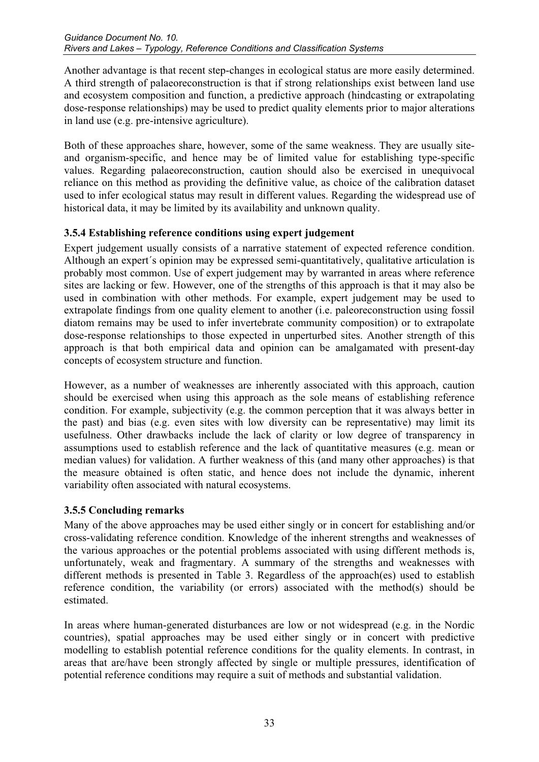Another advantage is that recent step-changes in ecological status are more easily determined. A third strength of palaeoreconstruction is that if strong relationships exist between land use and ecosystem composition and function, a predictive approach (hindcasting or extrapolating dose-response relationships) may be used to predict quality elements prior to major alterations in land use (e.g. pre-intensive agriculture).

Both of these approaches share, however, some of the same weakness. They are usually site- and organism-specific, and hence may be of limited value for establishing type-specific values. Regarding palaeoreconstruction, caution should also be exercised in unequivocal reliance on this method as providing the definitive value, as choice of the calibration dataset used to infer ecological status may result in different values. Regarding the widespread use of historical data, it may be limited by its availability and unknown quality.

### 3.5.4 Establishing reference conditions using expert judgement

Expert judgement usually consists of a narrative statement of expected reference condition. Although an expert´s opinion may be expressed semi-quantitatively, qualitative articulation is probably most common. Use of expert judgement may by warranted in areas where reference sites are lacking or few. However, one of the strengths of this approach is that it may also be used in combination with other methods. For example, expert judgement may be used to extrapolate findings from one quality element to another (i.e. paleoreconstruction using fossil diatom remains may be used to infer invertebrate community composition) or to extrapolate dose-response relationships to those expected in unperturbed sites. Another strength of this approach is that both empirical data and opinion can be amalgamated with present-day concepts of ecosystem structure and function.

However, as a number of weaknesses are inherently associated with this approach, caution should be exercised when using this approach as the sole means of establishing reference condition. For example, subjectivity (e.g. the common perception that it was always better in the past) and bias (e.g. even sites with low diversity can be representative) may limit its usefulness. Other drawbacks include the lack of clarity or low degree of transparency in assumptions used to establish reference and the lack of quantitative measures (e.g. mean or median values) for validation. A further weakness of this (and many other approaches) is that the measure obtained is often static, and hence does not include the dynamic, inherent variability often associated with natural ecosystems.

### 3.5.5 Concluding remarks

Many of the above approaches may be used either singly or in concert for establishing and/or cross-validating reference condition. Knowledge of the inherent strengths and weaknesses of the various approaches or the potential problems associated with using different methods is, unfortunately, weak and fragmentary. A summary of the strengths and weaknesses with different methods is presented in Table 3. Regardless of the approach(es) used to establish reference condition, the variability (or errors) associated with the method(s) should be estimated.

In areas where human-generated disturbances are low or not widespread (e.g. in the Nordic countries), spatial approaches may be used either singly or in concert with predictive modelling to establish potential reference conditions for the quality elements. In contrast, in areas that are/have been strongly affected by single or multiple pressures, identification of potential reference conditions may require a suit of methods and substantial validation.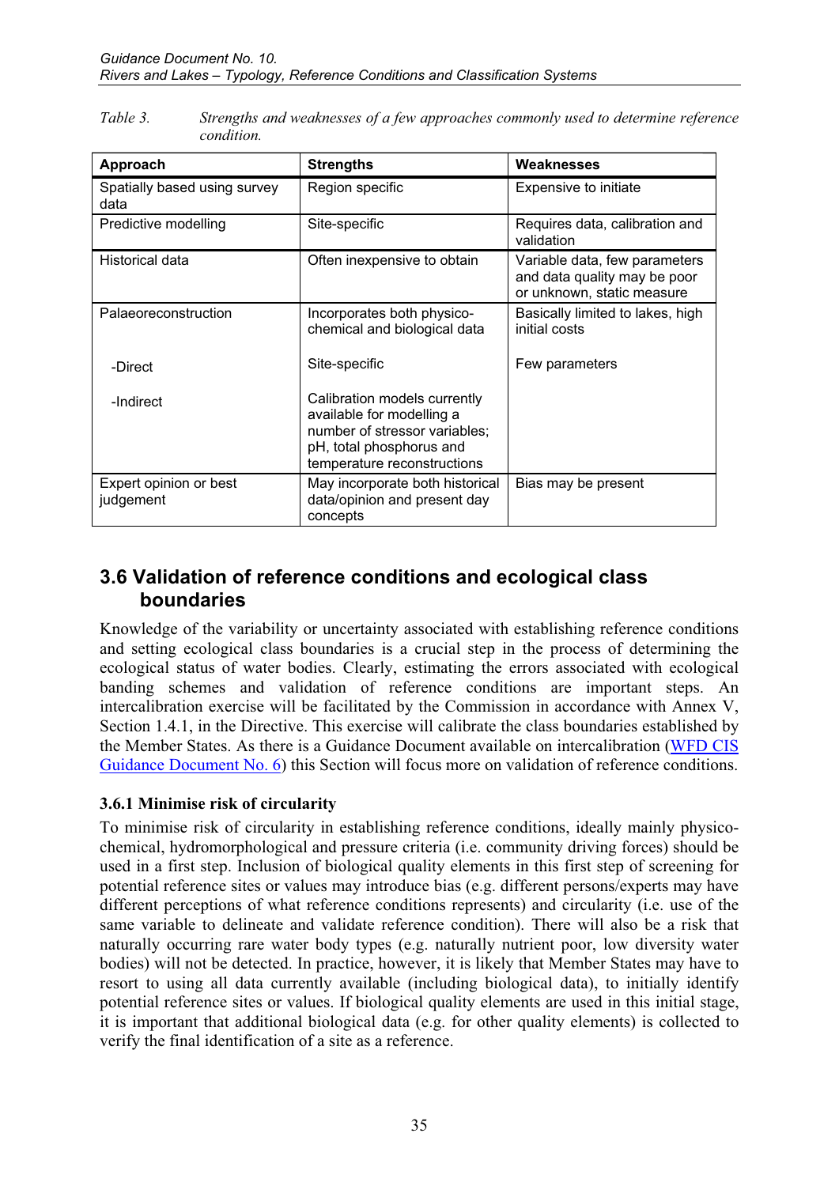*Table 3. Strengths and weaknesses of a few approaches commonly used to determine reference condition.*

| Approach | Strengths | Weaknesses |
|---|---|---|
| Spatially based using survey data | Region specific | Expensive to initiate |
| Predictive modelling | Site-specific | Requires data, calibration and validation |
| Historical data | Often inexpensive to obtain | Variable data, few parameters and data quality may be poor or unknown, static measure |
| Palaeoreconstruction | Incorporates both physico-chemical and biological data | Basically limited to lakes, high initial costs |
| -Direct | Site-specific | Few parameters |
| -Indirect | Calibration models currently available for modelling a number of stressor variables; pH, total phosphorus and temperature reconstructions | |
| Expert opinion or best judgement | May incorporate both historical data/opinion and present day concepts | Bias may be present |

## 3.6 Validation of reference conditions and ecological class boundaries

Knowledge of the variability or uncertainty associated with establishing reference conditions and setting ecological class boundaries is a crucial step in the process of determining the ecological status of water bodies. Clearly, estimating the errors associated with ecological banding schemes and validation of reference conditions are important steps. An intercalibration exercise will be facilitated by the Commission in accordance with Annex V, Section 1.4.1, in the Directive. This exercise will calibrate the class boundaries established by the Member States. As there is a Guidance Document available on intercalibration (WFD CIS Guidance Document No. 6) this Section will focus more on validation of reference conditions.

### 3.6.1 Minimise risk of circularity

To minimise risk of circularity in establishing reference conditions, ideally mainly physico-chemical, hydromorphological and pressure criteria (i.e. community driving forces) should be used in a first step. Inclusion of biological quality elements in this first step of screening for potential reference sites or values may introduce bias (e.g. different persons/experts may have different perceptions of what reference conditions represents) and circularity (i.e. use of the same variable to delineate and validate reference condition). There will also be a risk that naturally occurring rare water body types (e.g. naturally nutrient poor, low diversity water bodies) will not be detected. In practice, however, it is likely that Member States may have to resort to using all data currently available (including biological data), to initially identify potential reference sites or values. If biological quality elements are used in this initial stage, it is important that additional biological data (e.g. for other quality elements) is collected to verify the final identification of a site as a reference.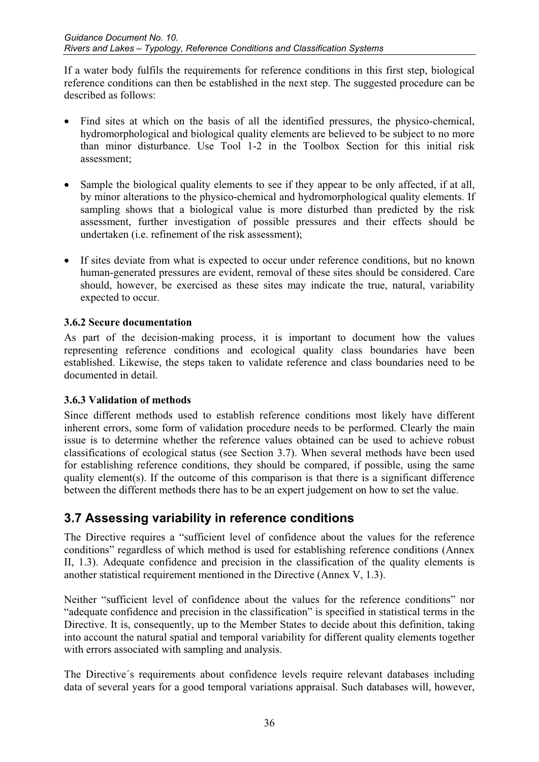If a water body fulfils the requirements for reference conditions in this first step, biological reference conditions can then be established in the next step. The suggested procedure can be described as follows:

- Find sites at which on the basis of all the identified pressures, the physico-chemical, hydromorphological and biological quality elements are believed to be subject to no more than minor disturbance. Use Tool 1-2 in the Toolbox Section for this initial risk assessment;

- Sample the biological quality elements to see if they appear to be only affected, if at all, by minor alterations to the physico-chemical and hydromorphological quality elements. If sampling shows that a biological value is more disturbed than predicted by the risk assessment, further investigation of possible pressures and their effects should be undertaken (i.e. refinement of the risk assessment);

- If sites deviate from what is expected to occur under reference conditions, but no known human-generated pressures are evident, removal of these sites should be considered. Care should, however, be exercised as these sites may indicate the true, natural, variability expected to occur.

### 3.6.2 Secure documentation

As part of the decision-making process, it is important to document how the values representing reference conditions and ecological quality class boundaries have been established. Likewise, the steps taken to validate reference and class boundaries need to be documented in detail.

### 3.6.3 Validation of methods

Since different methods used to establish reference conditions most likely have different inherent errors, some form of validation procedure needs to be performed. Clearly the main issue is to determine whether the reference values obtained can be used to achieve robust classifications of ecological status (see Section 3.7). When several methods have been used for establishing reference conditions, they should be compared, if possible, using the same quality element(s). If the outcome of this comparison is that there is a significant difference between the different methods there has to be an expert judgement on how to set the value.

## 3.7 Assessing variability in reference conditions

The Directive requires a "sufficient level of confidence about the values for the reference conditions" regardless of which method is used for establishing reference conditions (Annex II, 1.3). Adequate confidence and precision in the classification of the quality elements is another statistical requirement mentioned in the Directive (Annex V, 1.3).

Neither "sufficient level of confidence about the values for the reference conditions" nor "adequate confidence and precision in the classification" is specified in statistical terms in the Directive. It is, consequently, up to the Member States to decide about this definition, taking into account the natural spatial and temporal variability for different quality elements together with errors associated with sampling and analysis.

The Directive´s requirements about confidence levels require relevant databases including data of several years for a good temporal variations appraisal. Such databases will, however,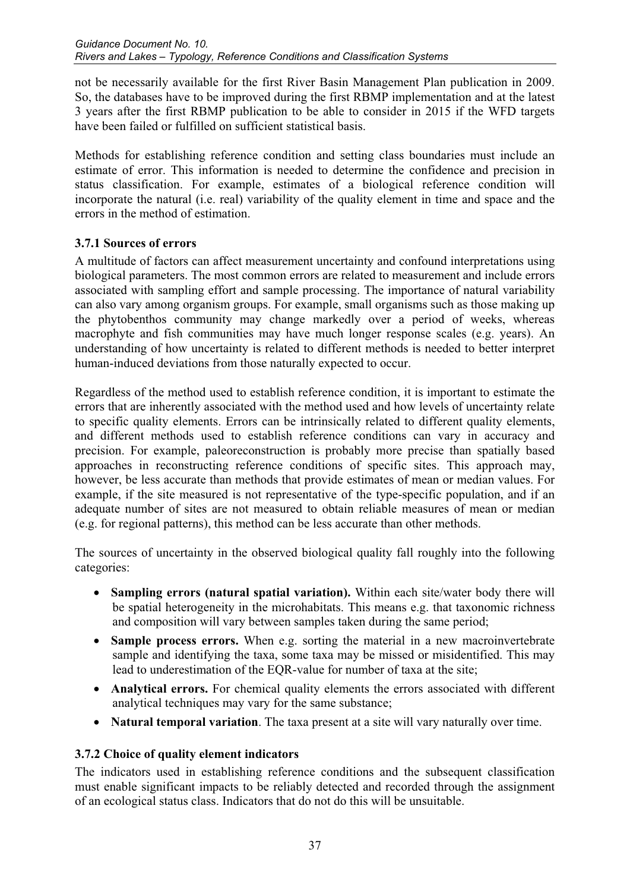not be necessarily available for the first River Basin Management Plan publication in 2009. So, the databases have to be improved during the first RBMP implementation and at the latest 3 years after the first RBMP publication to be able to consider in 2015 if the WFD targets have been failed or fulfilled on sufficient statistical basis.

Methods for establishing reference condition and setting class boundaries must include an estimate of error. This information is needed to determine the confidence and precision in status classification. For example, estimates of a biological reference condition will incorporate the natural (i.e. real) variability of the quality element in time and space and the errors in the method of estimation.

### 3.7.1 Sources of errors

A multitude of factors can affect measurement uncertainty and confound interpretations using biological parameters. The most common errors are related to measurement and include errors associated with sampling effort and sample processing. The importance of natural variability can also vary among organism groups. For example, small organisms such as those making up the phytobenthos community may change markedly over a period of weeks, whereas macrophyte and fish communities may have much longer response scales (e.g. years). An understanding of how uncertainty is related to different methods is needed to better interpret human-induced deviations from those naturally expected to occur.

Regardless of the method used to establish reference condition, it is important to estimate the errors that are inherently associated with the method used and how levels of uncertainty relate to specific quality elements. Errors can be intrinsically related to different quality elements, and different methods used to establish reference conditions can vary in accuracy and precision. For example, paleoreconstruction is probably more precise than spatially based approaches in reconstructing reference conditions of specific sites. This approach may, however, be less accurate than methods that provide estimates of mean or median values. For example, if the site measured is not representative of the type-specific population, and if an adequate number of sites are not measured to obtain reliable measures of mean or median (e.g. for regional patterns), this method can be less accurate than other methods.

The sources of uncertainty in the observed biological quality fall roughly into the following categories:

- **Sampling errors (natural spatial variation).** Within each site/water body there will be spatial heterogeneity in the microhabitats. This means e.g. that taxonomic richness and composition will vary between samples taken during the same period;
- **Sample process errors.** When e.g. sorting the material in a new macroinvertebrate sample and identifying the taxa, some taxa may be missed or misidentified. This may lead to underestimation of the EQR-value for number of taxa at the site;
- **Analytical errors.** For chemical quality elements the errors associated with different analytical techniques may vary for the same substance;
- **Natural temporal variation**. The taxa present at a site will vary naturally over time.

### 3.7.2 Choice of quality element indicators

The indicators used in establishing reference conditions and the subsequent classification must enable significant impacts to be reliably detected and recorded through the assignment of an ecological status class. Indicators that do not do this will be unsuitable.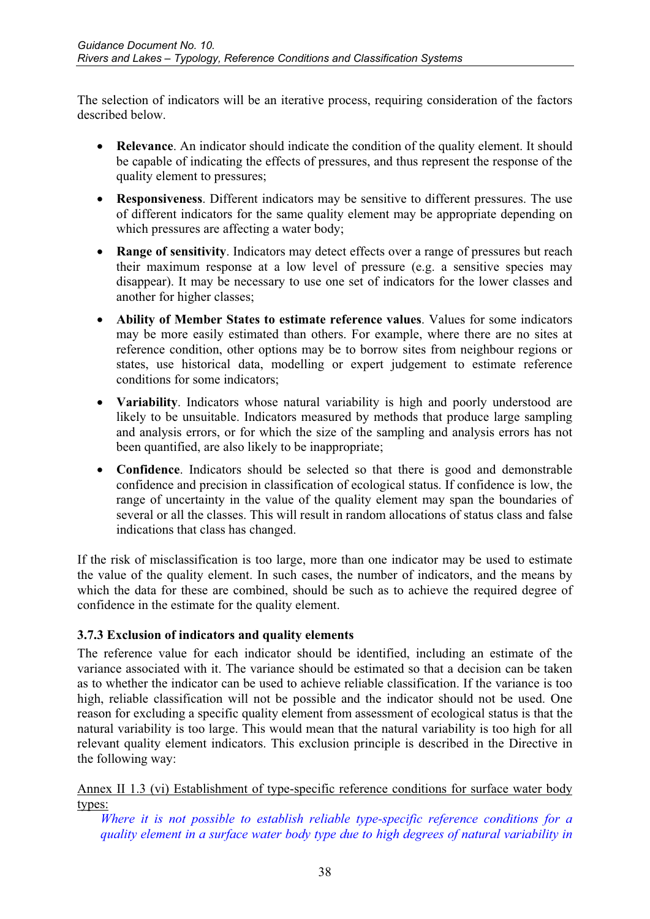The selection of indicators will be an iterative process, requiring consideration of the factors described below.

- **Relevance**. An indicator should indicate the condition of the quality element. It should be capable of indicating the effects of pressures, and thus represent the response of the quality element to pressures;
- **Responsiveness**. Different indicators may be sensitive to different pressures. The use of different indicators for the same quality element may be appropriate depending on which pressures are affecting a water body;
- **Range of sensitivity**. Indicators may detect effects over a range of pressures but reach their maximum response at a low level of pressure (e.g. a sensitive species may disappear). It may be necessary to use one set of indicators for the lower classes and another for higher classes;
- **Ability of Member States to estimate reference values**. Values for some indicators may be more easily estimated than others. For example, where there are no sites at reference condition, other options may be to borrow sites from neighbour regions or states, use historical data, modelling or expert judgement to estimate reference conditions for some indicators;
- **Variability**. Indicators whose natural variability is high and poorly understood are likely to be unsuitable. Indicators measured by methods that produce large sampling and analysis errors, or for which the size of the sampling and analysis errors has not been quantified, are also likely to be inappropriate;
- **Confidence**. Indicators should be selected so that there is good and demonstrable confidence and precision in classification of ecological status. If confidence is low, the range of uncertainty in the value of the quality element may span the boundaries of several or all the classes. This will result in random allocations of status class and false indications that class has changed.

If the risk of misclassification is too large, more than one indicator may be used to estimate the value of the quality element. In such cases, the number of indicators, and the means by which the data for these are combined, should be such as to achieve the required degree of confidence in the estimate for the quality element.

### 3.7.3 Exclusion of indicators and quality elements

The reference value for each indicator should be identified, including an estimate of the variance associated with it. The variance should be estimated so that a decision can be taken as to whether the indicator can be used to achieve reliable classification. If the variance is too high, reliable classification will not be possible and the indicator should not be used. One reason for excluding a specific quality element from assessment of ecological status is that the natural variability is too large. This would mean that the natural variability is too high for all relevant quality element indicators. This exclusion principle is described in the Directive in the following way:

Annex II 1.3 (vi) Establishment of type-specific reference conditions for surface water body types:

> *Where it is not possible to establish reliable type-specific reference conditions for a quality element in a surface water body type due to high degrees of natural variability in*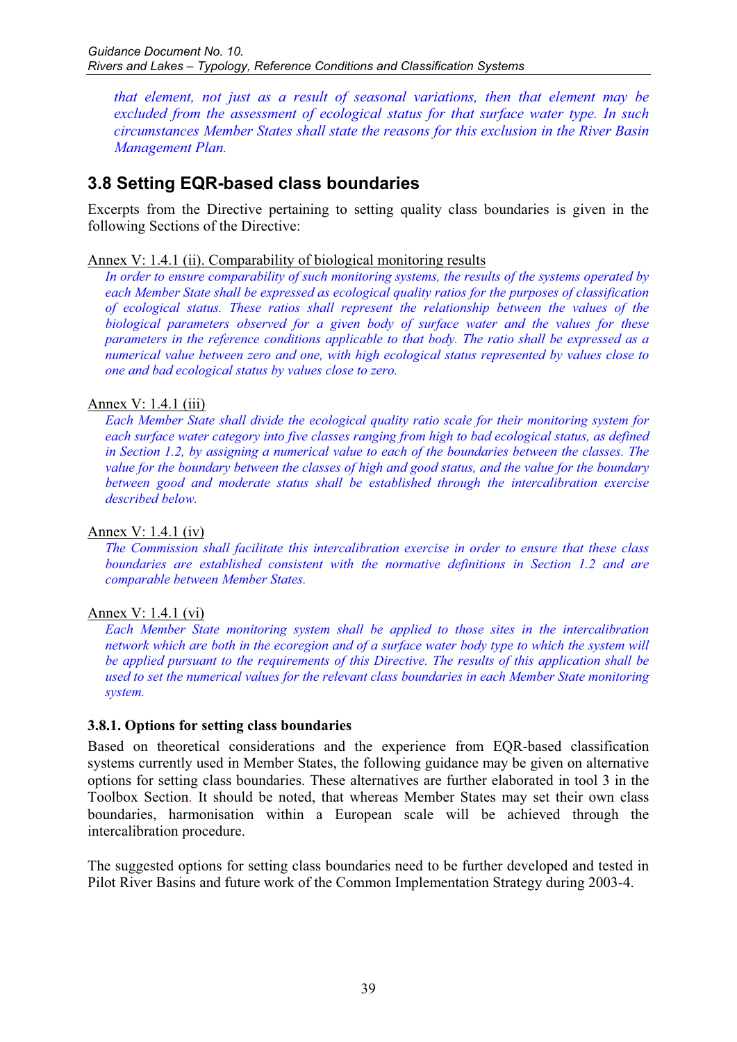*that element, not just as a result of seasonal variations, then that element may be excluded from the assessment of ecological status for that surface water type. In such circumstances Member States shall state the reasons for this exclusion in the River Basin Management Plan.*

## 3.8 Setting EQR-based class boundaries

Excerpts from the Directive pertaining to setting quality class boundaries is given in the following Sections of the Directive:

Annex V: 1.4.1 (ii). Comparability of biological monitoring results

*In order to ensure comparability of such monitoring systems, the results of the systems operated by each Member State shall be expressed as ecological quality ratios for the purposes of classification of ecological status. These ratios shall represent the relationship between the values of the biological parameters observed for a given body of surface water and the values for these parameters in the reference conditions applicable to that body. The ratio shall be expressed as a numerical value between zero and one, with high ecological status represented by values close to one and bad ecological status by values close to zero.*

Annex V: 1.4.1 (iii)

*Each Member State shall divide the ecological quality ratio scale for their monitoring system for each surface water category into five classes ranging from high to bad ecological status, as defined in Section 1.2, by assigning a numerical value to each of the boundaries between the classes. The value for the boundary between the classes of high and good status, and the value for the boundary between good and moderate status shall be established through the intercalibration exercise described below.*

Annex V: 1.4.1 (iv)

*The Commission shall facilitate this intercalibration exercise in order to ensure that these class boundaries are established consistent with the normative definitions in Section 1.2 and are comparable between Member States.*

Annex V: 1.4.1 (vi)

*Each Member State monitoring system shall be applied to those sites in the intercalibration network which are both in the ecoregion and of a surface water body type to which the system will be applied pursuant to the requirements of this Directive. The results of this application shall be used to set the numerical values for the relevant class boundaries in each Member State monitoring system.*

### 3.8.1. Options for setting class boundaries

Based on theoretical considerations and the experience from EQR-based classification systems currently used in Member States, the following guidance may be given on alternative options for setting class boundaries. These alternatives are further elaborated in tool 3 in the Toolbox Section. It should be noted, that whereas Member States may set their own class boundaries, harmonisation within a European scale will be achieved through the intercalibration procedure.

The suggested options for setting class boundaries need to be further developed and tested in Pilot River Basins and future work of the Common Implementation Strategy during 2003-4.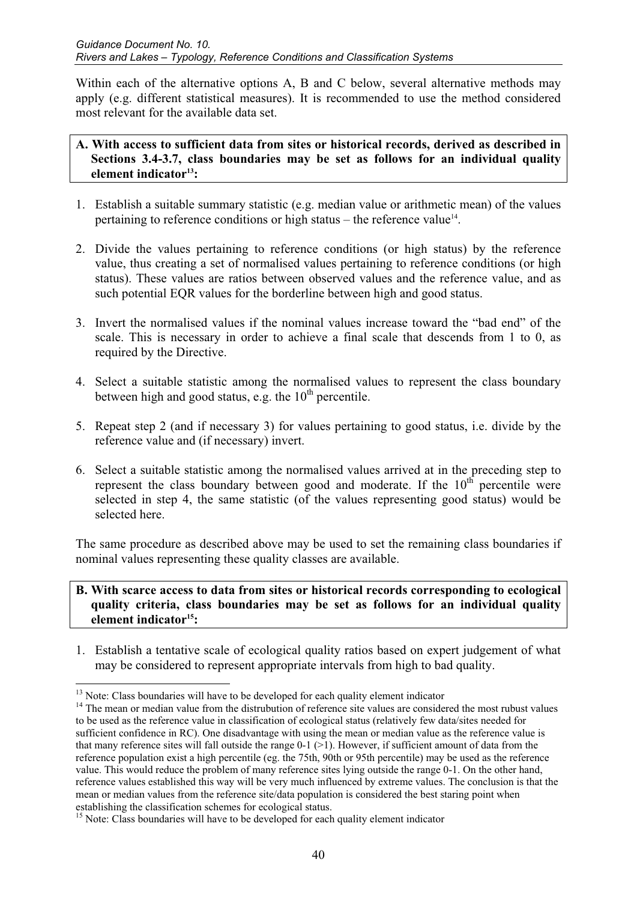Within each of the alternative options A, B and C below, several alternative methods may apply (e.g. different statistical measures). It is recommended to use the method considered most relevant for the available data set.

**A. With access to sufficient data from sites or historical records, derived as described in Sections 3.4-3.7, class boundaries may be set as follows for an individual quality element indicator[13]:**

1. Establish a suitable summary statistic (e.g. median value or arithmetic mean) of the values pertaining to reference conditions or high status – the reference value[14].

2. Divide the values pertaining to reference conditions (or high status) by the reference value, thus creating a set of normalised values pertaining to reference conditions (or high status). These values are ratios between observed values and the reference value, and as such potential EQR values for the borderline between high and good status.

3. Invert the normalised values if the nominal values increase toward the "bad end" of the scale. This is necessary in order to achieve a final scale that descends from 1 to 0, as required by the Directive.

4. Select a suitable statistic among the normalised values to represent the class boundary between high and good status, e.g. the 10th percentile.

5. Repeat step 2 (and if necessary 3) for values pertaining to good status, i.e. divide by the reference value and (if necessary) invert.

6. Select a suitable statistic among the normalised values arrived at in the preceding step to represent the class boundary between good and moderate. If the 10th percentile were selected in step 4, the same statistic (of the values representing good status) would be selected here.

The same procedure as described above may be used to set the remaining class boundaries if nominal values representing these quality classes are available.

**B. With scarce access to data from sites or historical records corresponding to ecological quality criteria, class boundaries may be set as follows for an individual quality element indicator[15]:**

1. Establish a tentative scale of ecological quality ratios based on expert judgement of what may be considered to represent appropriate intervals from high to bad quality.

---

[13] Note: Class boundaries will have to be developed for each quality element indicator

[14] The mean or median value from the distrubution of reference site values are considered the most rubust values to be used as the reference value in classification of ecological status (relatively few data/sites needed for sufficient confidence in RC). One disadvantage with using the mean or median value as the reference value is that many reference sites will fall outside the range 0-1 (>1). However, if sufficient amount of data from the reference population exist a high percentile (eg. the 75th, 90th or 95th percentile) may be used as the reference value. This would reduce the problem of many reference sites lying outside the range 0-1. On the other hand, reference values established this way will be very much influenced by extreme values. The conclusion is that the mean or median values from the reference site/data population is considered the best staring point when establishing the classification schemes for ecological status.

[15] Note: Class boundaries will have to be developed for each quality element indicator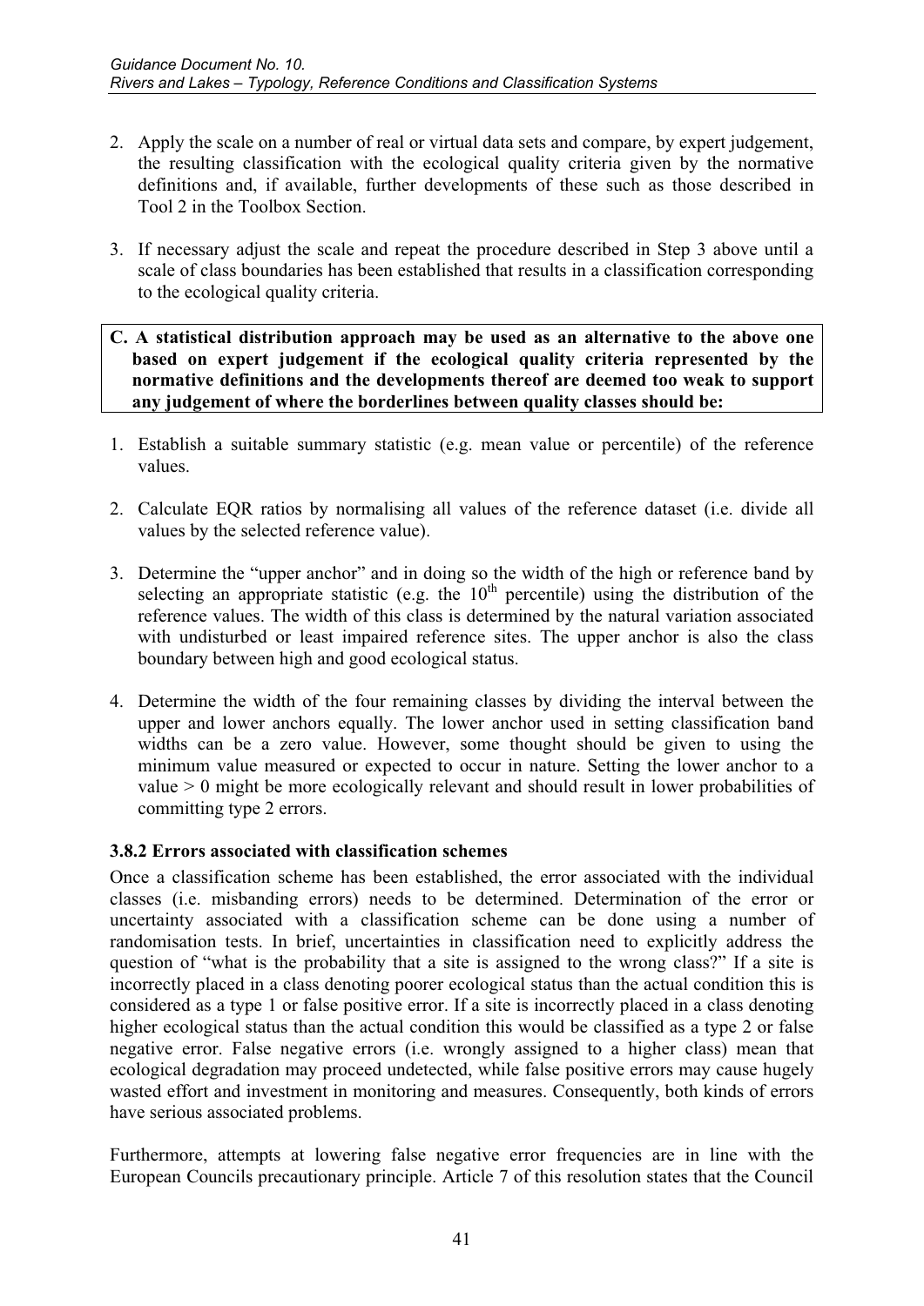2. Apply the scale on a number of real or virtual data sets and compare, by expert judgement, the resulting classification with the ecological quality criteria given by the normative definitions and, if available, further developments of these such as those described in Tool 2 in the Toolbox Section.

3. If necessary adjust the scale and repeat the procedure described in Step 3 above until a scale of class boundaries has been established that results in a classification corresponding to the ecological quality criteria.

**C. A statistical distribution approach may be used as an alternative to the above one based on expert judgement if the ecological quality criteria represented by the normative definitions and the developments thereof are deemed too weak to support any judgement of where the borderlines between quality classes should be:**

1. Establish a suitable summary statistic (e.g. mean value or percentile) of the reference values.

2. Calculate EQR ratios by normalising all values of the reference dataset (i.e. divide all values by the selected reference value).

3. Determine the "upper anchor" and in doing so the width of the high or reference band by selecting an appropriate statistic (e.g. the $10^{th}$ percentile) using the distribution of the reference values. The width of this class is determined by the natural variation associated with undisturbed or least impaired reference sites. The upper anchor is also the class boundary between high and good ecological status.

4. Determine the width of the four remaining classes by dividing the interval between the upper and lower anchors equally. The lower anchor used in setting classification band widths can be a zero value. However, some thought should be given to using the minimum value measured or expected to occur in nature. Setting the lower anchor to a value > 0 might be more ecologically relevant and should result in lower probabilities of committing type 2 errors.

### 3.8.2 Errors associated with classification schemes

Once a classification scheme has been established, the error associated with the individual classes (i.e. misbanding errors) needs to be determined. Determination of the error or uncertainty associated with a classification scheme can be done using a number of randomisation tests. In brief, uncertainties in classification need to explicitly address the question of "what is the probability that a site is assigned to the wrong class?" If a site is incorrectly placed in a class denoting poorer ecological status than the actual condition this is considered as a type 1 or false positive error. If a site is incorrectly placed in a class denoting higher ecological status than the actual condition this would be classified as a type 2 or false negative error. False negative errors (i.e. wrongly assigned to a higher class) mean that ecological degradation may proceed undetected, while false positive errors may cause hugely wasted effort and investment in monitoring and measures. Consequently, both kinds of errors have serious associated problems.

Furthermore, attempts at lowering false negative error frequencies are in line with the European Councils precautionary principle. Article 7 of this resolution states that the Council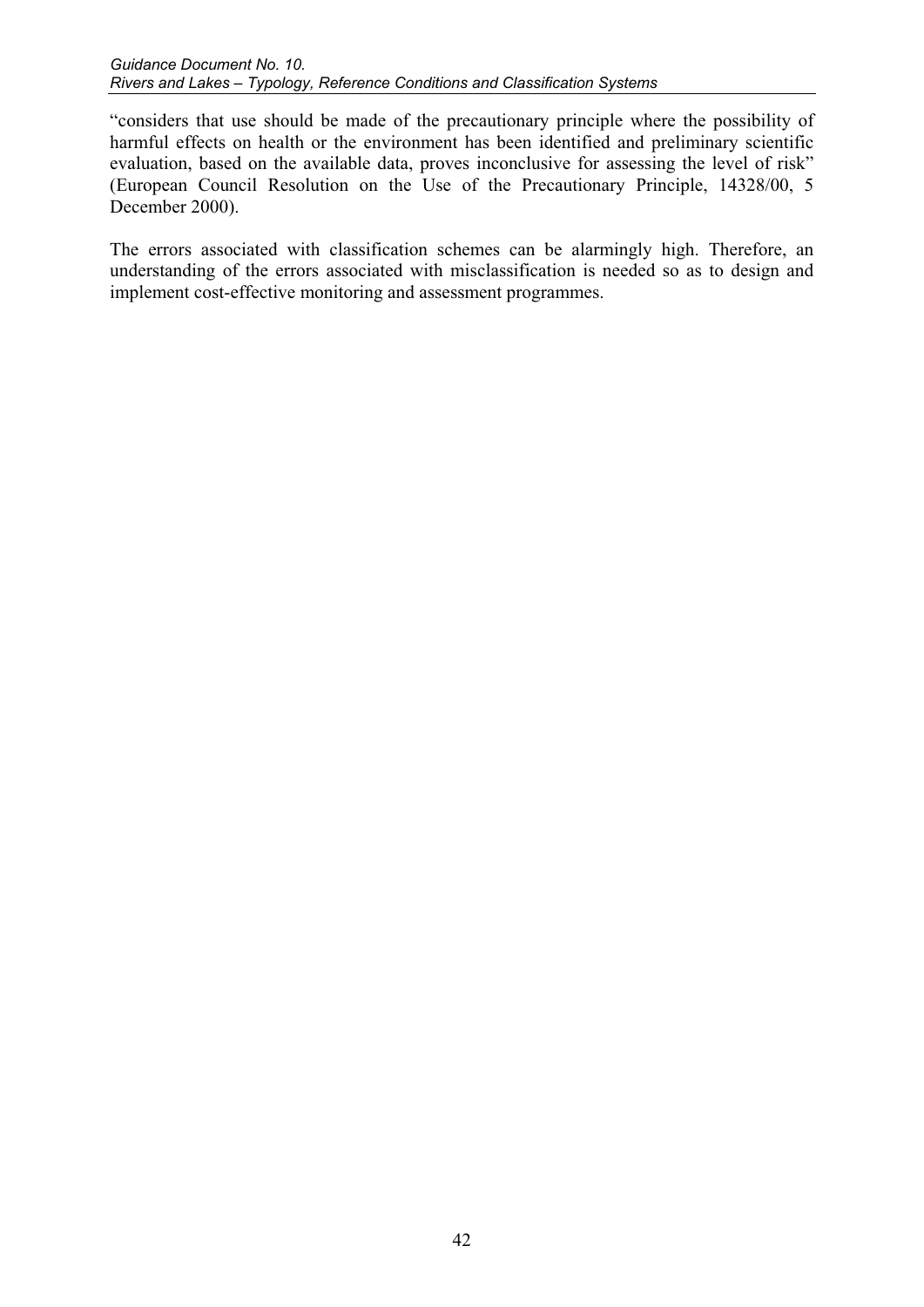"considers that use should be made of the precautionary principle where the possibility of harmful effects on health or the environment has been identified and preliminary scientific evaluation, based on the available data, proves inconclusive for assessing the level of risk" (European Council Resolution on the Use of the Precautionary Principle, 14328/00, 5 December 2000).

The errors associated with classification schemes can be alarmingly high. Therefore, an understanding of the errors associated with misclassification is needed so as to design and implement cost-effective monitoring and assessment programmes.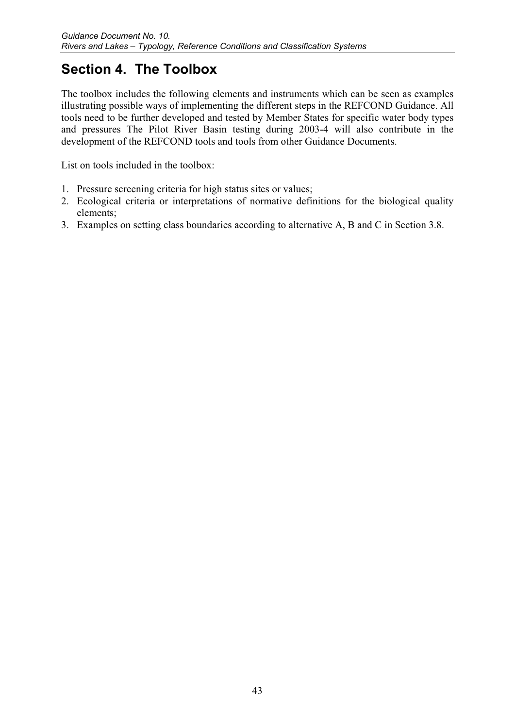# Section 4. The Toolbox

The toolbox includes the following elements and instruments which can be seen as examples illustrating possible ways of implementing the different steps in the REFCOND Guidance. All tools need to be further developed and tested by Member States for specific water body types and pressures The Pilot River Basin testing during 2003-4 will also contribute in the development of the REFCOND tools and tools from other Guidance Documents.

List on tools included in the toolbox:

1. Pressure screening criteria for high status sites or values;
2. Ecological criteria or interpretations of normative definitions for the biological quality elements;
3. Examples on setting class boundaries according to alternative A, B and C in Section 3.8.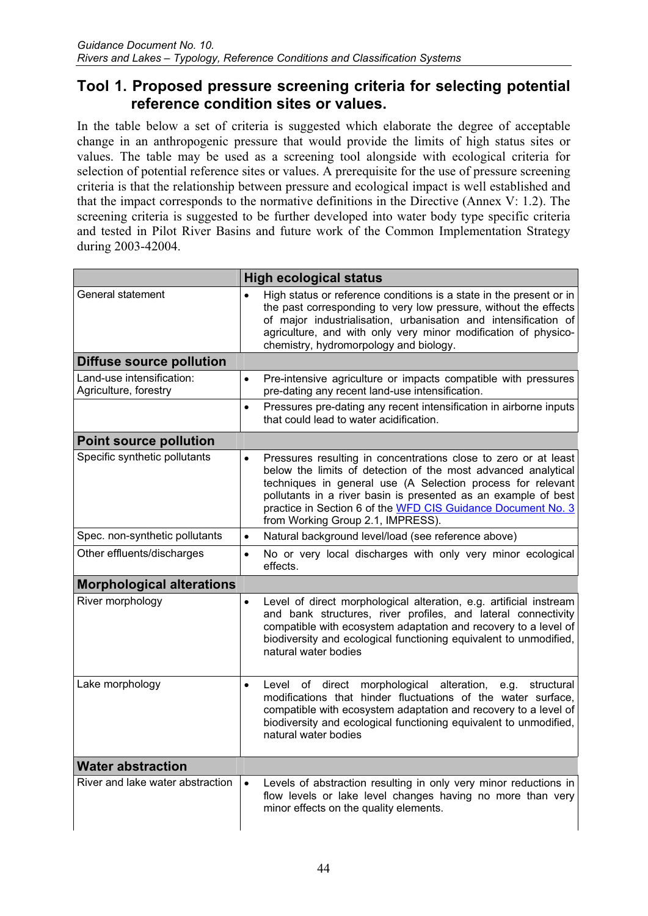## Tool 1. Proposed pressure screening criteria for selecting potential reference condition sites or values.

In the table below a set of criteria is suggested which elaborate the degree of acceptable change in an anthropogenic pressure that would provide the limits of high status sites or values. The table may be used as a screening tool alongside with ecological criteria for selection of potential reference sites or values. A prerequisite for the use of pressure screening criteria is that the relationship between pressure and ecological impact is well established and that the impact corresponds to the normative definitions in the Directive (Annex V: 1.2). The screening criteria is suggested to be further developed into water body type specific criteria and tested in Pilot River Basins and future work of the Common Implementation Strategy during 2003-42004.

| | **High ecological status** |
|---|---|
| General statement | • High status or reference conditions is a state in the present or in the past corresponding to very low pressure, without the effects of major industrialisation, urbanisation and intensification of agriculture, and with only very minor modification of physico-chemistry, hydromorpology and biology. |
| **Diffuse source pollution** | |
| Land-use intensification: Agriculture, forestry | • Pre-intensive agriculture or impacts compatible with pressures pre-dating any recent land-use intensification. |
| | • Pressures pre-dating any recent intensification in airborne inputs that could lead to water acidification. |
| **Point source pollution** | |
| Specific synthetic pollutants | • Pressures resulting in concentrations close to zero or at least below the limits of detection of the most advanced analytical techniques in general use (A Selection process for relevant pollutants in a river basin is presented as an example of best practice in Section 6 of the WFD CIS Guidance Document No. 3 from Working Group 2.1, IMPRESS). |
| Spec. non-synthetic pollutants | • Natural background level/load (see reference above) |
| Other effluents/discharges | • No or very local discharges with only very minor ecological effects. |
| **Morphological alterations** | |
| River morphology | • Level of direct morphological alteration, e.g. artificial instream and bank structures, river profiles, and lateral connectivity compatible with ecosystem adaptation and recovery to a level of biodiversity and ecological functioning equivalent to unmodified, natural water bodies |
| Lake morphology | • Level of direct morphological alteration, e.g. structural modifications that hinder fluctuations of the water surface, compatible with ecosystem adaptation and recovery to a level of biodiversity and ecological functioning equivalent to unmodified, natural water bodies |
| **Water abstraction** | |
| River and lake water abstraction | • Levels of abstraction resulting in only very minor reductions in flow levels or lake level changes having no more than very minor effects on the quality elements. |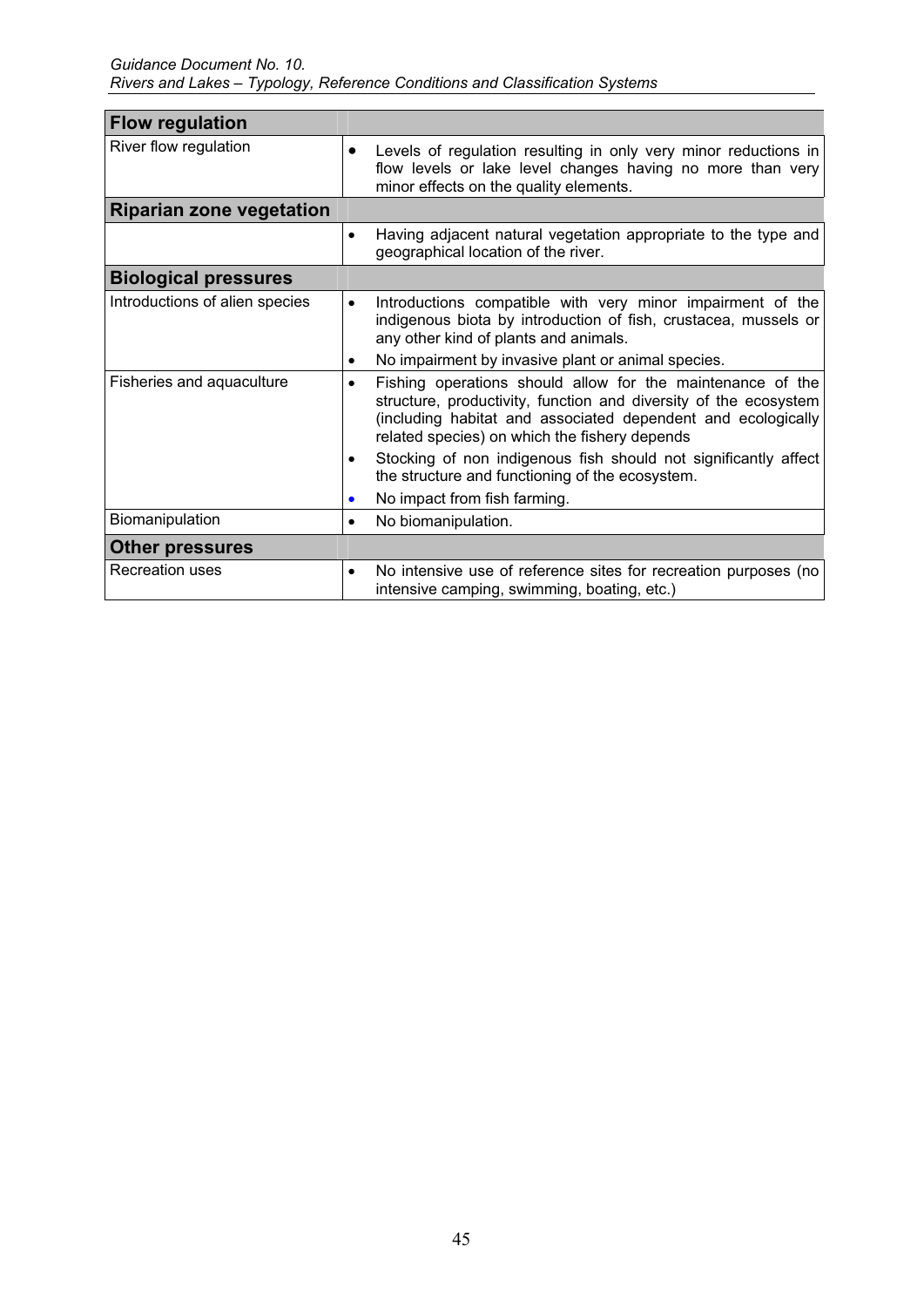| Flow regulation | |
|---|---|
| River flow regulation | • Levels of regulation resulting in only very minor reductions in flow levels or lake level changes having no more than very minor effects on the quality elements. |
| **Riparian zone vegetation** | |
| | • Having adjacent natural vegetation appropriate to the type and geographical location of the river. |
| **Biological pressures** | |
| Introductions of alien species | • Introductions compatible with very minor impairment of the indigenous biota by introduction of fish, crustacea, mussels or any other kind of plants and animals.<br>• No impairment by invasive plant or animal species. |
| Fisheries and aquaculture | • Fishing operations should allow for the maintenance of the structure, productivity, function and diversity of the ecosystem (including habitat and associated dependent and ecologically related species) on which the fishery depends<br>• Stocking of non indigenous fish should not significantly affect the structure and functioning of the ecosystem.<br>• No impact from fish farming. |
| Biomanipulation | • No biomanipulation. |
| **Other pressures** | |
| Recreation uses | • No intensive use of reference sites for recreation purposes (no intensive camping, swimming, boating, etc.) |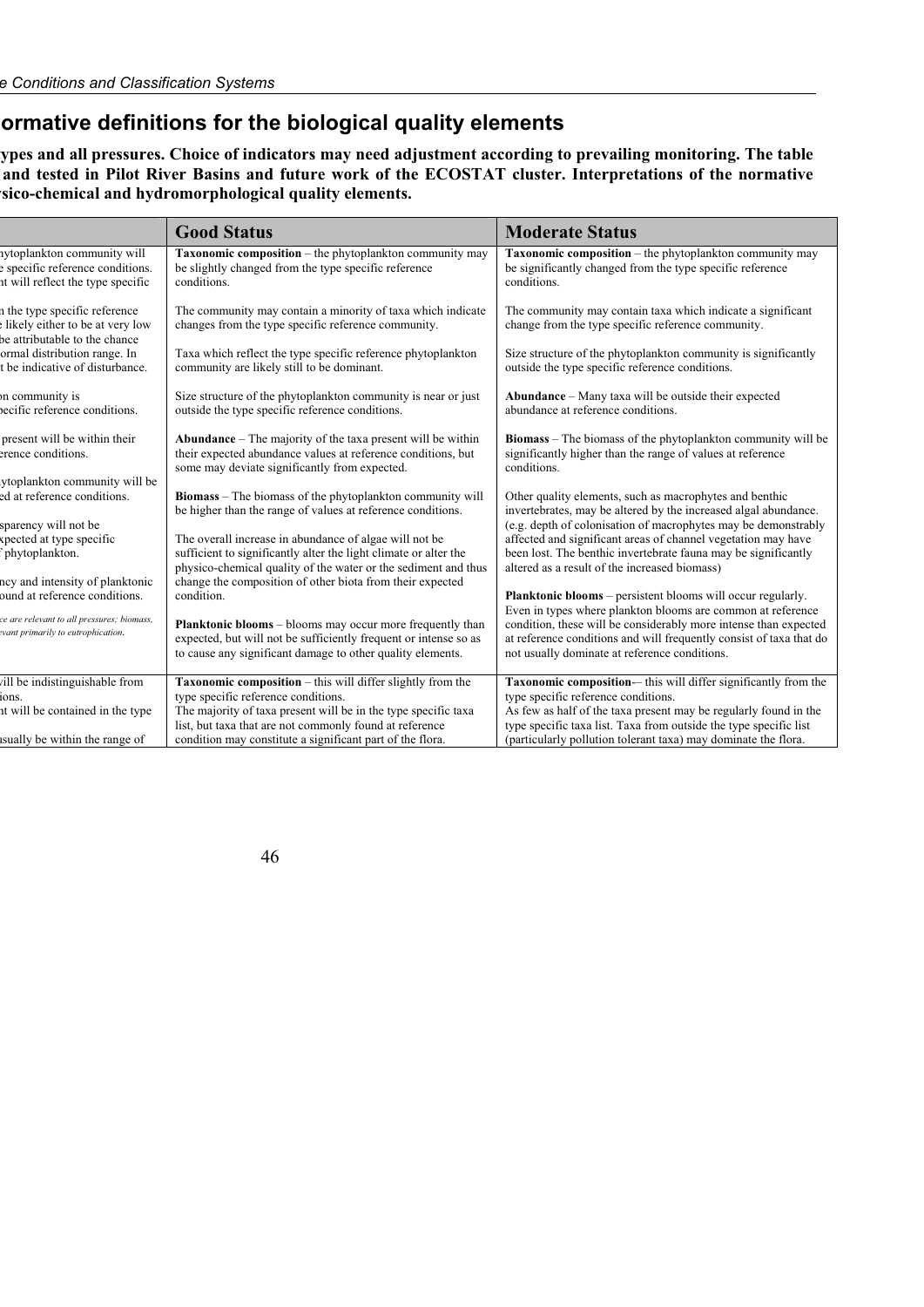## ormative definitions for the biological quality elements

**ypes and all pressures. Choice of indicators may need adjustment according to prevailing monitoring. The table and tested in Pilot River Basins and future work of the ECOSTAT cluster. Interpretations of the normative sico-chemical and hydromorphological quality elements.**

| | Good Status | Moderate Status |
|---|---|---|
| ytoplankton community will<br>e specific reference conditions.<br>nt will reflect the type specific<br><br>n the type specific reference<br>e likely either to be at very low<br>be attributable to the chance<br>ormal distribution range. In<br>t be indicative of disturbance.<br><br>on community is<br>pecific reference conditions.<br><br>present will be within their<br>erence conditions.<br><br>ytoplankton community will be<br>ed at reference conditions.<br><br>sparency will not be<br>xpected at type specific<br>f phytoplankton.<br><br>ncy and intensity of planktonic<br>ound at reference conditions.<br><br>*ce are relevant to all pressures; biomass,*<br>*evant primarily to eutrophication.* | **Taxonomic composition** – the phytoplankton community may be slightly changed from the type specific reference conditions.<br><br>The community may contain a minority of taxa which indicate changes from the type specific reference community.<br><br>Taxa which reflect the type specific reference phytoplankton community are likely still to be dominant.<br><br>Size structure of the phytoplankton community is near or just outside the type specific reference conditions.<br><br>**Abundance** – The majority of the taxa present will be within their expected abundance values at reference conditions, but some may deviate significantly from expected.<br><br>**Biomass** – The biomass of the phytoplankton community will be higher than the range of values at reference conditions.<br><br>The overall increase in abundance of algae will not be sufficient to significantly alter the light climate or alter the physico-chemical quality of the water or the sediment and thus change the composition of other biota from their expected condition.<br><br>**Planktonic blooms** – blooms may occur more frequently than expected, but will not be sufficiently frequent or intense so as to cause any significant damage to other quality elements. | **Taxonomic composition** – the phytoplankton community may be significantly changed from the type specific reference conditions.<br><br>The community may contain taxa which indicate a significant change from the type specific reference community.<br><br>Size structure of the phytoplankton community is significantly outside the type specific reference conditions.<br><br>**Abundance** – Many taxa will be outside their expected abundance at reference conditions.<br><br>**Biomass** – The biomass of the phytoplankton community will be significantly higher than the range of values at reference conditions.<br><br>Other quality elements, such as macrophytes and benthic invertebrates, may be altered by the increased algal abundance. (e.g. depth of colonisation of macrophytes may be demonstrably affected and significant areas of channel vegetation may have been lost. The benthic invertebrate fauna may be significantly altered as a result of the increased biomass)<br><br>**Planktonic blooms** – persistent blooms will occur regularly. Even in types where plankton blooms are common at reference condition, these will be considerably more intense than expected at reference conditions and will frequently consist of taxa that do not usually dominate at reference conditions. |
| vill be indistinguishable from<br>ions.<br>nt will be contained in the type<br><br>usually be within the range of | **Taxonomic composition** – this will differ slightly from the type specific reference conditions.<br>The majority of taxa present will be in the type specific taxa list, but taxa that are not commonly found at reference condition may constitute a significant part of the flora. | **Taxonomic composition**–- this will differ significantly from the type specific reference conditions.<br>As few as half of the taxa present may be regularly found in the type specific taxa list. Taxa from outside the type specific list (particularly pollution tolerant taxa) may dominate the flora. |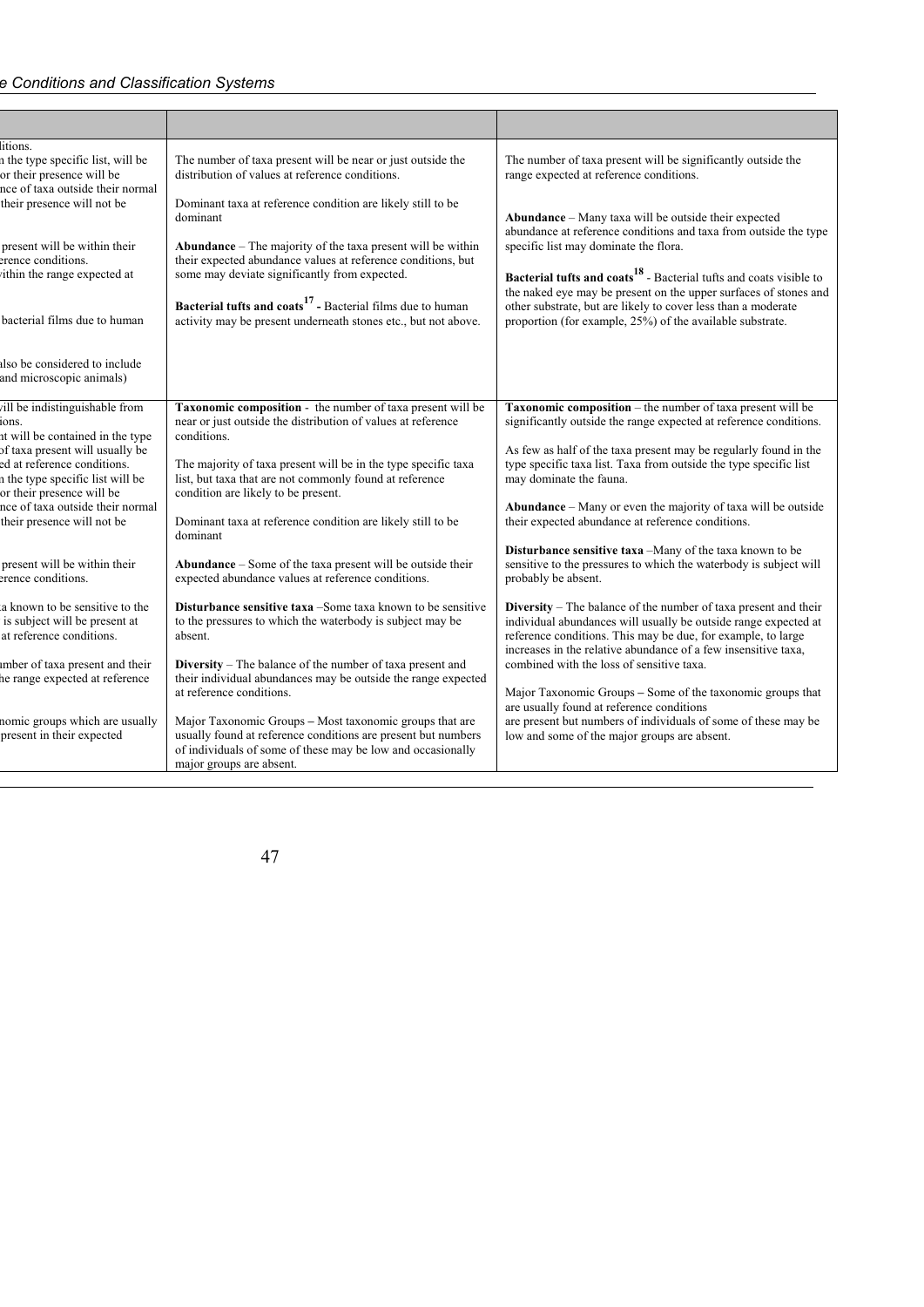| | | |
|---|---|---|
| litions.<br>n the type specific list, will be<br>or their presence will be<br>nce of taxa outside their normal<br>their presence will not be<br><br>present will be within their<br>erence conditions.<br>vithin the range expected at<br><br>bacterial films due to human<br><br>also be considered to include<br>and microscopic animals) | The number of taxa present will be near or just outside the distribution of values at reference conditions.<br><br>Dominant taxa at reference condition are likely still to be dominant<br><br>**Abundance** – The majority of the taxa present will be within their expected abundance values at reference conditions, but some may deviate significantly from expected.<br><br>**Bacterial tufts and coats**[17] **-** Bacterial films due to human activity may be present underneath stones etc., but not above. | The number of taxa present will be significantly outside the range expected at reference conditions.<br><br>**Abundance** – Many taxa will be outside their expected abundance at reference conditions and taxa from outside the type specific list may dominate the flora.<br><br>**Bacterial tufts and coats**[18] - Bacterial tufts and coats visible to the naked eye may be present on the upper surfaces of stones and other substrate, but are likely to cover less than a moderate proportion (for example, 25%) of the available substrate. |
| vill be indistinguishable from<br>ions.<br>nt will be contained in the type<br>of taxa present will usually be<br>ed at reference conditions.<br>n the type specific list will be<br>or their presence will be<br>nce of taxa outside their normal<br>their presence will not be<br><br>present will be within their<br>erence conditions.<br><br>a known to be sensitive to the<br>is subject will be present at<br>at reference conditions.<br><br>umber of taxa present and their<br>he range expected at reference<br><br>nomic groups which are usually<br>present in their expected | **Taxonomic composition** - the number of taxa present will be near or just outside the distribution of values at reference conditions.<br><br>The majority of taxa present will be in the type specific taxa list, but taxa that are not commonly found at reference condition are likely to be present.<br><br>Dominant taxa at reference condition are likely still to be dominant<br><br>**Abundance** – Some of the taxa present will be outside their expected abundance values at reference conditions.<br><br>**Disturbance sensitive taxa** –Some taxa known to be sensitive to the pressures to which the waterbody is subject may be absent.<br><br>**Diversity** – The balance of the number of taxa present and their individual abundances may be outside the range expected at reference conditions.<br><br>Major Taxonomic Groups – Most taxonomic groups that are usually found at reference conditions are present but numbers of individuals of some of these may be low and occasionally major groups are absent. | **Taxonomic composition** – the number of taxa present will be significantly outside the range expected at reference conditions.<br><br>As few as half of the taxa present may be regularly found in the type specific taxa list. Taxa from outside the type specific list may dominate the fauna.<br><br>**Abundance** – Many or even the majority of taxa will be outside their expected abundance at reference conditions.<br><br>**Disturbance sensitive taxa** –Many of the taxa known to be sensitive to the pressures to which the waterbody is subject will probably be absent.<br><br>**Diversity** – The balance of the number of taxa present and their individual abundances will usually be outside range expected at reference conditions. This may be due, for example, to large increases in the relative abundance of a few insensitive taxa, combined with the loss of sensitive taxa.<br><br>Major Taxonomic Groups – Some of the taxonomic groups that are usually found at reference conditions are present but numbers of individuals of some of these may be low and some of the major groups are absent. |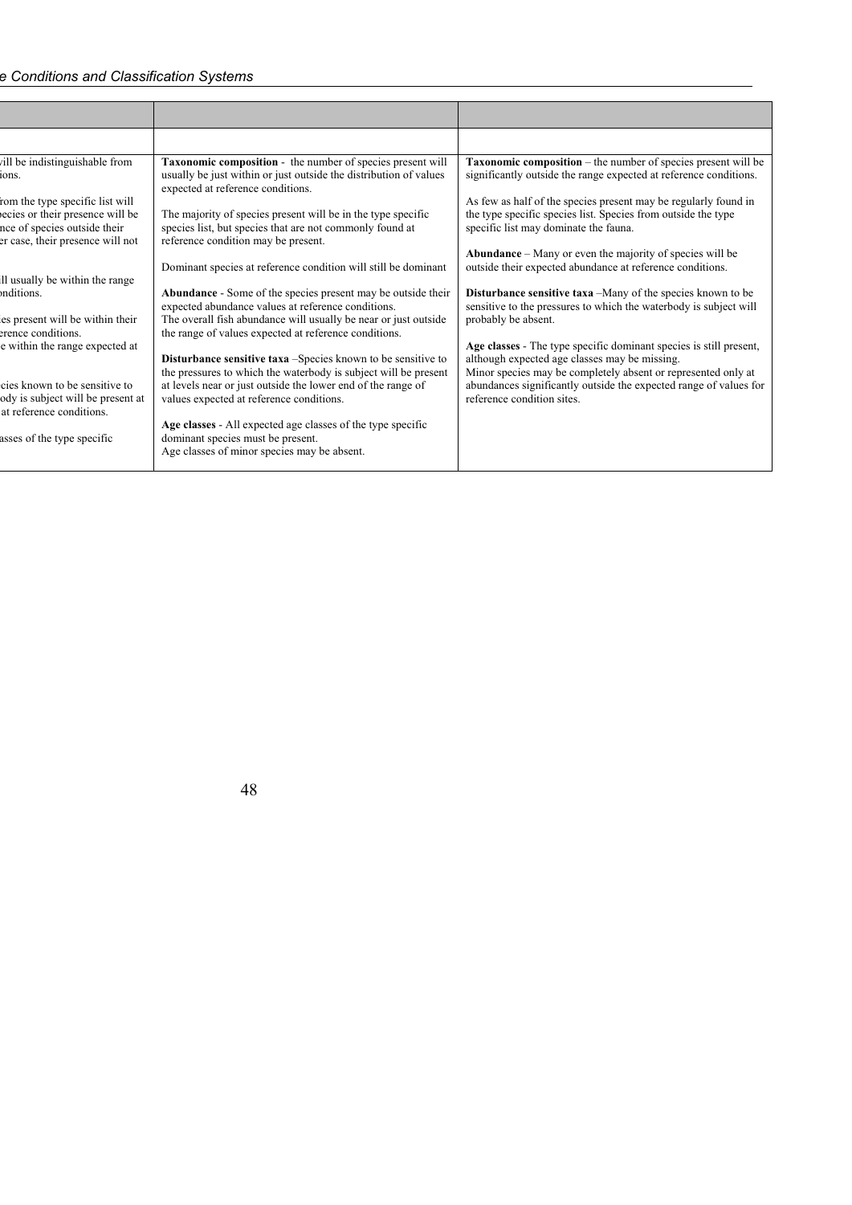| | | |
|---|---|---|
| | | |
| vill be indistinguishable from ions.<br><br>rom the type specific list will pecies or their presence will be nce of species outside their er case, their presence will not<br><br>ll usually be within the range nditions.<br><br>es present will be within their erence conditions.<br>e within the range expected at<br><br>cies known to be sensitive to ody is subject will be present at at reference conditions.<br><br>asses of the type specific | **Taxonomic composition** - the number of species present will usually be just within or just outside the distribution of values expected at reference conditions.<br><br>The majority of species present will be in the type specific species list, but species that are not commonly found at reference condition may be present.<br><br>Dominant species at reference condition will still be dominant<br><br>**Abundance** - Some of the species present may be outside their expected abundance values at reference conditions.<br>The overall fish abundance will usually be near or just outside the range of values expected at reference conditions.<br><br>**Disturbance sensitive taxa** –Species known to be sensitive to the pressures to which the waterbody is subject will be present at levels near or just outside the lower end of the range of values expected at reference conditions.<br><br>**Age classes** - All expected age classes of the type specific dominant species must be present.<br>Age classes of minor species may be absent. | **Taxonomic composition** – the number of species present will be significantly outside the range expected at reference conditions.<br><br>As few as half of the species present may be regularly found in the type specific species list. Species from outside the type specific list may dominate the fauna.<br><br>**Abundance** – Many or even the majority of species will be outside their expected abundance at reference conditions.<br><br>**Disturbance sensitive taxa** –Many of the species known to be sensitive to the pressures to which the waterbody is subject will probably be absent.<br><br>**Age classes** - The type specific dominant species is still present, although expected age classes may be missing.<br>Minor species may be completely absent or represented only at abundances significantly outside the expected range of values for reference condition sites. |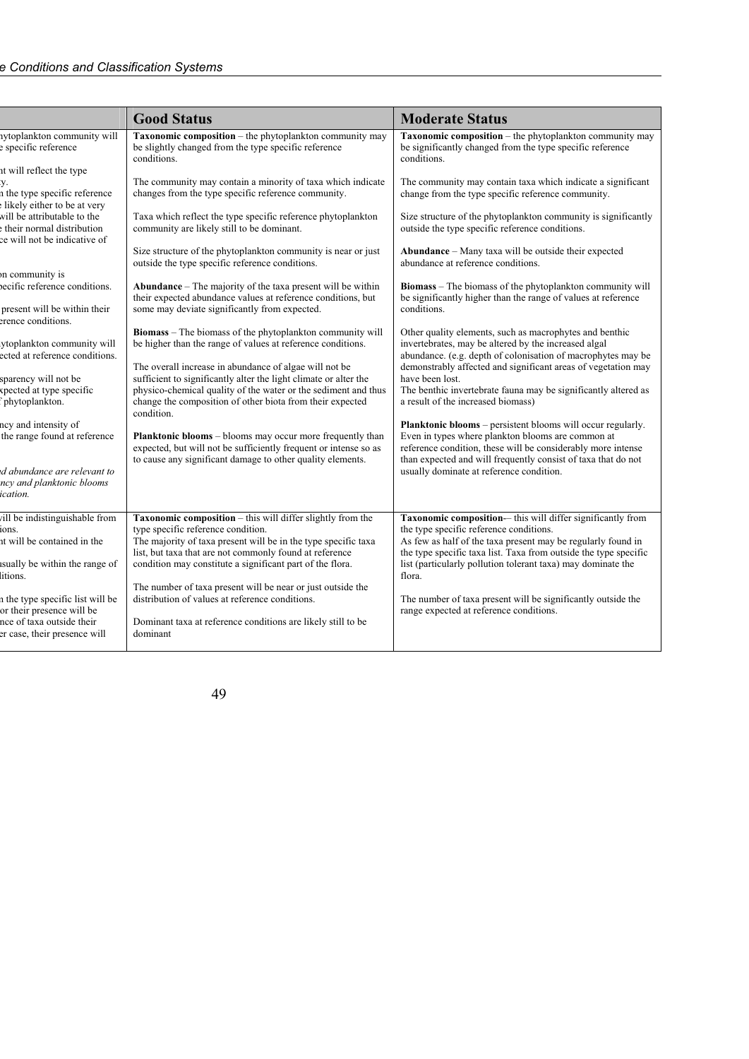| | Good Status | Moderate Status |
|---|---|---|
| ...ytoplankton community will ...e specific reference<br><br>...nt will reflect the type ...y.<br>...n the type specific reference ...e likely either to be at very ...will be attributable to the ...e their normal distribution ...ce will not be indicative of<br><br>...n community is ...pecific reference conditions.<br><br>... present will be within their ...erence conditions.<br><br>...ytoplankton community will ...ected at reference conditions.<br><br>...sparency will not be ...xpected at type specific ...f phytoplankton.<br><br>...ncy and intensity of ...the range found at reference<br><br>*...d abundance are relevant to ...ncy and planktonic blooms ...ication.* | **Taxonomic composition** – the phytoplankton community may be slightly changed from the type specific reference conditions.<br><br>The community may contain a minority of taxa which indicate changes from the type specific reference community.<br><br>Taxa which reflect the type specific reference phytoplankton community are likely still to be dominant.<br><br>Size structure of the phytoplankton community is near or just outside the type specific reference conditions.<br><br>**Abundance** – The majority of the taxa present will be within their expected abundance values at reference conditions, but some may deviate significantly from expected.<br><br>**Biomass** – The biomass of the phytoplankton community will be higher than the range of values at reference conditions.<br><br>The overall increase in abundance of algae will not be sufficient to significantly alter the light climate or alter the physico-chemical quality of the water or the sediment and thus change the composition of other biota from their expected condition.<br><br>**Planktonic blooms** – blooms may occur more frequently than expected, but will not be sufficiently frequent or intense so as to cause any significant damage to other quality elements. | **Taxonomic composition** – the phytoplankton community may be significantly changed from the type specific reference conditions.<br><br>The community may contain taxa which indicate a significant change from the type specific reference community.<br><br>Size structure of the phytoplankton community is significantly outside the type specific reference conditions.<br><br>**Abundance** – Many taxa will be outside their expected abundance at reference conditions.<br><br>**Biomass** – The biomass of the phytoplankton community will be significantly higher than the range of values at reference conditions.<br><br>Other quality elements, such as macrophytes and benthic invertebrates, may be altered by the increased algal abundance. (e.g. depth of colonisation of macrophytes may be demonstrably affected and significant areas of vegetation may have been lost.<br>The benthic invertebrate fauna may be significantly altered as a result of the increased biomass)<br><br>**Planktonic blooms** – persistent blooms will occur regularly. Even in types where plankton blooms are common at reference condition, these will be considerably more intense than expected and will frequently consist of taxa that do not usually dominate at reference condition. |
| ...vill be indistinguishable from ...ions.<br>...nt will be contained in the<br><br>...usually be within the range of ...litions.<br><br>...n the type specific list will be ...or their presence will be ...nce of taxa outside their ...er case, their presence will | **Taxonomic composition** – this will differ slightly from the type specific reference condition.<br>The majority of taxa present will be in the type specific taxa list, but taxa that are not commonly found at reference condition may constitute a significant part of the flora.<br><br>The number of taxa present will be near or just outside the distribution of values at reference conditions.<br><br>Dominant taxa at reference conditions are likely still to be dominant | **Taxonomic composition-**– this will differ significantly from the type specific reference conditions.<br>As few as half of the taxa present may be regularly found in the type specific taxa list. Taxa from outside the type specific list (particularly pollution tolerant taxa) may dominate the flora.<br><br>The number of taxa present will be significantly outside the range expected at reference conditions. |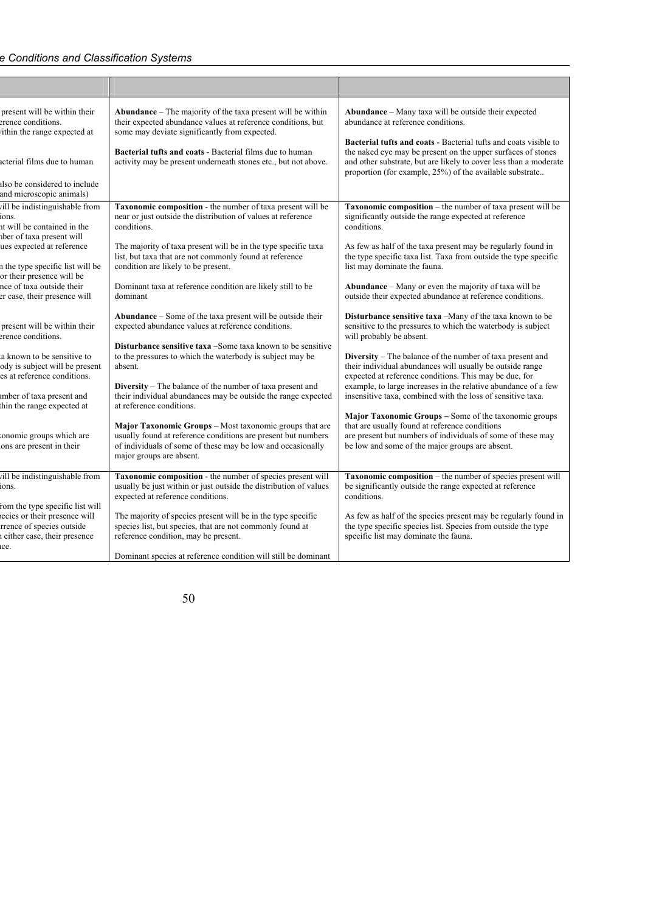| | | |
|---|---|---|
| present will be within their erence conditions. vithin the range expected at<br><br>acterial films due to human<br><br>ilso be considered to include and microscopic animals) | **Abundance** – The majority of the taxa present will be within their expected abundance values at reference conditions, but some may deviate significantly from expected.<br><br>**Bacterial tufts and coats** - Bacterial films due to human activity may be present underneath stones etc., but not above. | **Abundance** – Many taxa will be outside their expected abundance at reference conditions.<br><br>**Bacterial tufts and coats** - Bacterial tufts and coats visible to the naked eye may be present on the upper surfaces of stones and other substrate, but are likely to cover less than a moderate proportion (for example, 25%) of the available substrate.. |
| vill be indistinguishable from ions. it will be contained in the nber of taxa present will ues expected at reference<br><br>n the type specific list will be or their presence will be nce of taxa outside their er case, their presence will<br><br>present will be within their erence conditions.<br><br>a known to be sensitive to ody is subject will be present es at reference conditions.<br><br>umber of taxa present and thin the range expected at<br><br>conomic groups which are ions are present in their | **Taxonomic composition** - the number of taxa present will be near or just outside the distribution of values at reference conditions.<br><br>The majority of taxa present will be in the type specific taxa list, but taxa that are not commonly found at reference condition are likely to be present.<br><br>Dominant taxa at reference condition are likely still to be dominant<br><br>**Abundance** – Some of the taxa present will be outside their expected abundance values at reference conditions.<br><br>**Disturbance sensitive taxa** –Some taxa known to be sensitive to the pressures to which the waterbody is subject may be absent.<br><br>**Diversity** – The balance of the number of taxa present and their individual abundances may be outside the range expected at reference conditions.<br><br>**Major Taxonomic Groups** – Most taxonomic groups that are usually found at reference conditions are present but numbers of individuals of some of these may be low and occasionally major groups are absent. | **Taxonomic composition** – the number of taxa present will be significantly outside the range expected at reference conditions.<br><br>As few as half of the taxa present may be regularly found in the type specific taxa list. Taxa from outside the type specific list may dominate the fauna.<br><br>**Abundance** – Many or even the majority of taxa will be outside their expected abundance at reference conditions.<br><br>**Disturbance sensitive taxa** –Many of the taxa known to be sensitive to the pressures to which the waterbody is subject will probably be absent.<br><br>**Diversity** – The balance of the number of taxa present and their individual abundances will usually be outside range expected at reference conditions. This may be due, for example, to large increases in the relative abundance of a few insensitive taxa, combined with the loss of sensitive taxa.<br><br>**Major Taxonomic Groups –** Some of the taxonomic groups that are usually found at reference conditions are present but numbers of individuals of some of these may be low and some of the major groups are absent. |
| vill be indistinguishable from ions.<br><br>rom the type specific list will pecies or their presence will rrence of species outside n either case, their presence nce. | **Taxonomic composition** - the number of species present will usually be just within or just outside the distribution of values expected at reference conditions.<br><br>The majority of species present will be in the type specific species list, but species, that are not commonly found at reference condition, may be present.<br><br>Dominant species at reference condition will still be dominant | **Taxonomic composition** – the number of species present will be significantly outside the range expected at reference conditions.<br><br>As few as half of the species present may be regularly found in the type specific species list. Species from outside the type specific list may dominate the fauna. |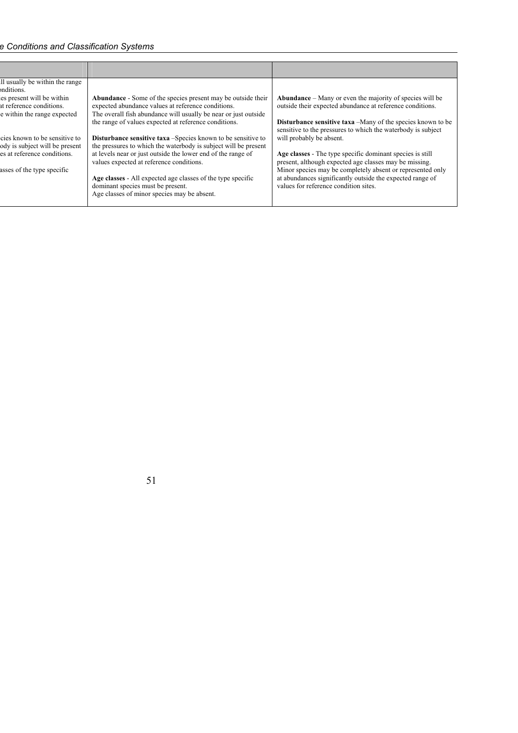| | | |
|---|---|---|
| ...ll usually be within the range ...onditions.<br>...ies present will be within ...at reference conditions.<br>...e within the range expected<br><br>...cies known to be sensitive to ...ody is subject will be present ...es at reference conditions.<br><br>...asses of the type specific | **Abundance** - Some of the species present may be outside their expected abundance values at reference conditions.<br>The overall fish abundance will usually be near or just outside the range of values expected at reference conditions.<br><br>**Disturbance sensitive taxa** –Species known to be sensitive to the pressures to which the waterbody is subject will be present at levels near or just outside the lower end of the range of values expected at reference conditions.<br><br>**Age classes** - All expected age classes of the type specific dominant species must be present.<br>Age classes of minor species may be absent. | **Abundance** – Many or even the majority of species will be outside their expected abundance at reference conditions.<br><br>**Disturbance sensitive taxa** –Many of the species known to be sensitive to the pressures to which the waterbody is subject will probably be absent.<br><br>**Age classes** - The type specific dominant species is still present, although expected age classes may be missing.<br>Minor species may be completely absent or represented only at abundances significantly outside the expected range of values for reference condition sites. |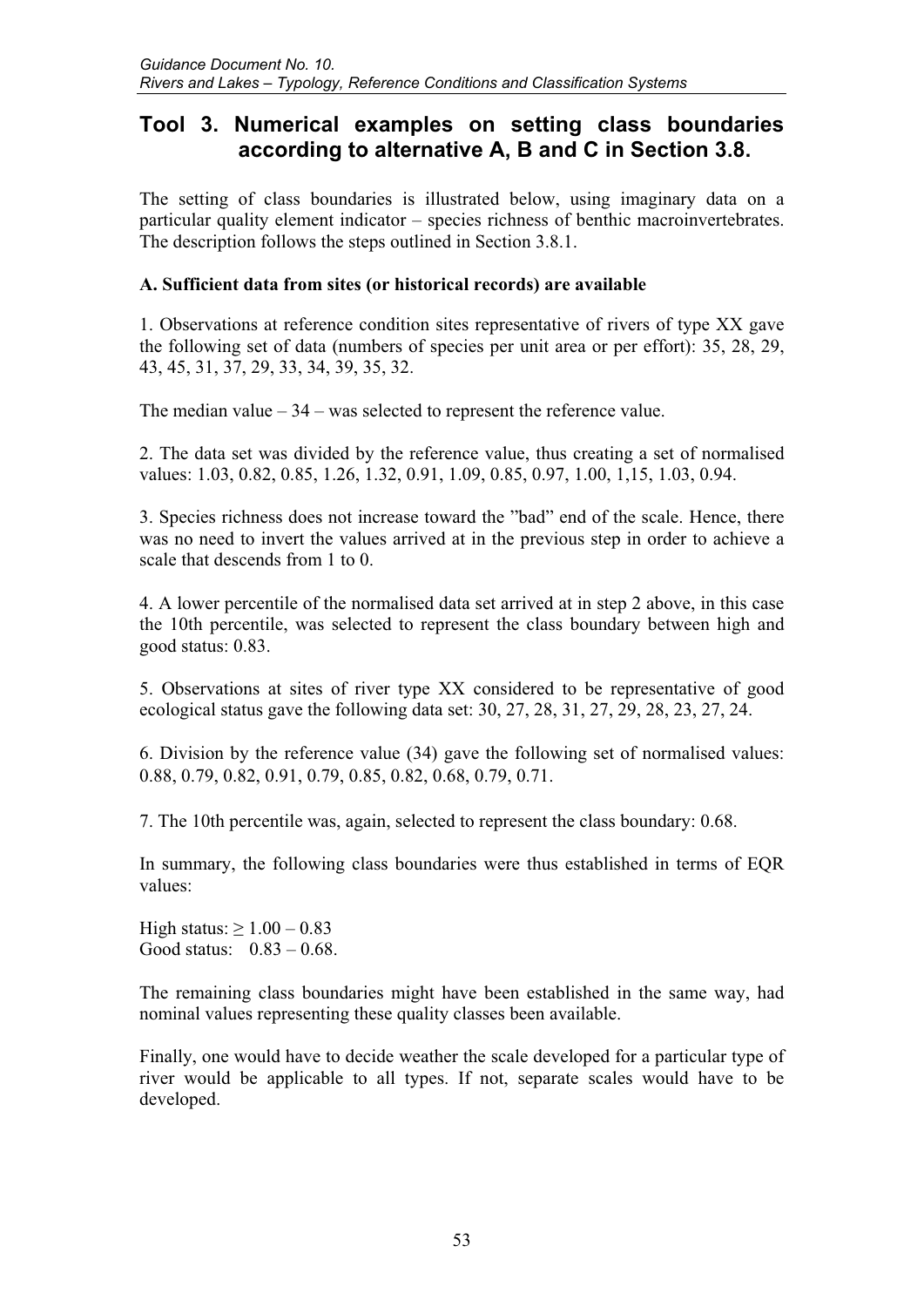## Tool 3. Numerical examples on setting class boundaries according to alternative A, B and C in Section 3.8.

The setting of class boundaries is illustrated below, using imaginary data on a particular quality element indicator – species richness of benthic macroinvertebrates. The description follows the steps outlined in Section 3.8.1.

**A. Sufficient data from sites (or historical records) are available**

1. Observations at reference condition sites representative of rivers of type XX gave the following set of data (numbers of species per unit area or per effort): 35, 28, 29, 43, 45, 31, 37, 29, 33, 34, 39, 35, 32.

The median value – 34 – was selected to represent the reference value.

2. The data set was divided by the reference value, thus creating a set of normalised values: 1.03, 0.82, 0.85, 1.26, 1.32, 0.91, 1.09, 0.85, 0.97, 1.00, 1,15, 1.03, 0.94.

3. Species richness does not increase toward the "bad" end of the scale. Hence, there was no need to invert the values arrived at in the previous step in order to achieve a scale that descends from 1 to 0.

4. A lower percentile of the normalised data set arrived at in step 2 above, in this case the 10th percentile, was selected to represent the class boundary between high and good status: 0.83.

5. Observations at sites of river type XX considered to be representative of good ecological status gave the following data set: 30, 27, 28, 31, 27, 29, 28, 23, 27, 24.

6. Division by the reference value (34) gave the following set of normalised values: 0.88, 0.79, 0.82, 0.91, 0.79, 0.85, 0.82, 0.68, 0.79, 0.71.

7. The 10th percentile was, again, selected to represent the class boundary: 0.68.

In summary, the following class boundaries were thus established in terms of EQR values:

High status: ≥ 1.00 – 0.83
Good status: 0.83 – 0.68.

The remaining class boundaries might have been established in the same way, had nominal values representing these quality classes been available.

Finally, one would have to decide weather the scale developed for a particular type of river would be applicable to all types. If not, separate scales would have to be developed.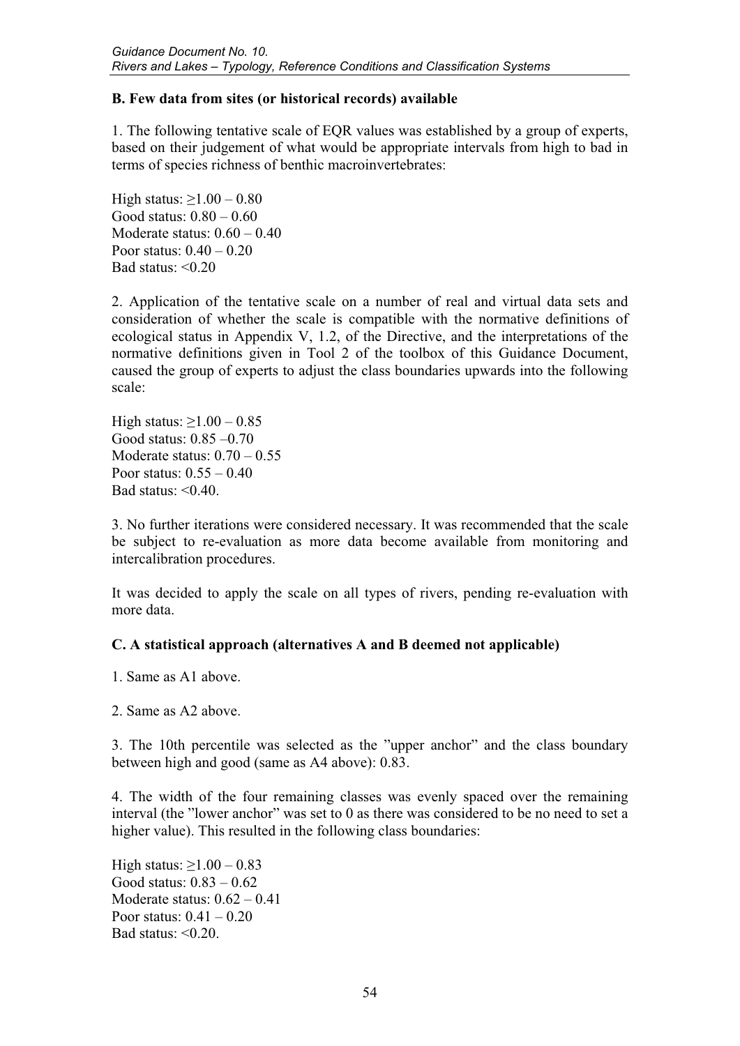**B. Few data from sites (or historical records) available**

1. The following tentative scale of EQR values was established by a group of experts, based on their judgement of what would be appropriate intervals from high to bad in terms of species richness of benthic macroinvertebrates:

High status: ≥1.00 – 0.80
Good status: 0.80 – 0.60
Moderate status: 0.60 – 0.40
Poor status: 0.40 – 0.20
Bad status: <0.20

2. Application of the tentative scale on a number of real and virtual data sets and consideration of whether the scale is compatible with the normative definitions of ecological status in Appendix V, 1.2, of the Directive, and the interpretations of the normative definitions given in Tool 2 of the toolbox of this Guidance Document, caused the group of experts to adjust the class boundaries upwards into the following scale:

High status: ≥1.00 – 0.85
Good status: 0.85 –0.70
Moderate status: 0.70 – 0.55
Poor status: 0.55 – 0.40
Bad status: <0.40.

3. No further iterations were considered necessary. It was recommended that the scale be subject to re-evaluation as more data become available from monitoring and intercalibration procedures.

It was decided to apply the scale on all types of rivers, pending re-evaluation with more data.

**C. A statistical approach (alternatives A and B deemed not applicable)**

1. Same as A1 above.

2. Same as A2 above.

3. The 10th percentile was selected as the "upper anchor" and the class boundary between high and good (same as A4 above): 0.83.

4. The width of the four remaining classes was evenly spaced over the remaining interval (the "lower anchor" was set to 0 as there was considered to be no need to set a higher value). This resulted in the following class boundaries:

High status: ≥1.00 – 0.83
Good status: 0.83 – 0.62
Moderate status: 0.62 – 0.41
Poor status: 0.41 – 0.20
Bad status: <0.20.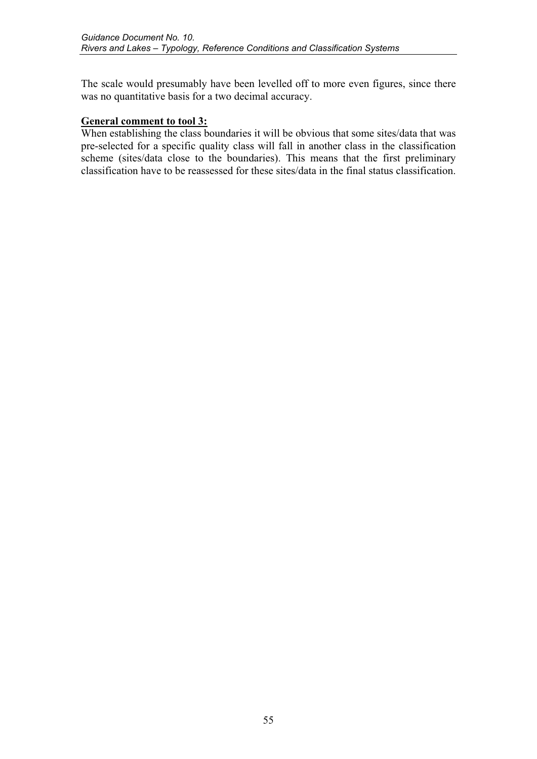The scale would presumably have been levelled off to more even figures, since there was no quantitative basis for a two decimal accuracy.

**General comment to tool 3:**

When establishing the class boundaries it will be obvious that some sites/data that was pre-selected for a specific quality class will fall in another class in the classification scheme (sites/data close to the boundaries). This means that the first preliminary classification have to be reassessed for these sites/data in the final status classification.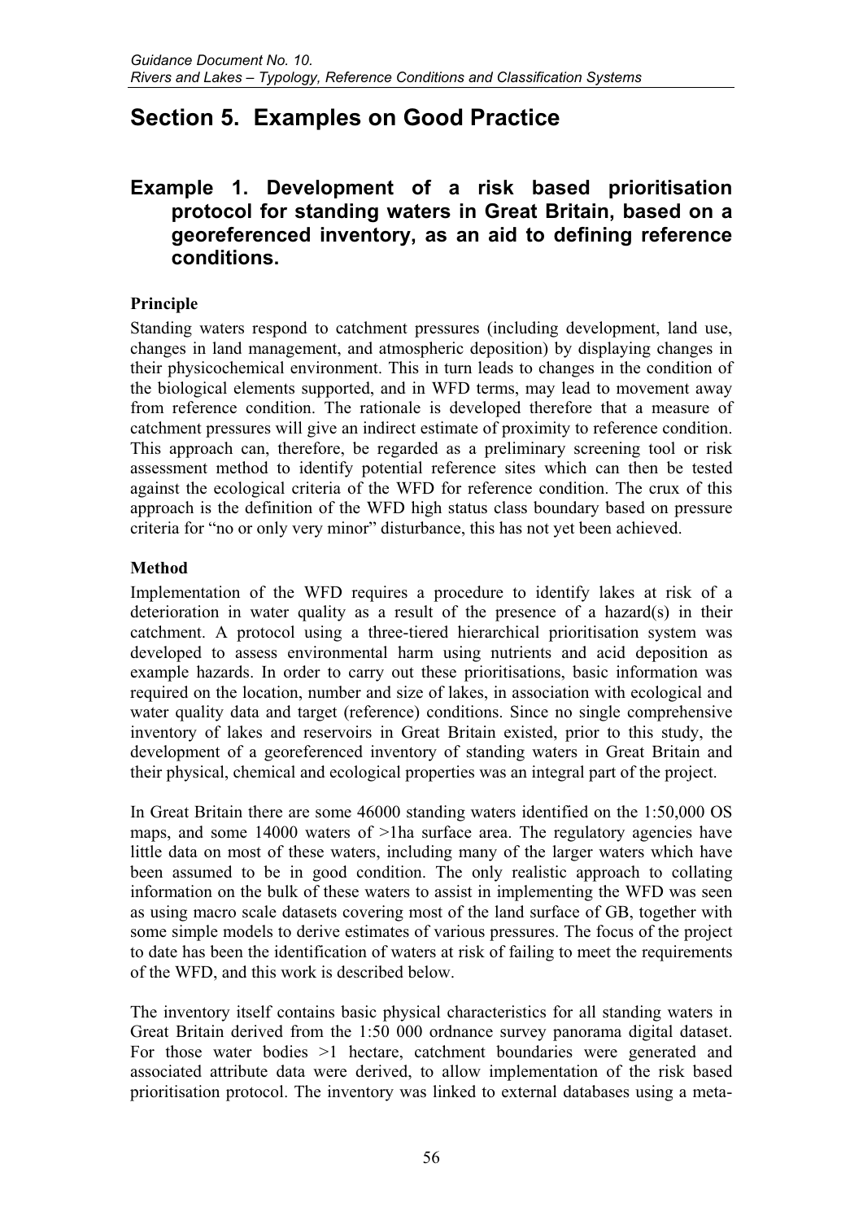# Section 5. Examples on Good Practice

## Example 1. Development of a risk based prioritisation protocol for standing waters in Great Britain, based on a georeferenced inventory, as an aid to defining reference conditions.

### Principle

Standing waters respond to catchment pressures (including development, land use, changes in land management, and atmospheric deposition) by displaying changes in their physicochemical environment. This in turn leads to changes in the condition of the biological elements supported, and in WFD terms, may lead to movement away from reference condition. The rationale is developed therefore that a measure of catchment pressures will give an indirect estimate of proximity to reference condition. This approach can, therefore, be regarded as a preliminary screening tool or risk assessment method to identify potential reference sites which can then be tested against the ecological criteria of the WFD for reference condition. The crux of this approach is the definition of the WFD high status class boundary based on pressure criteria for "no or only very minor" disturbance, this has not yet been achieved.

### Method

Implementation of the WFD requires a procedure to identify lakes at risk of a deterioration in water quality as a result of the presence of a hazard(s) in their catchment. A protocol using a three-tiered hierarchical prioritisation system was developed to assess environmental harm using nutrients and acid deposition as example hazards. In order to carry out these prioritisations, basic information was required on the location, number and size of lakes, in association with ecological and water quality data and target (reference) conditions. Since no single comprehensive inventory of lakes and reservoirs in Great Britain existed, prior to this study, the development of a georeferenced inventory of standing waters in Great Britain and their physical, chemical and ecological properties was an integral part of the project.

In Great Britain there are some 46000 standing waters identified on the 1:50,000 OS maps, and some 14000 waters of >1ha surface area. The regulatory agencies have little data on most of these waters, including many of the larger waters which have been assumed to be in good condition. The only realistic approach to collating information on the bulk of these waters to assist in implementing the WFD was seen as using macro scale datasets covering most of the land surface of GB, together with some simple models to derive estimates of various pressures. The focus of the project to date has been the identification of waters at risk of failing to meet the requirements of the WFD, and this work is described below.

The inventory itself contains basic physical characteristics for all standing waters in Great Britain derived from the 1:50 000 ordnance survey panorama digital dataset. For those water bodies >1 hectare, catchment boundaries were generated and associated attribute data were derived, to allow implementation of the risk based prioritisation protocol. The inventory was linked to external databases using a meta-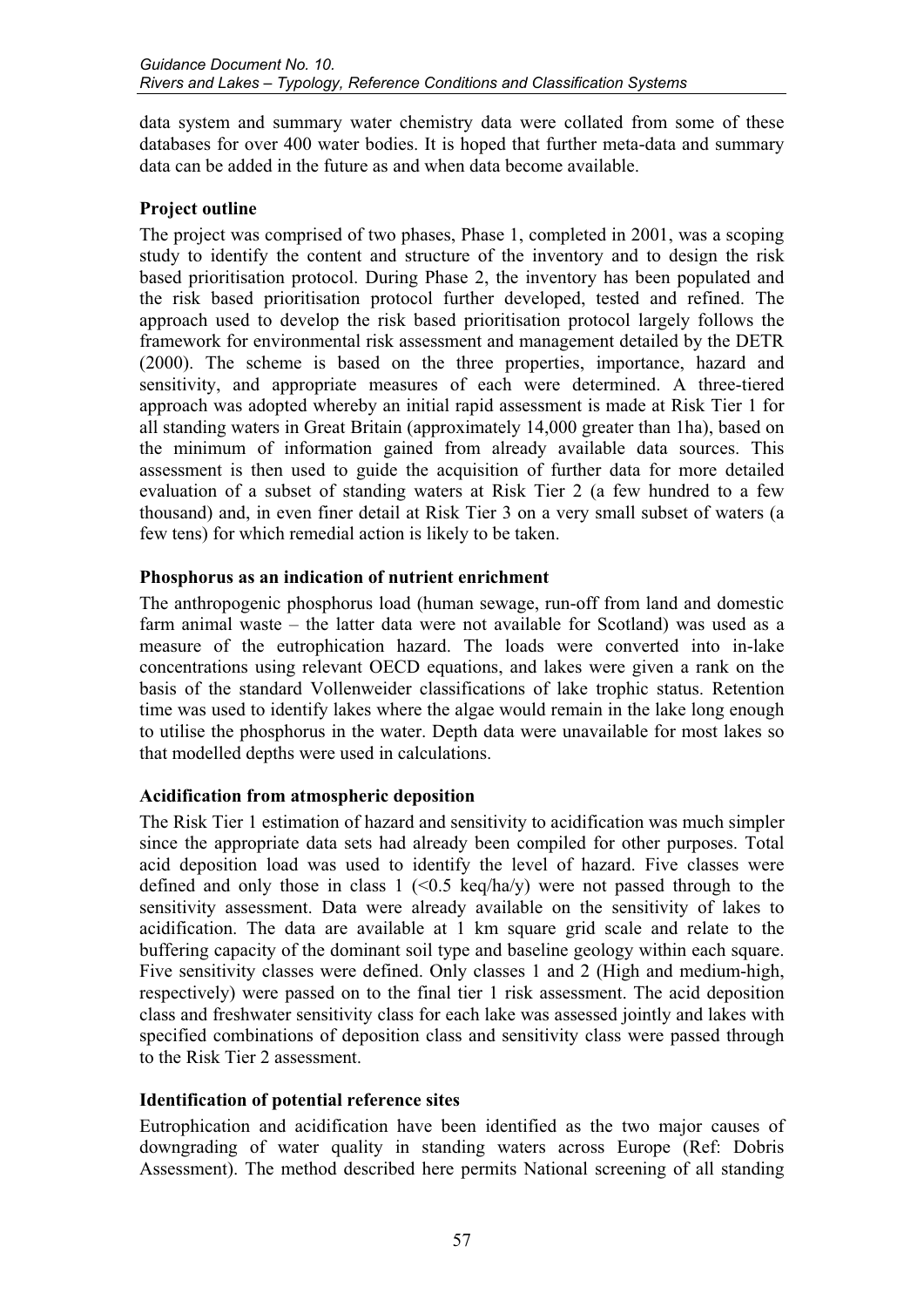data system and summary water chemistry data were collated from some of these databases for over 400 water bodies. It is hoped that further meta-data and summary data can be added in the future as and when data become available.

**Project outline**

The project was comprised of two phases, Phase 1, completed in 2001, was a scoping study to identify the content and structure of the inventory and to design the risk based prioritisation protocol. During Phase 2, the inventory has been populated and the risk based prioritisation protocol further developed, tested and refined. The approach used to develop the risk based prioritisation protocol largely follows the framework for environmental risk assessment and management detailed by the DETR (2000). The scheme is based on the three properties, importance, hazard and sensitivity, and appropriate measures of each were determined. A three-tiered approach was adopted whereby an initial rapid assessment is made at Risk Tier 1 for all standing waters in Great Britain (approximately 14,000 greater than 1ha), based on the minimum of information gained from already available data sources. This assessment is then used to guide the acquisition of further data for more detailed evaluation of a subset of standing waters at Risk Tier 2 (a few hundred to a few thousand) and, in even finer detail at Risk Tier 3 on a very small subset of waters (a few tens) for which remedial action is likely to be taken.

**Phosphorus as an indication of nutrient enrichment**

The anthropogenic phosphorus load (human sewage, run-off from land and domestic farm animal waste – the latter data were not available for Scotland) was used as a measure of the eutrophication hazard. The loads were converted into in-lake concentrations using relevant OECD equations, and lakes were given a rank on the basis of the standard Vollenweider classifications of lake trophic status. Retention time was used to identify lakes where the algae would remain in the lake long enough to utilise the phosphorus in the water. Depth data were unavailable for most lakes so that modelled depths were used in calculations.

**Acidification from atmospheric deposition**

The Risk Tier 1 estimation of hazard and sensitivity to acidification was much simpler since the appropriate data sets had already been compiled for other purposes. Total acid deposition load was used to identify the level of hazard. Five classes were defined and only those in class 1 (<0.5 keq/ha/y) were not passed through to the sensitivity assessment. Data were already available on the sensitivity of lakes to acidification. The data are available at 1 km square grid scale and relate to the buffering capacity of the dominant soil type and baseline geology within each square. Five sensitivity classes were defined. Only classes 1 and 2 (High and medium-high, respectively) were passed on to the final tier 1 risk assessment. The acid deposition class and freshwater sensitivity class for each lake was assessed jointly and lakes with specified combinations of deposition class and sensitivity class were passed through to the Risk Tier 2 assessment.

**Identification of potential reference sites**

Eutrophication and acidification have been identified as the two major causes of downgrading of water quality in standing waters across Europe (Ref: Dobris Assessment). The method described here permits National screening of all standing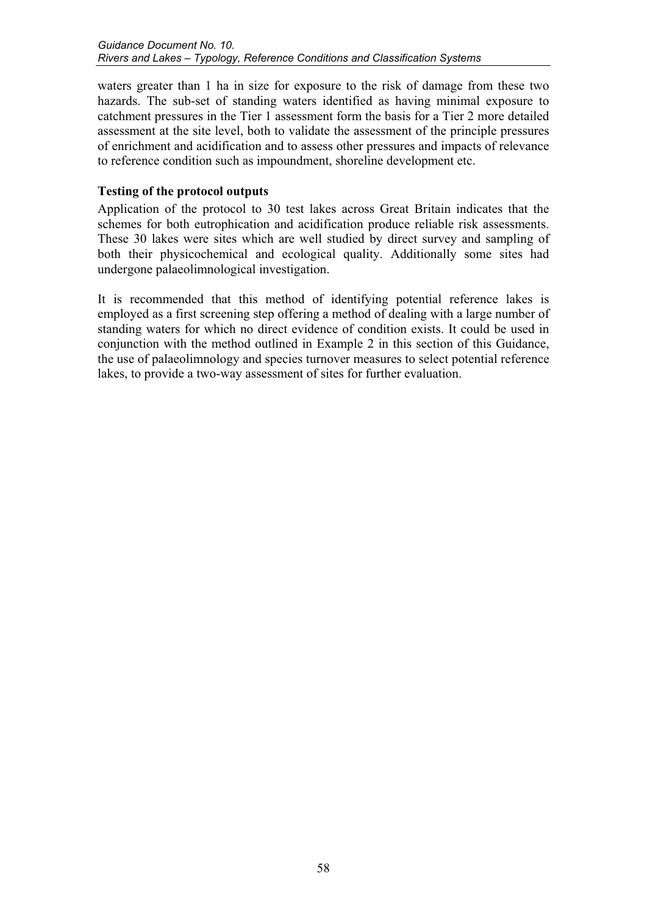waters greater than 1 ha in size for exposure to the risk of damage from these two hazards. The sub-set of standing waters identified as having minimal exposure to catchment pressures in the Tier 1 assessment form the basis for a Tier 2 more detailed assessment at the site level, both to validate the assessment of the principle pressures of enrichment and acidification and to assess other pressures and impacts of relevance to reference condition such as impoundment, shoreline development etc.

**Testing of the protocol outputs**

Application of the protocol to 30 test lakes across Great Britain indicates that the schemes for both eutrophication and acidification produce reliable risk assessments. These 30 lakes were sites which are well studied by direct survey and sampling of both their physicochemical and ecological quality. Additionally some sites had undergone palaeolimnological investigation.

It is recommended that this method of identifying potential reference lakes is employed as a first screening step offering a method of dealing with a large number of standing waters for which no direct evidence of condition exists. It could be used in conjunction with the method outlined in Example 2 in this section of this Guidance, the use of palaeolimnology and species turnover measures to select potential reference lakes, to provide a two-way assessment of sites for further evaluation.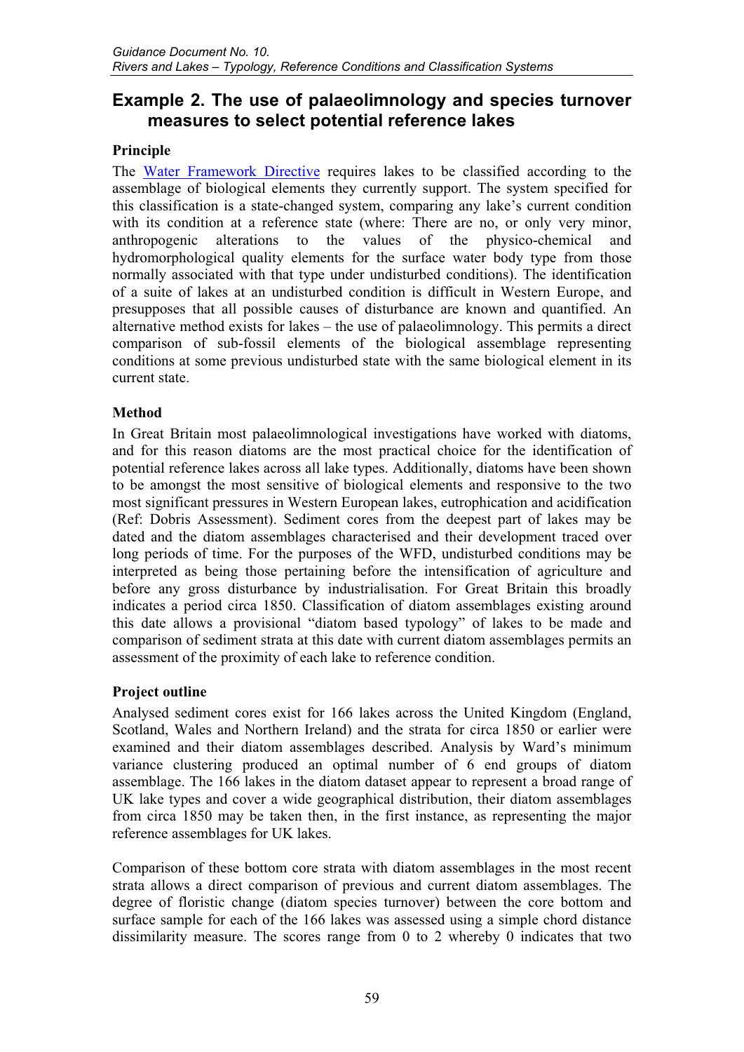## Example 2. The use of palaeolimnology and species turnover measures to select potential reference lakes

### Principle

The Water Framework Directive requires lakes to be classified according to the assemblage of biological elements they currently support. The system specified for this classification is a state-changed system, comparing any lake's current condition with its condition at a reference state (where: There are no, or only very minor, anthropogenic alterations to the values of the physico-chemical and hydromorphological quality elements for the surface water body type from those normally associated with that type under undisturbed conditions). The identification of a suite of lakes at an undisturbed condition is difficult in Western Europe, and presupposes that all possible causes of disturbance are known and quantified. An alternative method exists for lakes – the use of palaeolimnology. This permits a direct comparison of sub-fossil elements of the biological assemblage representing conditions at some previous undisturbed state with the same biological element in its current state.

### Method

In Great Britain most palaeolimnological investigations have worked with diatoms, and for this reason diatoms are the most practical choice for the identification of potential reference lakes across all lake types. Additionally, diatoms have been shown to be amongst the most sensitive of biological elements and responsive to the two most significant pressures in Western European lakes, eutrophication and acidification (Ref: Dobris Assessment). Sediment cores from the deepest part of lakes may be dated and the diatom assemblages characterised and their development traced over long periods of time. For the purposes of the WFD, undisturbed conditions may be interpreted as being those pertaining before the intensification of agriculture and before any gross disturbance by industrialisation. For Great Britain this broadly indicates a period circa 1850. Classification of diatom assemblages existing around this date allows a provisional "diatom based typology" of lakes to be made and comparison of sediment strata at this date with current diatom assemblages permits an assessment of the proximity of each lake to reference condition.

### Project outline

Analysed sediment cores exist for 166 lakes across the United Kingdom (England, Scotland, Wales and Northern Ireland) and the strata for circa 1850 or earlier were examined and their diatom assemblages described. Analysis by Ward's minimum variance clustering produced an optimal number of 6 end groups of diatom assemblage. The 166 lakes in the diatom dataset appear to represent a broad range of UK lake types and cover a wide geographical distribution, their diatom assemblages from circa 1850 may be taken then, in the first instance, as representing the major reference assemblages for UK lakes.

Comparison of these bottom core strata with diatom assemblages in the most recent strata allows a direct comparison of previous and current diatom assemblages. The degree of floristic change (diatom species turnover) between the core bottom and surface sample for each of the 166 lakes was assessed using a simple chord distance dissimilarity measure. The scores range from 0 to 2 whereby 0 indicates that two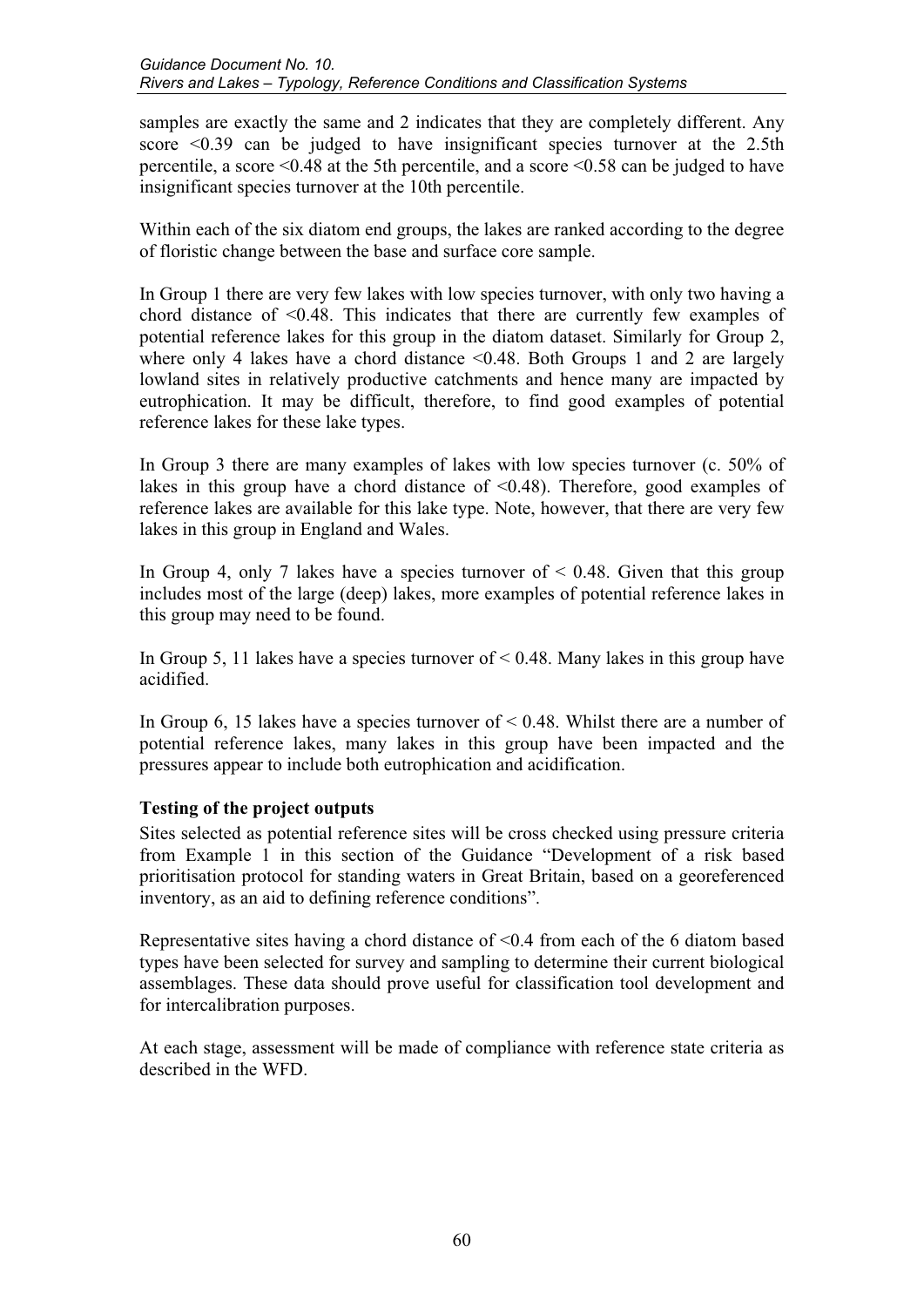samples are exactly the same and 2 indicates that they are completely different. Any score <0.39 can be judged to have insignificant species turnover at the 2.5th percentile, a score <0.48 at the 5th percentile, and a score <0.58 can be judged to have insignificant species turnover at the 10th percentile.

Within each of the six diatom end groups, the lakes are ranked according to the degree of floristic change between the base and surface core sample.

In Group 1 there are very few lakes with low species turnover, with only two having a chord distance of <0.48. This indicates that there are currently few examples of potential reference lakes for this group in the diatom dataset. Similarly for Group 2, where only 4 lakes have a chord distance <0.48. Both Groups 1 and 2 are largely lowland sites in relatively productive catchments and hence many are impacted by eutrophication. It may be difficult, therefore, to find good examples of potential reference lakes for these lake types.

In Group 3 there are many examples of lakes with low species turnover (c. 50% of lakes in this group have a chord distance of <0.48). Therefore, good examples of reference lakes are available for this lake type. Note, however, that there are very few lakes in this group in England and Wales.

In Group 4, only 7 lakes have a species turnover of < 0.48. Given that this group includes most of the large (deep) lakes, more examples of potential reference lakes in this group may need to be found.

In Group 5, 11 lakes have a species turnover of < 0.48. Many lakes in this group have acidified.

In Group 6, 15 lakes have a species turnover of < 0.48. Whilst there are a number of potential reference lakes, many lakes in this group have been impacted and the pressures appear to include both eutrophication and acidification.

**Testing of the project outputs**

Sites selected as potential reference sites will be cross checked using pressure criteria from Example 1 in this section of the Guidance "Development of a risk based prioritisation protocol for standing waters in Great Britain, based on a georeferenced inventory, as an aid to defining reference conditions".

Representative sites having a chord distance of <0.4 from each of the 6 diatom based types have been selected for survey and sampling to determine their current biological assemblages. These data should prove useful for classification tool development and for intercalibration purposes.

At each stage, assessment will be made of compliance with reference state criteria as described in the WFD.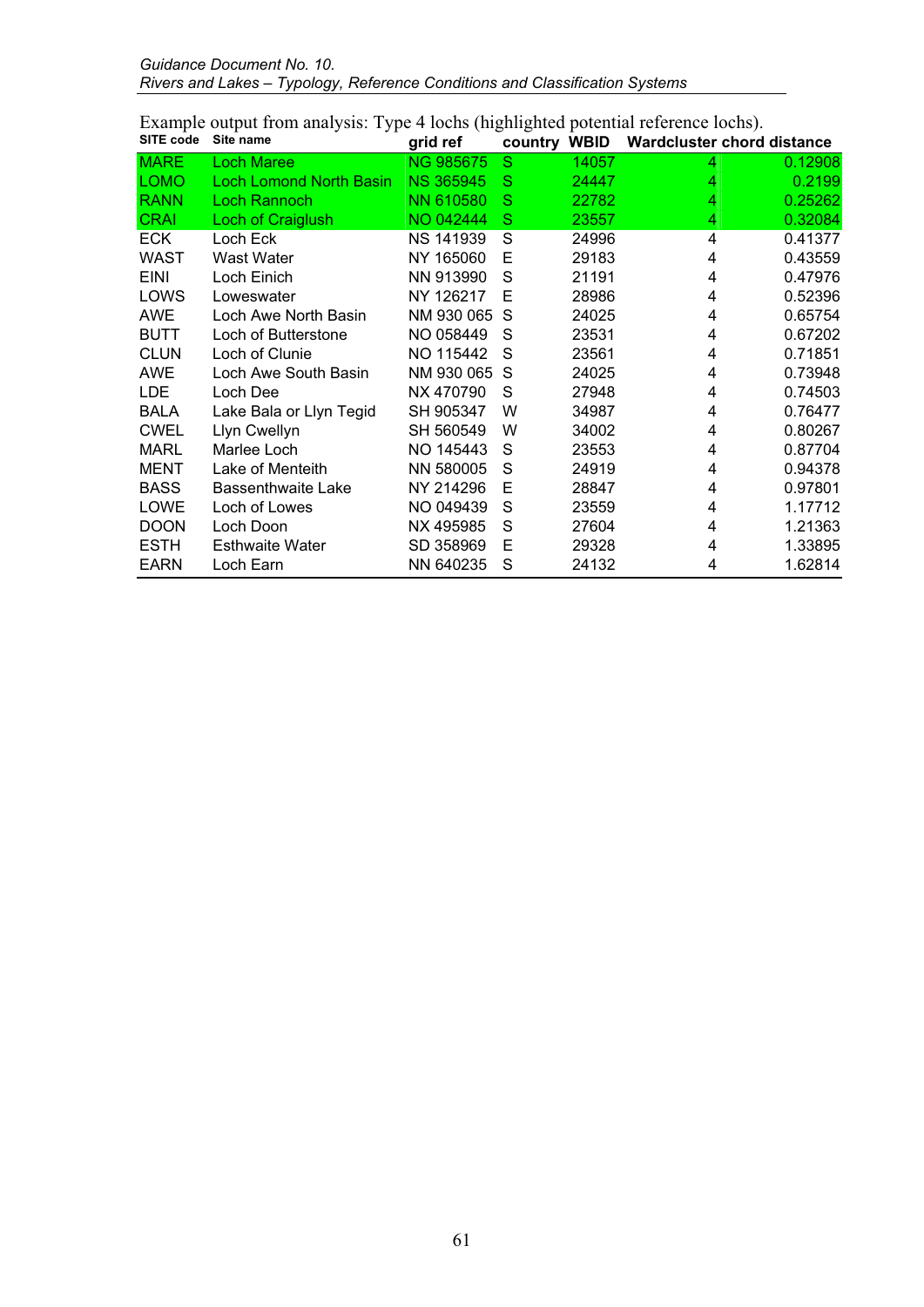Example output from analysis: Type 4 lochs (highlighted potential reference lochs).

| SITE code | Site name | grid ref | country | WBID | Wardcluster | chord distance |
|---|---|---|---|---|---|---|
| MARE | Loch Maree | NG 985675 | S | 14057 | 4 | 0.12908 |
| LOMO | Loch Lomond North Basin | NS 365945 | S | 24447 | 4 | 0.2199 |
| RANN | Loch Rannoch | NN 610580 | S | 22782 | 4 | 0.25262 |
| CRAI | Loch of Craiglush | NO 042444 | S | 23557 | 4 | 0.32084 |
| ECK | Loch Eck | NS 141939 | S | 24996 | 4 | 0.41377 |
| WAST | Wast Water | NY 165060 | E | 29183 | 4 | 0.43559 |
| EINI | Loch Einich | NN 913990 | S | 21191 | 4 | 0.47976 |
| LOWS | Loweswater | NY 126217 | E | 28986 | 4 | 0.52396 |
| AWE | Loch Awe North Basin | NM 930 065 | S | 24025 | 4 | 0.65754 |
| BUTT | Loch of Butterstone | NO 058449 | S | 23531 | 4 | 0.67202 |
| CLUN | Loch of Clunie | NO 115442 | S | 23561 | 4 | 0.71851 |
| AWE | Loch Awe South Basin | NM 930 065 | S | 24025 | 4 | 0.73948 |
| LDE | Loch Dee | NX 470790 | S | 27948 | 4 | 0.74503 |
| BALA | Lake Bala or Llyn Tegid | SH 905347 | W | 34987 | 4 | 0.76477 |
| CWEL | Llyn Cwellyn | SH 560549 | W | 34002 | 4 | 0.80267 |
| MARL | Marlee Loch | NO 145443 | S | 23553 | 4 | 0.87704 |
| MENT | Lake of Menteith | NN 580005 | S | 24919 | 4 | 0.94378 |
| BASS | Bassenthwaite Lake | NY 214296 | E | 28847 | 4 | 0.97801 |
| LOWE | Loch of Lowes | NO 049439 | S | 23559 | 4 | 1.17712 |
| DOON | Loch Doon | NX 495985 | S | 27604 | 4 | 1.21363 |
| ESTH | Esthwaite Water | SD 358969 | E | 29328 | 4 | 1.33895 |
| EARN | Loch Earn | NN 640235 | S | 24132 | 4 | 1.62814 |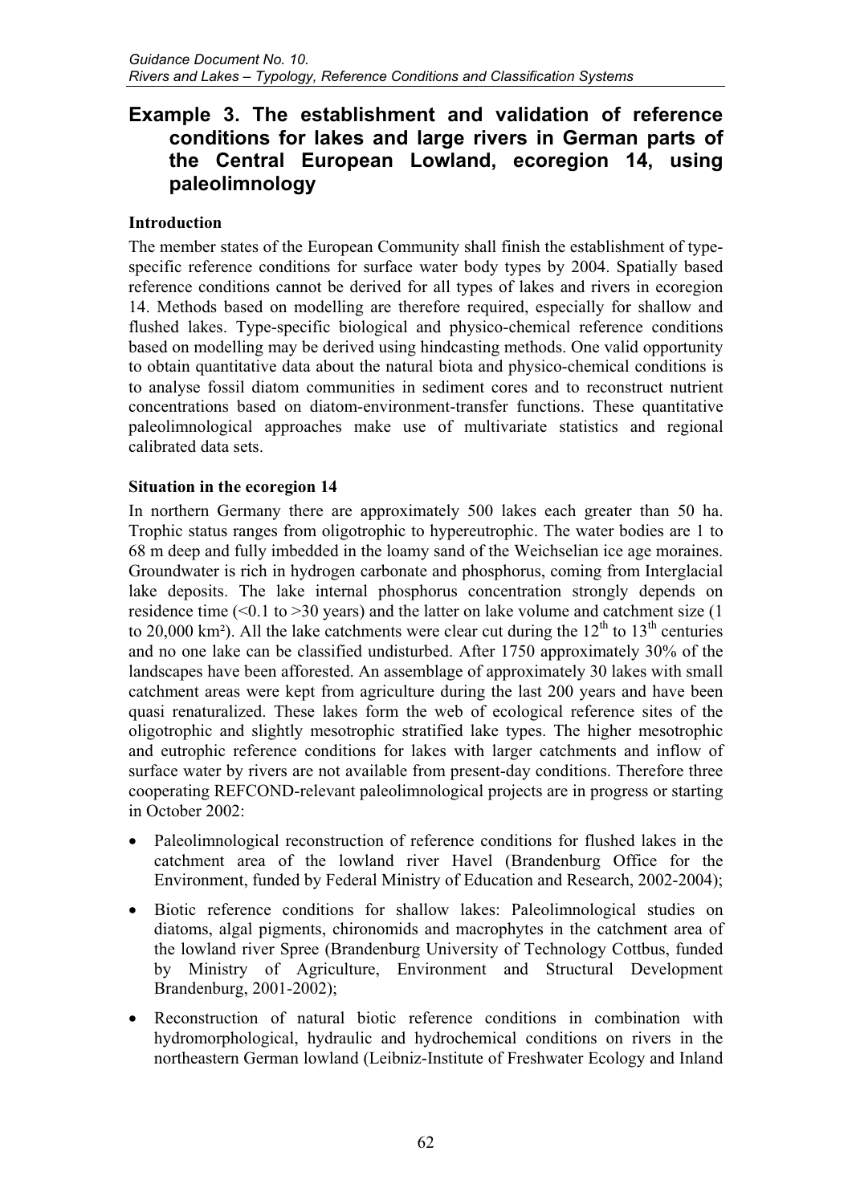## Example 3. The establishment and validation of reference conditions for lakes and large rivers in German parts of the Central European Lowland, ecoregion 14, using paleolimnology

### Introduction

The member states of the European Community shall finish the establishment of type-specific reference conditions for surface water body types by 2004. Spatially based reference conditions cannot be derived for all types of lakes and rivers in ecoregion 14. Methods based on modelling are therefore required, especially for shallow and flushed lakes. Type-specific biological and physico-chemical reference conditions based on modelling may be derived using hindcasting methods. One valid opportunity to obtain quantitative data about the natural biota and physico-chemical conditions is to analyse fossil diatom communities in sediment cores and to reconstruct nutrient concentrations based on diatom-environment-transfer functions. These quantitative paleolimnological approaches make use of multivariate statistics and regional calibrated data sets.

### Situation in the ecoregion 14

In northern Germany there are approximately 500 lakes each greater than 50 ha. Trophic status ranges from oligotrophic to hypereutrophic. The water bodies are 1 to 68 m deep and fully imbedded in the loamy sand of the Weichselian ice age moraines. Groundwater is rich in hydrogen carbonate and phosphorus, coming from Interglacial lake deposits. The lake internal phosphorus concentration strongly depends on residence time (<0.1 to >30 years) and the latter on lake volume and catchment size (1 to 20,000 km²). All the lake catchments were clear cut during the 12th to 13th centuries and no one lake can be classified undisturbed. After 1750 approximately 30% of the landscapes have been afforested. An assemblage of approximately 30 lakes with small catchment areas were kept from agriculture during the last 200 years and have been quasi renaturalized. These lakes form the web of ecological reference sites of the oligotrophic and slightly mesotrophic stratified lake types. The higher mesotrophic and eutrophic reference conditions for lakes with larger catchments and inflow of surface water by rivers are not available from present-day conditions. Therefore three cooperating REFCOND-relevant paleolimnological projects are in progress or starting in October 2002:

- Paleolimnological reconstruction of reference conditions for flushed lakes in the catchment area of the lowland river Havel (Brandenburg Office for the Environment, funded by Federal Ministry of Education and Research, 2002-2004);
- Biotic reference conditions for shallow lakes: Paleolimnological studies on diatoms, algal pigments, chironomids and macrophytes in the catchment area of the lowland river Spree (Brandenburg University of Technology Cottbus, funded by Ministry of Agriculture, Environment and Structural Development Brandenburg, 2001-2002);
- Reconstruction of natural biotic reference conditions in combination with hydromorphological, hydraulic and hydrochemical conditions on rivers in the northeastern German lowland (Leibniz-Institute of Freshwater Ecology and Inland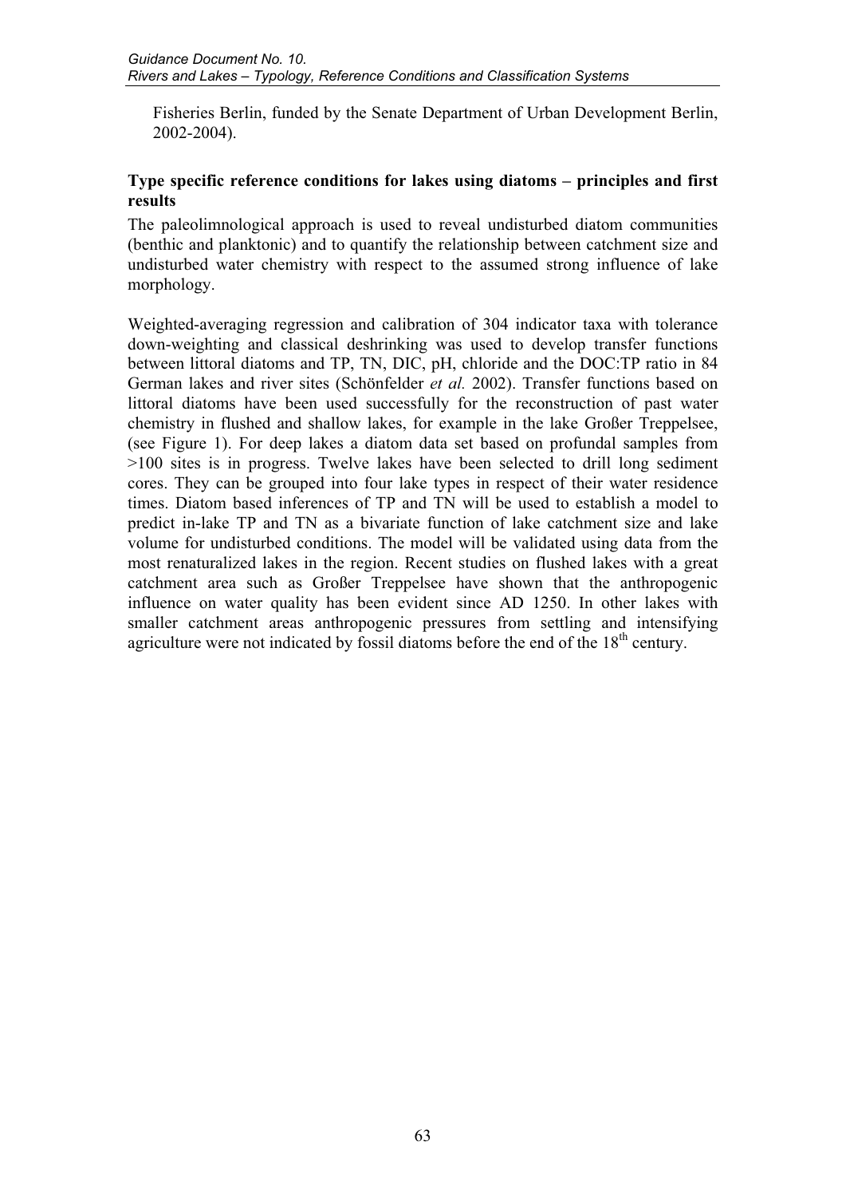Fisheries Berlin, funded by the Senate Department of Urban Development Berlin, 2002-2004).

**Type specific reference conditions for lakes using diatoms – principles and first results**

The paleolimnological approach is used to reveal undisturbed diatom communities (benthic and planktonic) and to quantify the relationship between catchment size and undisturbed water chemistry with respect to the assumed strong influence of lake morphology.

Weighted-averaging regression and calibration of 304 indicator taxa with tolerance down-weighting and classical deshrinking was used to develop transfer functions between littoral diatoms and TP, TN, DIC, pH, chloride and the DOC:TP ratio in 84 German lakes and river sites (Schönfelder *et al.* 2002). Transfer functions based on littoral diatoms have been used successfully for the reconstruction of past water chemistry in flushed and shallow lakes, for example in the lake Großer Treppelsee, (see Figure 1). For deep lakes a diatom data set based on profundal samples from >100 sites is in progress. Twelve lakes have been selected to drill long sediment cores. They can be grouped into four lake types in respect of their water residence times. Diatom based inferences of TP and TN will be used to establish a model to predict in-lake TP and TN as a bivariate function of lake catchment size and lake volume for undisturbed conditions. The model will be validated using data from the most renaturalized lakes in the region. Recent studies on flushed lakes with a great catchment area such as Großer Treppelsee have shown that the anthropogenic influence on water quality has been evident since AD 1250. In other lakes with smaller catchment areas anthropogenic pressures from settling and intensifying agriculture were not indicated by fossil diatoms before the end of the 18$^{th}$ century.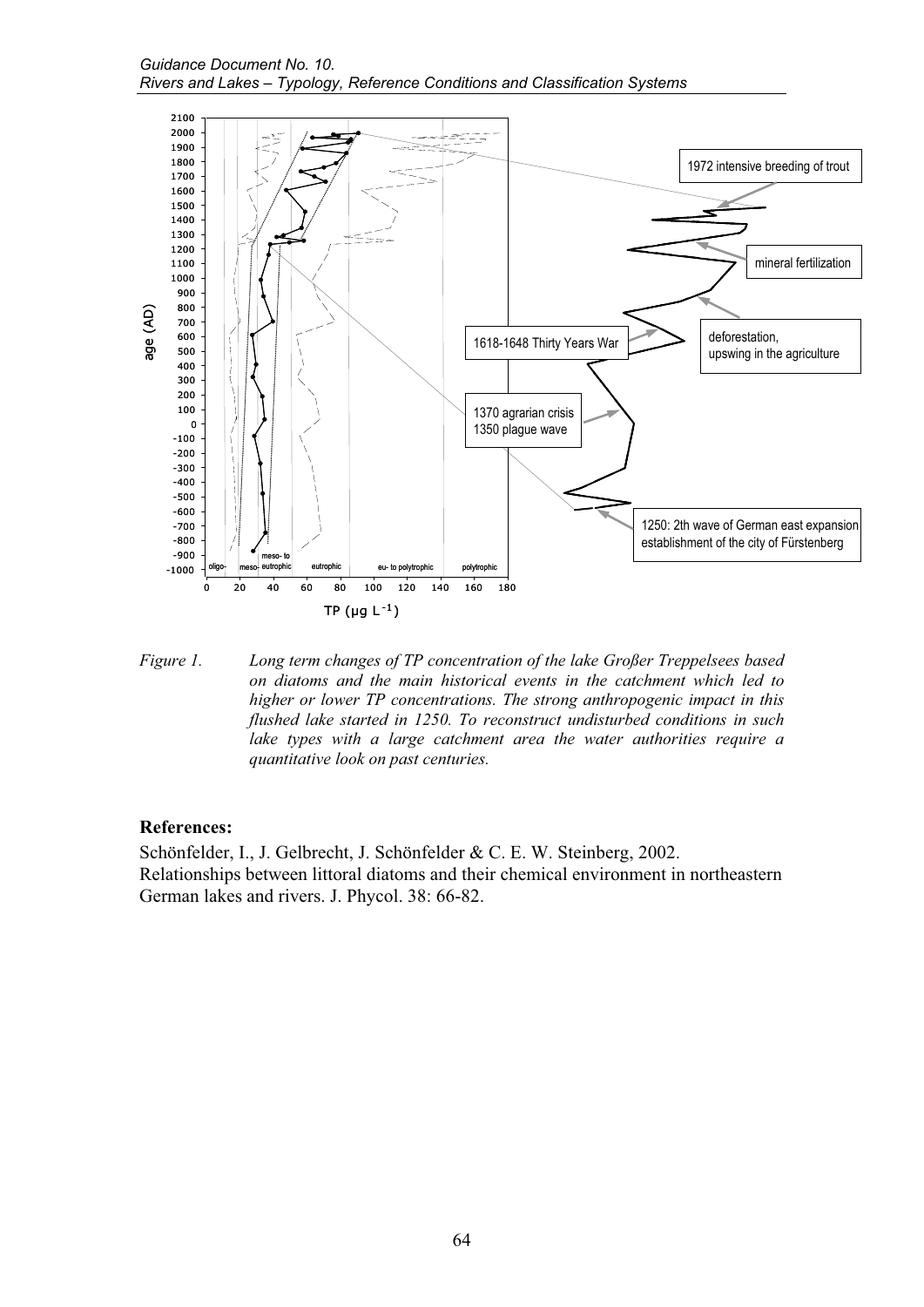*Figure 1. Long term changes of TP concentration of the lake Großer Treppelsees based on diatoms and the main historical events in the catchment which led to higher or lower TP concentrations. The strong anthropogenic impact in this flushed lake started in 1250. To reconstruct undisturbed conditions in such lake types with a large catchment area the water authorities require a quantitative look on past centuries.*

**References:**

Schönfelder, I., J. Gelbrecht, J. Schönfelder & C. E. W. Steinberg, 2002. Relationships between littoral diatoms and their chemical environment in northeastern German lakes and rivers. J. Phycol. 38: 66-82.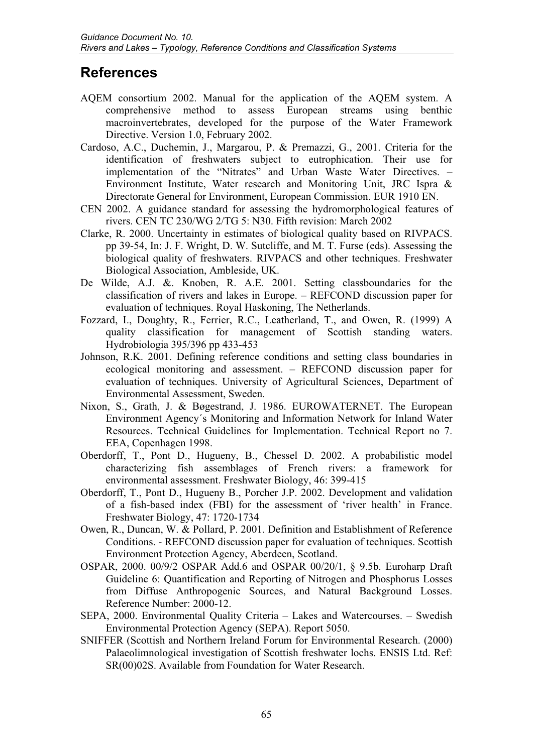# References

AQEM consortium 2002. Manual for the application of the AQEM system. A comprehensive method to assess European streams using benthic macroinvertebrates, developed for the purpose of the Water Framework Directive. Version 1.0, February 2002.

Cardoso, A.C., Duchemin, J., Margarou, P. & Premazzi, G., 2001. Criteria for the identification of freshwaters subject to eutrophication. Their use for implementation of the "Nitrates" and Urban Waste Water Directives. – Environment Institute, Water research and Monitoring Unit, JRC Ispra & Directorate General for Environment, European Commission. EUR 1910 EN.

CEN 2002. A guidance standard for assessing the hydromorphological features of rivers. CEN TC 230/WG 2/TG 5: N30. Fifth revision: March 2002

Clarke, R. 2000. Uncertainty in estimates of biological quality based on RIVPACS. pp 39-54, In: J. F. Wright, D. W. Sutcliffe, and M. T. Furse (eds). Assessing the biological quality of freshwaters. RIVPACS and other techniques. Freshwater Biological Association, Ambleside, UK.

De Wilde, A.J. &. Knoben, R. A.E. 2001. Setting classboundaries for the classification of rivers and lakes in Europe. – REFCOND discussion paper for evaluation of techniques. Royal Haskoning, The Netherlands.

Fozzard, I., Doughty, R., Ferrier, R.C., Leatherland, T., and Owen, R. (1999) A quality classification for management of Scottish standing waters. Hydrobiologia 395/396 pp 433-453

Johnson, R.K. 2001. Defining reference conditions and setting class boundaries in ecological monitoring and assessment. – REFCOND discussion paper for evaluation of techniques. University of Agricultural Sciences, Department of Environmental Assessment, Sweden.

Nixon, S., Grath, J. & Bøgestrand, J. 1986. EUROWATERNET. The European Environment Agency´s Monitoring and Information Network for Inland Water Resources. Technical Guidelines for Implementation. Technical Report no 7. EEA, Copenhagen 1998.

Oberdorff, T., Pont D., Hugueny, B., Chessel D. 2002. A probabilistic model characterizing fish assemblages of French rivers: a framework for environmental assessment. Freshwater Biology, 46: 399-415

Oberdorff, T., Pont D., Hugueny B., Porcher J.P. 2002. Development and validation of a fish-based index (FBI) for the assessment of 'river health' in France. Freshwater Biology, 47: 1720-1734

Owen, R., Duncan, W. & Pollard, P. 2001. Definition and Establishment of Reference Conditions. - REFCOND discussion paper for evaluation of techniques. Scottish Environment Protection Agency, Aberdeen, Scotland.

OSPAR, 2000. 00/9/2 OSPAR Add.6 and OSPAR 00/20/1, § 9.5b. Euroharp Draft Guideline 6: Quantification and Reporting of Nitrogen and Phosphorus Losses from Diffuse Anthropogenic Sources, and Natural Background Losses. Reference Number: 2000-12.

SEPA, 2000. Environmental Quality Criteria – Lakes and Watercourses. – Swedish Environmental Protection Agency (SEPA). Report 5050.

SNIFFER (Scottish and Northern Ireland Forum for Environmental Research. (2000) Palaeolimnological investigation of Scottish freshwater lochs. ENSIS Ltd. Ref: SR(00)02S. Available from Foundation for Water Research.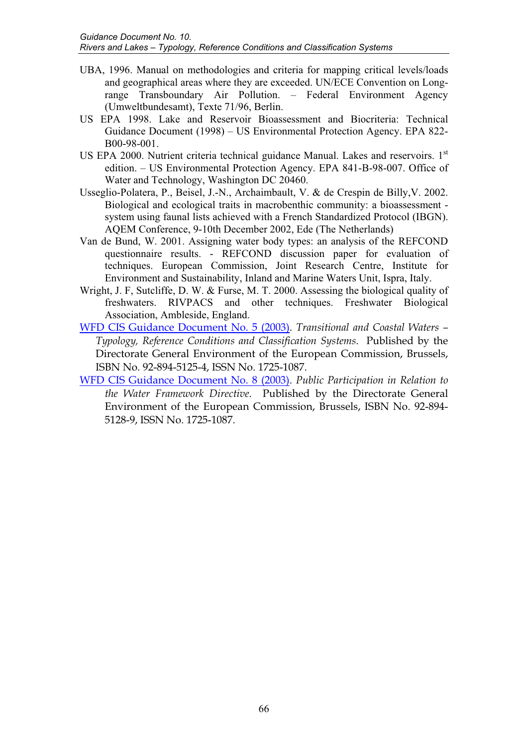UBA, 1996. Manual on methodologies and criteria for mapping critical levels/loads and geographical areas where they are exceeded. UN/ECE Convention on Long-range Transboundary Air Pollution. – Federal Environment Agency (Umweltbundesamt), Texte 71/96, Berlin.

US EPA 1998. Lake and Reservoir Bioassessment and Biocriteria: Technical Guidance Document (1998) – US Environmental Protection Agency. EPA 822-B00-98-001.

US EPA 2000. Nutrient criteria technical guidance Manual. Lakes and reservoirs. 1st edition. – US Environmental Protection Agency. EPA 841-B-98-007. Office of Water and Technology, Washington DC 20460.

Usseglio-Polatera, P., Beisel, J.-N., Archaimbault, V. & de Crespin de Billy,V. 2002. Biological and ecological traits in macrobenthic community: a bioassessment - system using faunal lists achieved with a French Standardized Protocol (IBGN). AQEM Conference, 9-10th December 2002, Ede (The Netherlands)

Van de Bund, W. 2001. Assigning water body types: an analysis of the REFCOND questionnaire results. - REFCOND discussion paper for evaluation of techniques. European Commission, Joint Research Centre, Institute for Environment and Sustainability, Inland and Marine Waters Unit, Ispra, Italy.

Wright, J. F, Sutcliffe, D. W. & Furse, M. T. 2000. Assessing the biological quality of freshwaters. RIVPACS and other techniques. Freshwater Biological Association, Ambleside, England.

WFD CIS Guidance Document No. 5 (2003). *Transitional and Coastal Waters – Typology, Reference Conditions and Classification Systems*. Published by the Directorate General Environment of the European Commission, Brussels, ISBN No. 92-894-5125-4, ISSN No. 1725-1087.

WFD CIS Guidance Document No. 8 (2003). *Public Participation in Relation to the Water Framework Directive*. Published by the Directorate General Environment of the European Commission, Brussels, ISBN No. 92-894-5128-9, ISSN No. 1725-1087.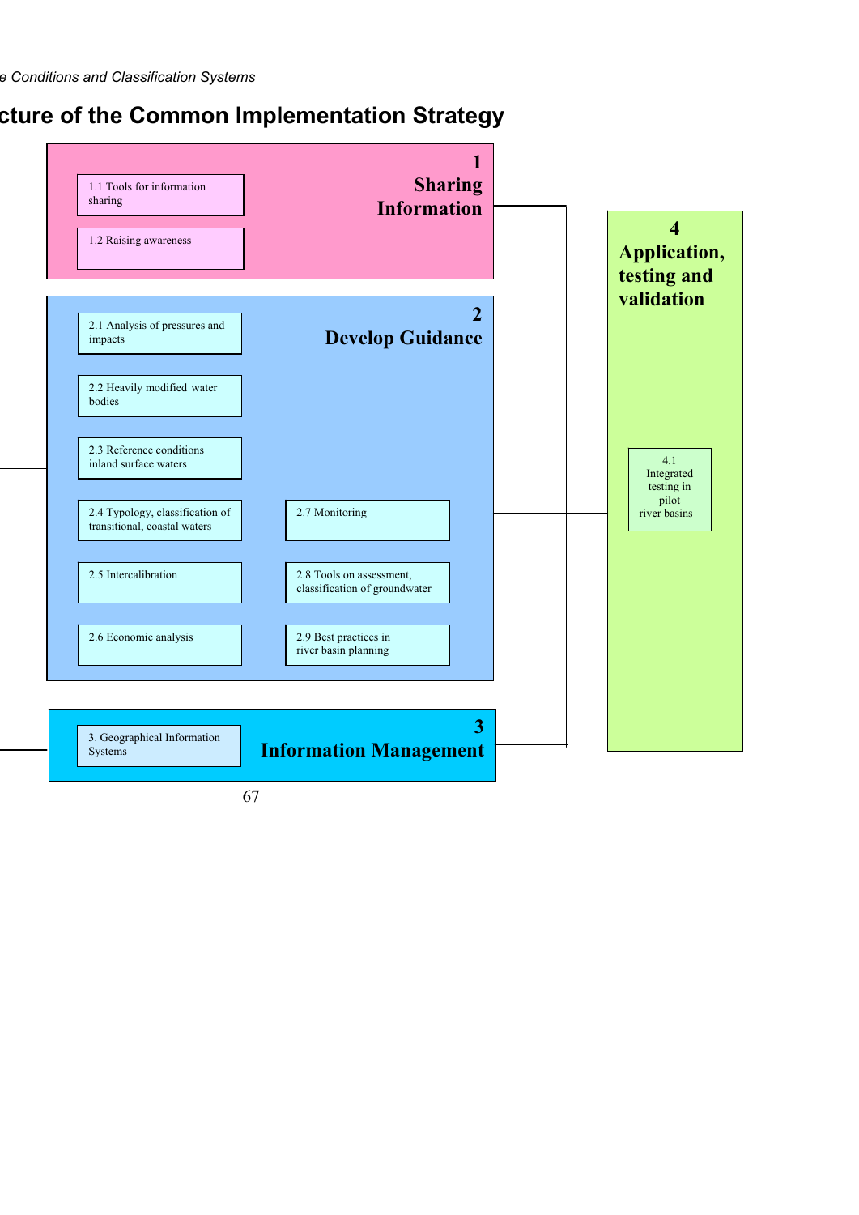## cture of the Common Implementation Strategy

**1 Sharing Information**

- 1.1 Tools for information sharing
- 1.2 Raising awareness

**2 Develop Guidance**

- 2.1 Analysis of pressures and impacts
- 2.2 Heavily modified water bodies
- 2.3 Reference conditions inland surface waters
- 2.4 Typology, classification of transitional, coastal waters
- 2.5 Intercalibration
- 2.6 Economic analysis
- 2.7 Monitoring
- 2.8 Tools on assessment, classification of groundwater
- 2.9 Best practices in river basin planning

**3 Information Management**

- 3. Geographical Information Systems

**4 Application, testing and validation**

- 4.1 Integrated testing in pilot river basins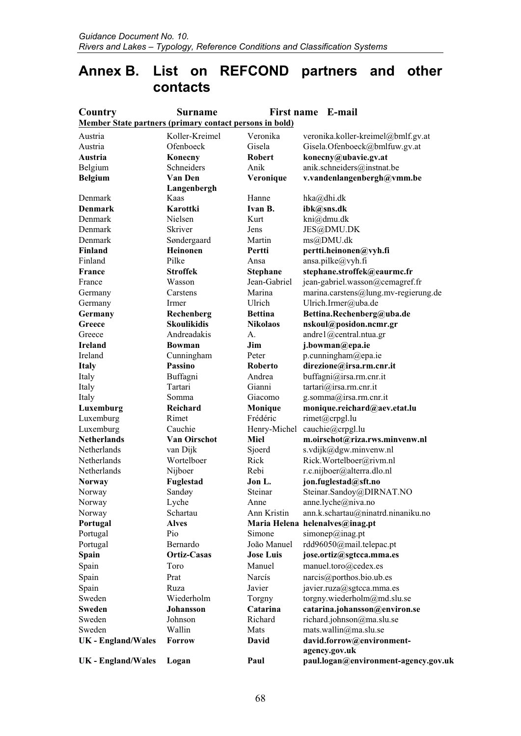# Annex B. List on REFCOND partners and other contacts

| Country | Surname | First name | E-mail |
|---|---|---|---|
| **Member State partners (primary contact persons in bold)** | | | |
| Austria | Koller-Kreimel | Veronika | veronika.koller-kreimel@bmlf.gv.at |
| Austria | Ofenboeck | Gisela | Gisela.Ofenboeck@bmlfuw.gv.at |
| **Austria** | **Konecny** | **Robert** | **konecny@ubavie.gv.at** |
| Belgium | Schneiders | Anik | anik.schneiders@instnat.be |
| **Belgium** | **Van Den Langenbergh** | **Veronique** | **v.vandenlangenbergh@vmm.be** |
| Denmark | Kaas | Hanne | hka@dhi.dk |
| **Denmark** | **Karottki** | **Ivan B.** | **ibk@sns.dk** |
| Denmark | Nielsen | Kurt | kni@dmu.dk |
| Denmark | Skriver | Jens | JES@DMU.DK |
| Denmark | Søndergaard | Martin | ms@DMU.dk |
| **Finland** | **Heinonen** | **Pertti** | **pertti.heinonen@vyh.fi** |
| Finland | Pilke | Ansa | ansa.pilke@vyh.fi |
| **France** | **Stroffek** | **Stephane** | **stephane.stroffek@eaurmc.fr** |
| France | Wasson | Jean-Gabriel | jean-gabriel.wasson@cemagref.fr |
| Germany | Carstens | Marina | marina.carstens@lung.mv-regierung.de |
| Germany | Irmer | Ulrich | Ulrich.Irmer@uba.de |
| **Germany** | **Rechenberg** | **Bettina** | **Bettina.Rechenberg@uba.de** |
| **Greece** | **Skoulikidis** | **Nikolaos** | **nskoul@posidon.ncmr.gr** |
| Greece | Andreadakis | A. | andre1@central.ntua.gr |
| **Ireland** | **Bowman** | **Jim** | **j.bowman@epa.ie** |
| Ireland | Cunningham | Peter | p.cunningham@epa.ie |
| **Italy** | **Passino** | **Roberto** | **direzione@irsa.rm.cnr.it** |
| Italy | Buffagni | Andrea | buffagni@irsa.rm.cnr.it |
| Italy | Tartari | Gianni | tartari@irsa.rm.cnr.it |
| Italy | Somma | Giacomo | g.somma@irsa.rm.cnr.it |
| **Luxemburg** | **Reichard** | **Monique** | **monique.reichard@aev.etat.lu** |
| Luxemburg | Rimet | Frédéric | rimet@crpgl.lu |
| Luxemburg | Cauchie | Henry-Michel | cauchie@crpgl.lu |
| **Netherlands** | **Van Oirschot** | **Miel** | **m.oirschot@riza.rws.minvenw.nl** |
| Netherlands | van Dijk | Sjoerd | s.vdijk@dgw.minvenw.nl |
| Netherlands | Wortelboer | Rick | Rick.Wortelboer@rivm.nl |
| Netherlands | Nijboer | Rebi | r.c.nijboer@alterra.dlo.nl |
| **Norway** | **Fuglestad** | **Jon L.** | **jon.fuglestad@sft.no** |
| Norway | Sandøy | Steinar | Steinar.Sandoy@DIRNAT.NO |
| Norway | Lyche | Anne | anne.lyche@niva.no |
| Norway | Schartau | Ann Kristin | ann.k.schartau@ninatrd.ninaniku.no |
| **Portugal** | **Alves** | **Maria Helena** | **helenalves@inag.pt** |
| Portugal | Pio | Simone | simonep@inag.pt |
| Portugal | Bernardo | João Manuel | rdd96050@mail.telepac.pt |
| **Spain** | **Ortiz-Casas** | **Jose Luis** | **jose.ortiz@sgtcca.mma.es** |
| Spain | Toro | Manuel | manuel.toro@cedex.es |
| Spain | Prat | Narcís | narcis@porthos.bio.ub.es |
| Spain | Ruza | Javier | javier.ruza@sgtcca.mma.es |
| Sweden | Wiederholm | Torgny | torgny.wiederholm@md.slu.se |
| **Sweden** | **Johansson** | **Catarina** | **catarina.johansson@environ.se** |
| Sweden | Johnson | Richard | richard.johnson@ma.slu.se |
| Sweden | Wallin | Mats | mats.wallin@ma.slu.se |
| **UK - England/Wales** | **Forrow** | **David** | **david.forrow@environment-agency.gov.uk** |
| **UK - England/Wales** | **Logan** | **Paul** | **paul.logan@environment-agency.gov.uk** |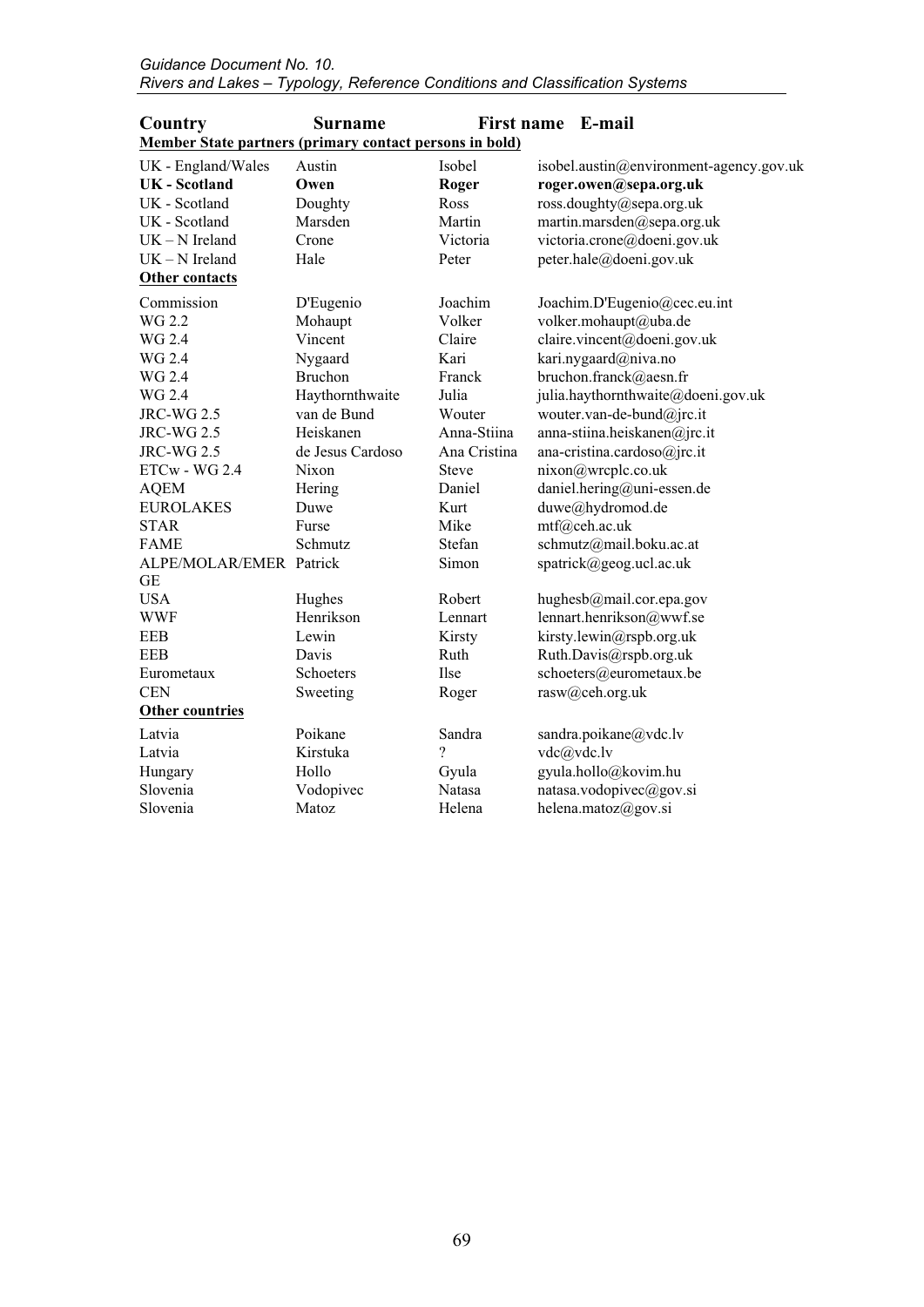| Country | Surname | First name | E-mail |
|---|---|---|---|
| **Member State partners (primary contact persons in bold)** | | | |
| UK - England/Wales | Austin | Isobel | isobel.austin@environment-agency.gov.uk |
| **UK - Scotland** | **Owen** | **Roger** | **roger.owen@sepa.org.uk** |
| UK - Scotland | Doughty | Ross | ross.doughty@sepa.org.uk |
| UK - Scotland | Marsden | Martin | martin.marsden@sepa.org.uk |
| UK – N Ireland | Crone | Victoria | victoria.crone@doeni.gov.uk |
| UK – N Ireland | Hale | Peter | peter.hale@doeni.gov.uk |
| **Other contacts** | | | |
| Commission | D'Eugenio | Joachim | Joachim.D'Eugenio@cec.eu.int |
| WG 2.2 | Mohaupt | Volker | volker.mohaupt@uba.de |
| WG 2.4 | Vincent | Claire | claire.vincent@doeni.gov.uk |
| WG 2.4 | Nygaard | Kari | kari.nygaard@niva.no |
| WG 2.4 | Bruchon | Franck | bruchon.franck@aesn.fr |
| WG 2.4 | Haythornthwaite | Julia | julia.haythornthwaite@doeni.gov.uk |
| JRC-WG 2.5 | van de Bund | Wouter | wouter.van-de-bund@jrc.it |
| JRC-WG 2.5 | Heiskanen | Anna-Stiina | anna-stiina.heiskanen@jrc.it |
| JRC-WG 2.5 | de Jesus Cardoso | Ana Cristina | ana-cristina.cardoso@jrc.it |
| ETCw - WG 2.4 | Nixon | Steve | nixon@wrcplc.co.uk |
| AQEM | Hering | Daniel | daniel.hering@uni-essen.de |
| EUROLAKES | Duwe | Kurt | duwe@hydromod.de |
| STAR | Furse | Mike | mtf@ceh.ac.uk |
| FAME | Schmutz | Stefan | schmutz@mail.boku.ac.at |
| ALPE/MOLAR/EMERGE | Patrick | Simon | spatrick@geog.ucl.ac.uk |
| USA | Hughes | Robert | hughesb@mail.cor.epa.gov |
| WWF | Henrikson | Lennart | lennart.henrikson@wwf.se |
| EEB | Lewin | Kirsty | kirsty.lewin@rspb.org.uk |
| EEB | Davis | Ruth | Ruth.Davis@rspb.org.uk |
| Eurometaux | Schoeters | Ilse | schoeters@eurometaux.be |
| CEN | Sweeting | Roger | rasw@ceh.org.uk |
| **Other countries** | | | |
| Latvia | Poikane | Sandra | sandra.poikane@vdc.lv |
| Latvia | Kirstuka | ? | vdc@vdc.lv |
| Hungary | Hollo | Gyula | gyula.hollo@kovim.hu |
| Slovenia | Vodopivec | Natasa | natasa.vodopivec@gov.si |
| Slovenia | Matoz | Helena | helena.matoz@gov.si |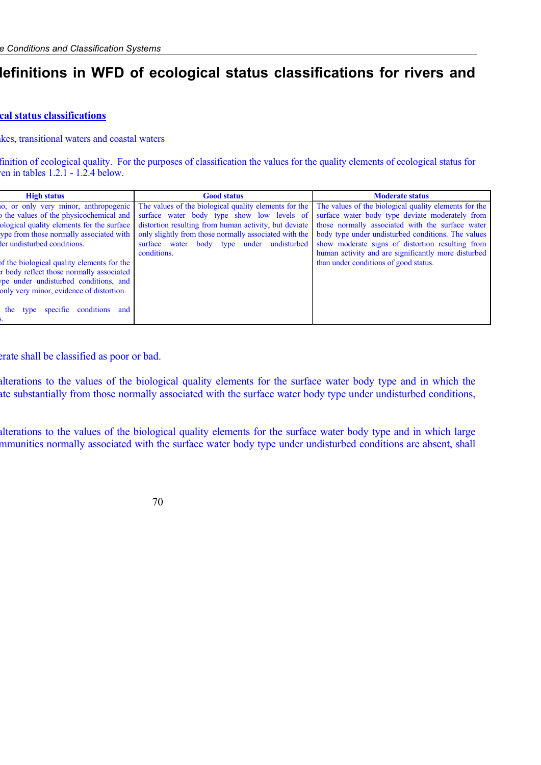# lefinitions in WFD of ecological status classifications for rivers and

**cal status classifications**

kes, transitional waters and coastal waters

finition of ecological quality. For the purposes of classification the values for the quality elements of ecological status for en in tables 1.2.1 - 1.2.4 below.

| High status | Good status | Moderate status |
|---|---|---|
| o, or only very minor, anthropogenic the values of the physicochemical and ological quality elements for the surface ype from those normally associated with ler undisturbed conditions.<br><br>of the biological quality elements for the r body reflect those normally associated pe under undisturbed conditions, and only very minor, evidence of distortion.<br><br>the type specific conditions and . | The values of the biological quality elements for the surface water body type show low levels of distortion resulting from human activity, but deviate only slightly from those normally associated with the surface water body type under undisturbed conditions. | The values of the biological quality elements for the surface water body type deviate moderately from those normally associated with the surface water body type under undisturbed conditions. The values show moderate signs of distortion resulting from human activity and are significantly more disturbed than under conditions of good status. |

erate shall be classified as poor or bad.

alterations to the values of the biological quality elements for the surface water body type and in which the ate substantially from those normally associated with the surface water body type under undisturbed conditions,

alterations to the values of the biological quality elements for the surface water body type and in which large mmunities normally associated with the surface water body type under undisturbed conditions are absent, shall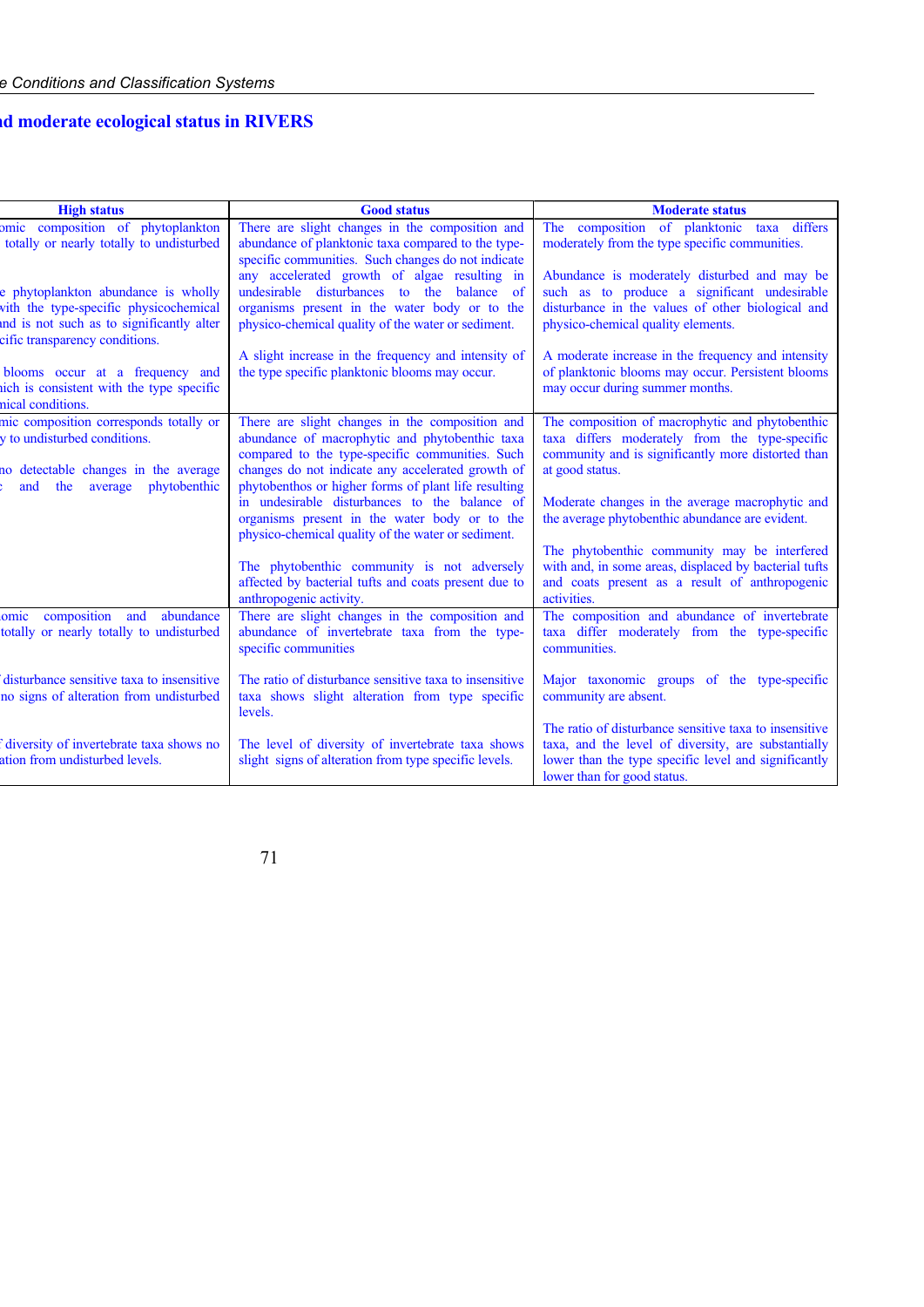## d moderate ecological status in RIVERS

| High status | Good status | Moderate status |
|---|---|---|
| omic composition of phytoplankton totally or nearly totally to undisturbed<br><br>e phytoplankton abundance is wholly with the type-specific physicochemical nd is not such as to significantly alter cific transparency conditions.<br><br>blooms occur at a frequency and ich is consistent with the type specific nical conditions. | There are slight changes in the composition and abundance of planktonic taxa compared to the type-specific communities. Such changes do not indicate any accelerated growth of algae resulting in undesirable disturbances to the balance of organisms present in the water body or to the physico-chemical quality of the water or sediment.<br><br>A slight increase in the frequency and intensity of the type specific planktonic blooms may occur. | The composition of planktonic taxa differs moderately from the type specific communities.<br><br>Abundance is moderately disturbed and may be such as to produce a significant undesirable disturbance in the values of other biological and physico-chemical quality elements.<br><br>A moderate increase in the frequency and intensity of planktonic blooms may occur. Persistent blooms may occur during summer months. |
| mic composition corresponds totally or y to undisturbed conditions.<br><br>no detectable changes in the average c and the average phytobenthic | There are slight changes in the composition and abundance of macrophytic and phytobenthic taxa compared to the type-specific communities. Such changes do not indicate any accelerated growth of phytobenthos or higher forms of plant life resulting in undesirable disturbances to the balance of organisms present in the water body or to the physico-chemical quality of the water or sediment.<br><br>The phytobenthic community is not adversely affected by bacterial tufts and coats present due to anthropogenic activity. | The composition of macrophytic and phytobenthic taxa differs moderately from the type-specific community and is significantly more distorted than at good status.<br><br>Moderate changes in the average macrophytic and the average phytobenthic abundance are evident.<br><br>The phytobenthic community may be interfered with and, in some areas, displaced by bacterial tufts and coats present as a result of anthropogenic activities. |
| omic composition and abundance totally or nearly totally to undisturbed<br><br>disturbance sensitive taxa to insensitive no signs of alteration from undisturbed<br><br>diversity of invertebrate taxa shows no ation from undisturbed levels. | There are slight changes in the composition and abundance of invertebrate taxa from the type-specific communities<br><br>The ratio of disturbance sensitive taxa to insensitive taxa shows slight alteration from type specific levels.<br><br>The level of diversity of invertebrate taxa shows slight signs of alteration from type specific levels. | The composition and abundance of invertebrate taxa differ moderately from the type-specific communities.<br><br>Major taxonomic groups of the type-specific community are absent.<br><br>The ratio of disturbance sensitive taxa to insensitive taxa, and the level of diversity, are substantially lower than the type specific level and significantly lower than for good status. |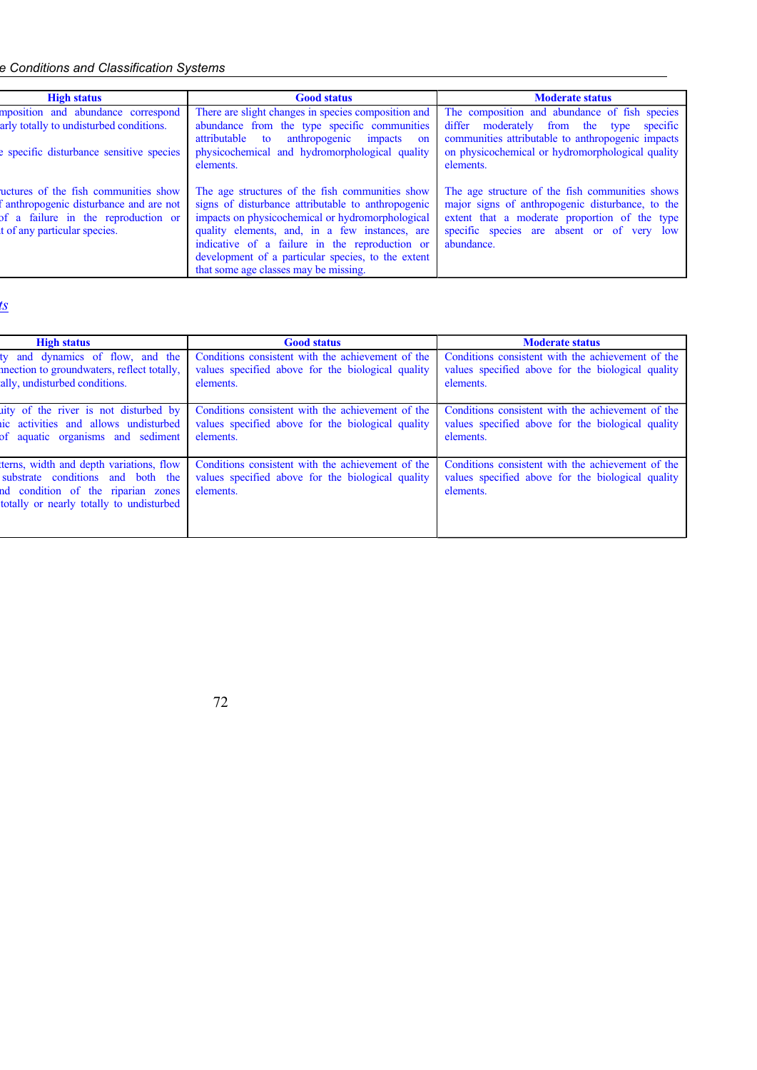| High status | Good status | Moderate status |
|---|---|---|
| mposition and abundance correspond arly totally to undisturbed conditions. <br><br> e specific disturbance sensitive species | There are slight changes in species composition and abundance from the type specific communities attributable to anthropogenic impacts on physicochemical and hydromorphological quality elements. | The composition and abundance of fish species differ moderately from the type specific communities attributable to anthropogenic impacts on physicochemical or hydromorphological quality elements. |
| uctures of the fish communities show f anthropogenic disturbance and are not of a failure in the reproduction or t of any particular species. | The age structures of the fish communities show signs of disturbance attributable to anthropogenic impacts on physicochemical or hydromorphological quality elements, and, in a few instances, are indicative of a failure in the reproduction or development of a particular species, to the extent that some age classes may be missing. | The age structure of the fish communities shows major signs of anthropogenic disturbance, to the extent that a moderate proportion of the type specific species are absent or of very low abundance. |

*ts*

| High status | Good status | Moderate status |
|---|---|---|
| ty and dynamics of flow, and the nnection to groundwaters, reflect totally, ally, undisturbed conditions. | Conditions consistent with the achievement of the values specified above for the biological quality elements. | Conditions consistent with the achievement of the values specified above for the biological quality elements. |
| uity of the river is not disturbed by nic activities and allows undisturbed of aquatic organisms and sediment | Conditions consistent with the achievement of the values specified above for the biological quality elements. | Conditions consistent with the achievement of the values specified above for the biological quality elements. |
| terns, width and depth variations, flow substrate conditions and both the nd condition of the riparian zones totally or nearly totally to undisturbed | Conditions consistent with the achievement of the values specified above for the biological quality elements. | Conditions consistent with the achievement of the values specified above for the biological quality elements. |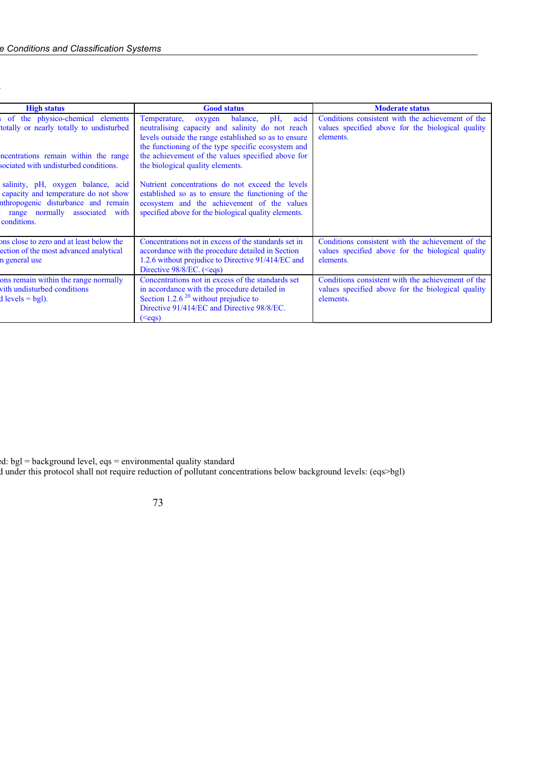| High status | Good status | Moderate status |
| --- | --- | --- |
| of the physico-chemical elements totally or nearly totally to undisturbed<br><br>ncentrations remain within the range sociated with undisturbed conditions.<br><br>salinity, pH, oxygen balance, acid capacity and temperature do not show nthropogenic disturbance and remain range normally associated with conditions. | Temperature, oxygen balance, pH, acid neutralising capacity and salinity do not reach levels outside the range established so as to ensure the functioning of the type specific ecosystem and the achievement of the values specified above for the biological quality elements.<br><br>Nutrient concentrations do not exceed the levels established so as to ensure the functioning of the ecosystem and the achievement of the values specified above for the biological quality elements. | Conditions consistent with the achievement of the values specified above for the biological quality elements. |
| ons close to zero and at least below the ection of the most advanced analytical n general use | Concentrations not in excess of the standards set in accordance with the procedure detailed in Section 1.2.6 without prejudice to Directive 91/414/EC and Directive 98/8/EC. (<eqs) | Conditions consistent with the achievement of the values specified above for the biological quality elements. |
| ons remain within the range normally vith undisturbed conditions d levels = bgl). | Concentrations not in excess of the standards set in accordance with the procedure detailed in Section 1.2.6 [20] without prejudice to Directive 91/414/EC and Directive 98/8/EC. (<eqs) | Conditions consistent with the achievement of the values specified above for the biological quality elements. |

d: bgl = background level, eqs = environmental quality standard
d under this protocol shall not require reduction of pollutant concentrations below background levels: (eqs>bgl)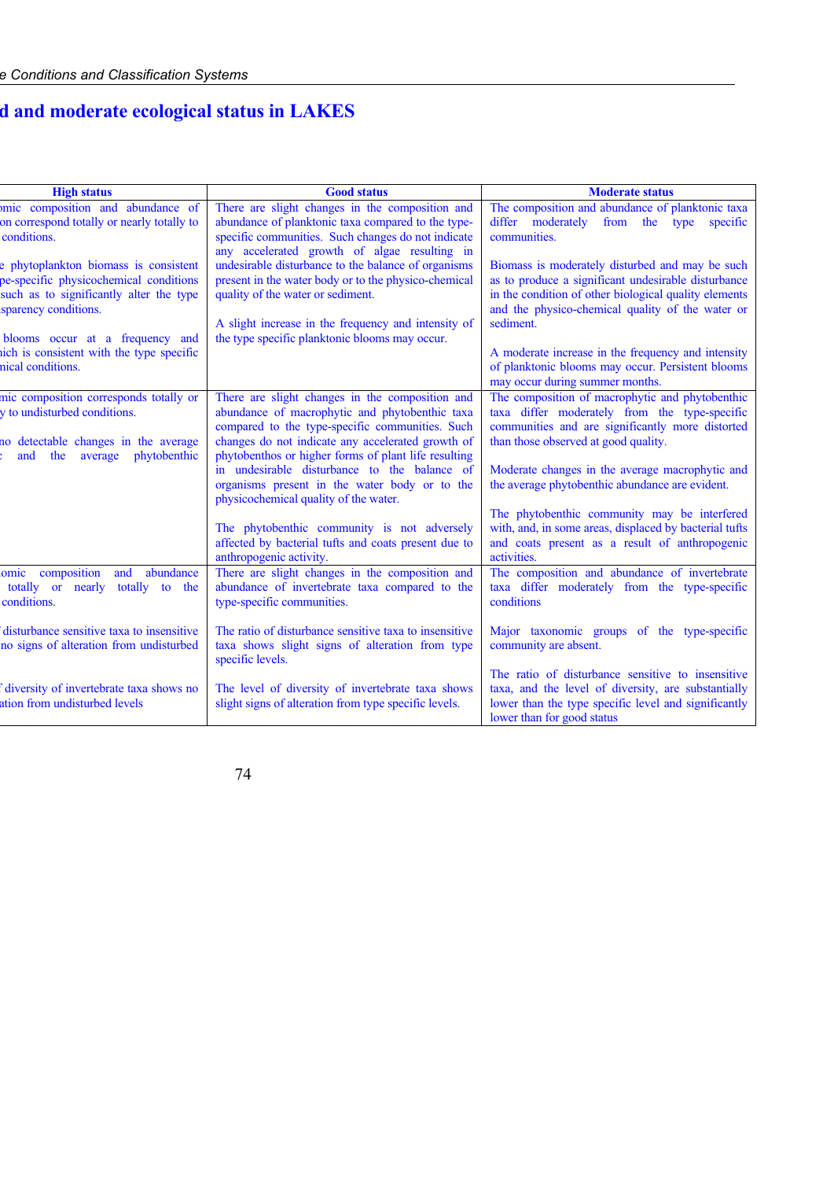## d and moderate ecological status in LAKES

| High status | Good status | Moderate status |
|---|---|---|
| omic composition and abundance of on correspond totally or nearly totally to conditions.<br><br>e phytoplankton biomass is consistent pe-specific physicochemical conditions such as to significantly alter the type sparency conditions.<br><br>blooms occur at a frequency and ich is consistent with the type specific nical conditions. | There are slight changes in the composition and abundance of planktonic taxa compared to the type-specific communities. Such changes do not indicate any accelerated growth of algae resulting in undesirable disturbance to the balance of organisms present in the water body or to the physico-chemical quality of the water or sediment.<br><br>A slight increase in the frequency and intensity of the type specific planktonic blooms may occur. | The composition and abundance of planktonic taxa differ moderately from the type specific communities.<br><br>Biomass is moderately disturbed and may be such as to produce a significant undesirable disturbance in the condition of other biological quality elements and the physico-chemical quality of the water or sediment.<br><br>A moderate increase in the frequency and intensity of planktonic blooms may occur. Persistent blooms may occur during summer months. |
| mic composition corresponds totally or y to undisturbed conditions.<br><br>no detectable changes in the average and the average phytobenthic | There are slight changes in the composition and abundance of macrophytic and phytobenthic taxa compared to the type-specific communities. Such changes do not indicate any accelerated growth of phytobenthos or higher forms of plant life resulting in undesirable disturbance to the balance of organisms present in the water body or to the physicochemical quality of the water.<br><br>The phytobenthic community is not adversely affected by bacterial tufts and coats present due to anthropogenic activity. | The composition of macrophytic and phytobenthic taxa differ moderately from the type-specific communities and are significantly more distorted than those observed at good quality.<br><br>Moderate changes in the average macrophytic and the average phytobenthic abundance are evident.<br><br>The phytobenthic community may be interfered with, and, in some areas, displaced by bacterial tufts and coats present as a result of anthropogenic activities. |
| omic composition and abundance totally or nearly totally to the conditions.<br><br>disturbance sensitive taxa to insensitive no signs of alteration from undisturbed<br><br>diversity of invertebrate taxa shows no ation from undisturbed levels | There are slight changes in the composition and abundance of invertebrate taxa compared to the type-specific communities.<br><br>The ratio of disturbance sensitive taxa to insensitive taxa shows slight signs of alteration from type specific levels.<br><br>The level of diversity of invertebrate taxa shows slight signs of alteration from type specific levels. | The composition and abundance of invertebrate taxa differ moderately from the type-specific conditions<br><br>Major taxonomic groups of the type-specific community are absent.<br><br>The ratio of disturbance sensitive to insensitive taxa, and the level of diversity, are substantially lower than the type specific level and significantly lower than for good status |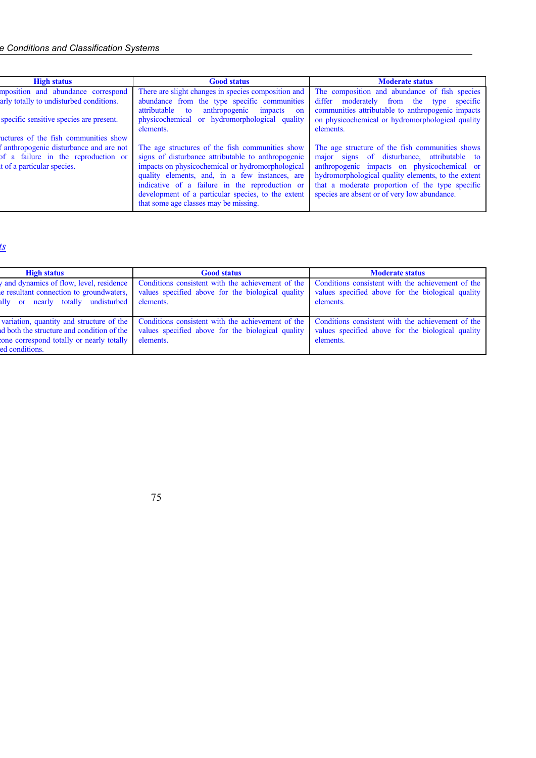| High status | Good status | Moderate status |
|---|---|---|
| mposition and abundance correspond arly totally to undisturbed conditions. <br><br> specific sensitive species are present. <br><br> uctures of the fish communities show f anthropogenic disturbance and are not of a failure in the reproduction or t of a particular species. | There are slight changes in species composition and abundance from the type specific communities attributable to anthropogenic impacts on physicochemical or hydromorphological quality elements. <br><br> The age structures of the fish communities show signs of disturbance attributable to anthropogenic impacts on physicochemical or hydromorphological quality elements, and, in a few instances, are indicative of a failure in the reproduction or development of a particular species, to the extent that some age classes may be missing. | The composition and abundance of fish species differ moderately from the type specific communities attributable to anthropogenic impacts on physicochemical or hydromorphological quality elements. <br><br> The age structure of the fish communities shows major signs of disturbance, attributable to anthropogenic impacts on physicochemical or hydromorphological quality elements, to the extent that a moderate proportion of the type specific species are absent or of very low abundance. |

*ts*

| High status | Good status | Moderate status |
|---|---|---|
| y and dynamics of flow, level, residence e resultant connection to groundwaters, ally or nearly totally undisturbed | Conditions consistent with the achievement of the values specified above for the biological quality elements. | Conditions consistent with the achievement of the values specified above for the biological quality elements. |
| variation, quantity and structure of the d both the structure and condition of the zone correspond totally or nearly totally ed conditions. | Conditions consistent with the achievement of the values specified above for the biological quality elements. | Conditions consistent with the achievement of the values specified above for the biological quality elements. |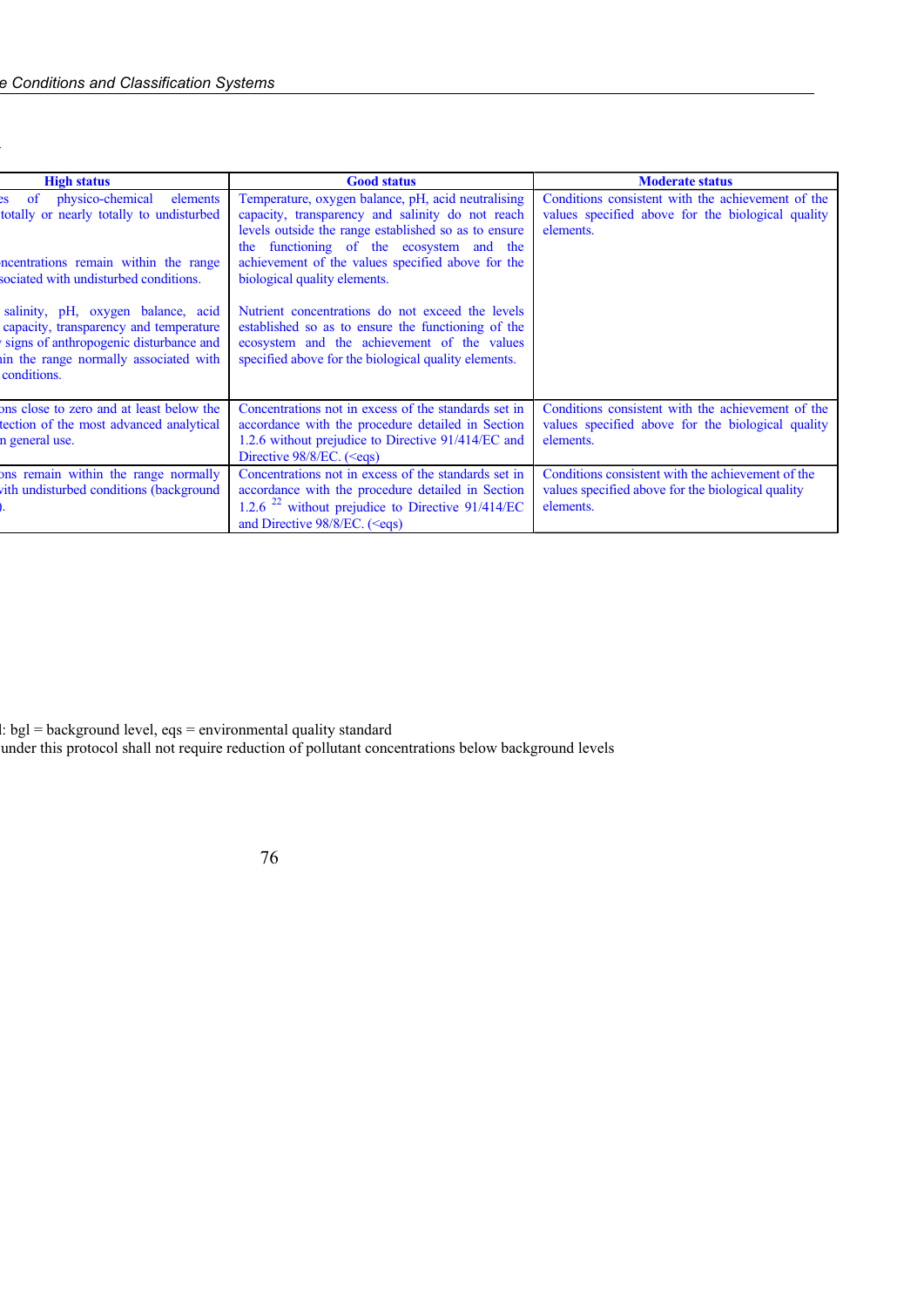| High status | Good status | Moderate status |
|---|---|---|
| es of physico-chemical elements totally or nearly totally to undisturbed<br><br>ncentrations remain within the range sociated with undisturbed conditions.<br><br>salinity, pH, oxygen balance, acid capacity, transparency and temperature signs of anthropogenic disturbance and in the range normally associated with conditions. | Temperature, oxygen balance, pH, acid neutralising capacity, transparency and salinity do not reach levels outside the range established so as to ensure the functioning of the ecosystem and the achievement of the values specified above for the biological quality elements.<br><br>Nutrient concentrations do not exceed the levels established so as to ensure the functioning of the ecosystem and the achievement of the values specified above for the biological quality elements. | Conditions consistent with the achievement of the values specified above for the biological quality elements. |
| ons close to zero and at least below the tection of the most advanced analytical n general use. | Concentrations not in excess of the standards set in accordance with the procedure detailed in Section 1.2.6 without prejudice to Directive 91/414/EC and Directive 98/8/EC. (<eqs) | Conditions consistent with the achievement of the values specified above for the biological quality elements. |
| ons remain within the range normally vith undisturbed conditions (background ). | Concentrations not in excess of the standards set in accordance with the procedure detailed in Section 1.2.6 [22] without prejudice to Directive 91/414/EC and Directive 98/8/EC. (<eqs) | Conditions consistent with the achievement of the values specified above for the biological quality elements. |

: bgl = background level, eqs = environmental quality standard

under this protocol shall not require reduction of pollutant concentrations below background levels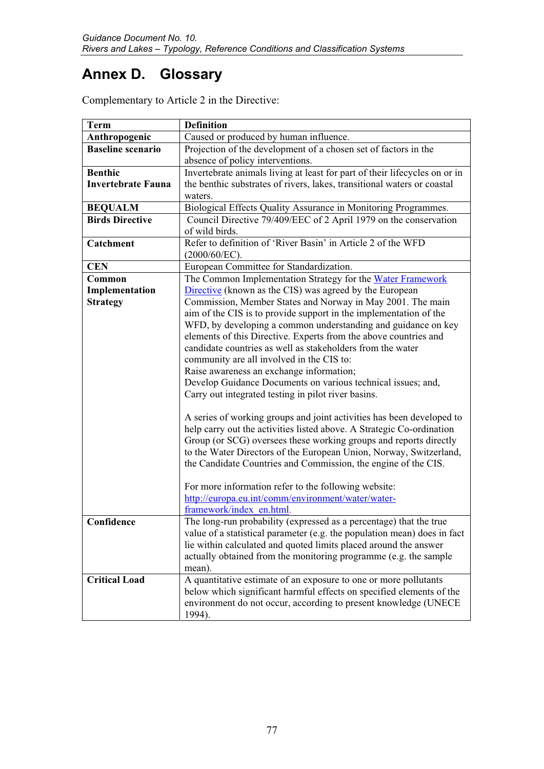# Annex D. Glossary

Complementary to Article 2 in the Directive:

| Term | Definition |
|---|---|
| **Anthropogenic** | Caused or produced by human influence. |
| **Baseline scenario** | Projection of the development of a chosen set of factors in the absence of policy interventions. |
| **Benthic Invertebrate Fauna** | Invertebrate animals living at least for part of their lifecycles on or in the benthic substrates of rivers, lakes, transitional waters or coastal waters. |
| **BEQUALM** | Biological Effects Quality Assurance in Monitoring Programmes. |
| **Birds Directive** | Council Directive 79/409/EEC of 2 April 1979 on the conservation of wild birds. |
| **Catchment** | Refer to definition of 'River Basin' in Article 2 of the WFD (2000/60/EC). |
| **CEN** | European Committee for Standardization. |
| **Common Implementation Strategy** | The Common Implementation Strategy for the Water Framework Directive (known as the CIS) was agreed by the European Commission, Member States and Norway in May 2001. The main aim of the CIS is to provide support in the implementation of the WFD, by developing a common understanding and guidance on key elements of this Directive. Experts from the above countries and candidate countries as well as stakeholders from the water community are all involved in the CIS to:<br>Raise awareness an exchange information;<br>Develop Guidance Documents on various technical issues; and,<br>Carry out integrated testing in pilot river basins.<br><br>A series of working groups and joint activities has been developed to help carry out the activities listed above. A Strategic Co-ordination Group (or SCG) oversees these working groups and reports directly to the Water Directors of the European Union, Norway, Switzerland, the Candidate Countries and Commission, the engine of the CIS.<br><br>For more information refer to the following website: http://europa.eu.int/comm/environment/water/water-framework/index_en.html. |
| **Confidence** | The long-run probability (expressed as a percentage) that the true value of a statistical parameter (e.g. the population mean) does in fact lie within calculated and quoted limits placed around the answer actually obtained from the monitoring programme (e.g. the sample mean). |
| **Critical Load** | A quantitative estimate of an exposure to one or more pollutants below which significant harmful effects on specified elements of the environment do not occur, according to present knowledge (UNECE 1994). |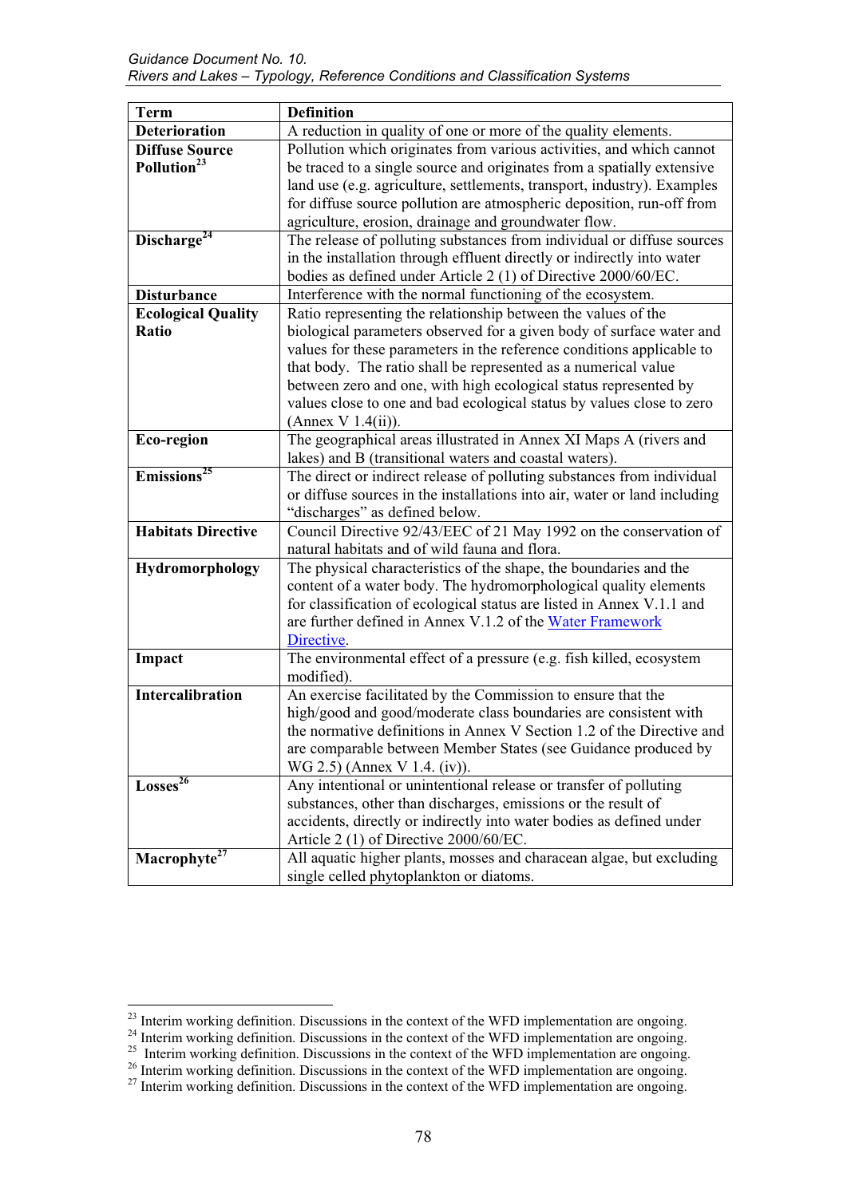| Term | Definition |
| --- | --- |
| **Deterioration** | A reduction in quality of one or more of the quality elements. |
| **Diffuse Source Pollution**[23] | Pollution which originates from various activities, and which cannot be traced to a single source and originates from a spatially extensive land use (e.g. agriculture, settlements, transport, industry). Examples for diffuse source pollution are atmospheric deposition, run-off from agriculture, erosion, drainage and groundwater flow. |
| **Discharge**[24] | The release of polluting substances from individual or diffuse sources in the installation through effluent directly or indirectly into water bodies as defined under Article 2 (1) of Directive 2000/60/EC. |
| **Disturbance** | Interference with the normal functioning of the ecosystem. |
| **Ecological Quality Ratio** | Ratio representing the relationship between the values of the biological parameters observed for a given body of surface water and values for these parameters in the reference conditions applicable to that body. The ratio shall be represented as a numerical value between zero and one, with high ecological status represented by values close to one and bad ecological status by values close to zero (Annex V 1.4(ii)). |
| **Eco-region** | The geographical areas illustrated in Annex XI Maps A (rivers and lakes) and B (transitional waters and coastal waters). |
| **Emissions**[25] | The direct or indirect release of polluting substances from individual or diffuse sources in the installations into air, water or land including "discharges" as defined below. |
| **Habitats Directive** | Council Directive 92/43/EEC of 21 May 1992 on the conservation of natural habitats and of wild fauna and flora. |
| **Hydromorphology** | The physical characteristics of the shape, the boundaries and the content of a water body. The hydromorphological quality elements for classification of ecological status are listed in Annex V.1.1 and are further defined in Annex V.1.2 of the Water Framework Directive. |
| **Impact** | The environmental effect of a pressure (e.g. fish killed, ecosystem modified). |
| **Intercalibration** | An exercise facilitated by the Commission to ensure that the high/good and good/moderate class boundaries are consistent with the normative definitions in Annex V Section 1.2 of the Directive and are comparable between Member States (see Guidance produced by WG 2.5) (Annex V 1.4. (iv)). |
| **Losses**[26] | Any intentional or unintentional release or transfer of polluting substances, other than discharges, emissions or the result of accidents, directly or indirectly into water bodies as defined under Article 2 (1) of Directive 2000/60/EC. |
| **Macrophyte**[27] | All aquatic higher plants, mosses and characean algae, but excluding single celled phytoplankton or diatoms. |

[23] Interim working definition. Discussions in the context of the WFD implementation are ongoing.
[24] Interim working definition. Discussions in the context of the WFD implementation are ongoing.
[25] Interim working definition. Discussions in the context of the WFD implementation are ongoing.
[26] Interim working definition. Discussions in the context of the WFD implementation are ongoing.
[27] Interim working definition. Discussions in the context of the WFD implementation are ongoing.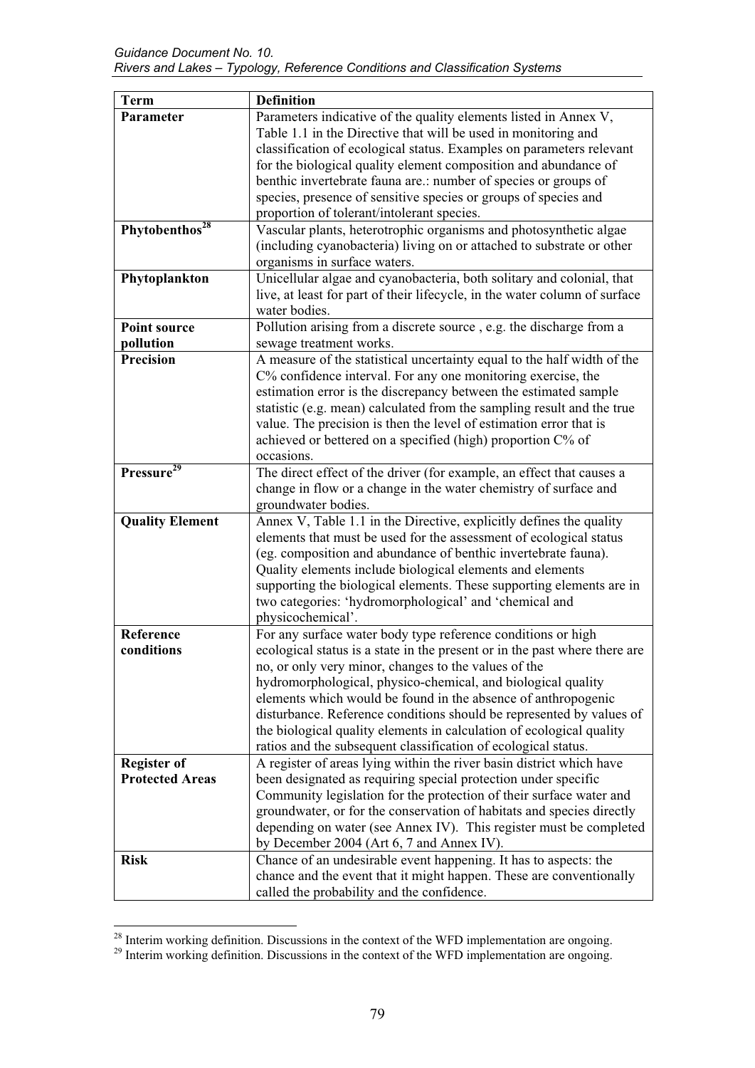| Term | Definition |
| --- | --- |
| **Parameter** | Parameters indicative of the quality elements listed in Annex V, Table 1.1 in the Directive that will be used in monitoring and classification of ecological status. Examples on parameters relevant for the biological quality element composition and abundance of benthic invertebrate fauna are.: number of species or groups of species, presence of sensitive species or groups of species and proportion of tolerant/intolerant species. |
| **Phytobenthos**[28] | Vascular plants, heterotrophic organisms and photosynthetic algae (including cyanobacteria) living on or attached to substrate or other organisms in surface waters. |
| **Phytoplankton** | Unicellular algae and cyanobacteria, both solitary and colonial, that live, at least for part of their lifecycle, in the water column of surface water bodies. |
| **Point source pollution** | Pollution arising from a discrete source , e.g. the discharge from a sewage treatment works. |
| **Precision** | A measure of the statistical uncertainty equal to the half width of the C% confidence interval. For any one monitoring exercise, the estimation error is the discrepancy between the estimated sample statistic (e.g. mean) calculated from the sampling result and the true value. The precision is then the level of estimation error that is achieved or bettered on a specified (high) proportion C% of occasions. |
| **Pressure**[29] | The direct effect of the driver (for example, an effect that causes a change in flow or a change in the water chemistry of surface and groundwater bodies. |
| **Quality Element** | Annex V, Table 1.1 in the Directive, explicitly defines the quality elements that must be used for the assessment of ecological status (eg. composition and abundance of benthic invertebrate fauna). Quality elements include biological elements and elements supporting the biological elements. These supporting elements are in two categories: 'hydromorphological' and 'chemical and physicochemical'. |
| **Reference conditions** | For any surface water body type reference conditions or high ecological status is a state in the present or in the past where there are no, or only very minor, changes to the values of the hydromorphological, physico-chemical, and biological quality elements which would be found in the absence of anthropogenic disturbance. Reference conditions should be represented by values of the biological quality elements in calculation of ecological quality ratios and the subsequent classification of ecological status. |
| **Register of Protected Areas** | A register of areas lying within the river basin district which have been designated as requiring special protection under specific Community legislation for the protection of their surface water and groundwater, or for the conservation of habitats and species directly depending on water (see Annex IV). This register must be completed by December 2004 (Art 6, 7 and Annex IV). |
| **Risk** | Chance of an undesirable event happening. It has to aspects: the chance and the event that it might happen. These are conventionally called the probability and the confidence. |

[28] Interim working definition. Discussions in the context of the WFD implementation are ongoing.
[29] Interim working definition. Discussions in the context of the WFD implementation are ongoing.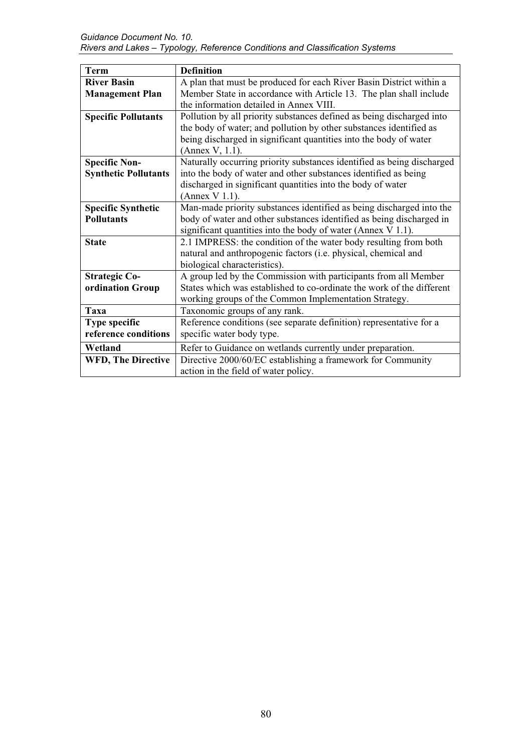| Term | Definition |
| --- | --- |
| **River Basin Management Plan** | A plan that must be produced for each River Basin District within a Member State in accordance with Article 13. The plan shall include the information detailed in Annex VIII. |
| **Specific Pollutants** | Pollution by all priority substances defined as being discharged into the body of water; and pollution by other substances identified as being discharged in significant quantities into the body of water (Annex V, 1.1). |
| **Specific Non-Synthetic Pollutants** | Naturally occurring priority substances identified as being discharged into the body of water and other substances identified as being discharged in significant quantities into the body of water (Annex V 1.1). |
| **Specific Synthetic Pollutants** | Man-made priority substances identified as being discharged into the body of water and other substances identified as being discharged in significant quantities into the body of water (Annex V 1.1). |
| **State** | 2.1 IMPRESS: the condition of the water body resulting from both natural and anthropogenic factors (i.e. physical, chemical and biological characteristics). |
| **Strategic Co-ordination Group** | A group led by the Commission with participants from all Member States which was established to co-ordinate the work of the different working groups of the Common Implementation Strategy. |
| **Taxa** | Taxonomic groups of any rank. |
| **Type specific reference conditions** | Reference conditions (see separate definition) representative for a specific water body type. |
| **Wetland** | Refer to Guidance on wetlands currently under preparation. |
| **WFD, The Directive** | Directive 2000/60/EC establishing a framework for Community action in the field of water policy. |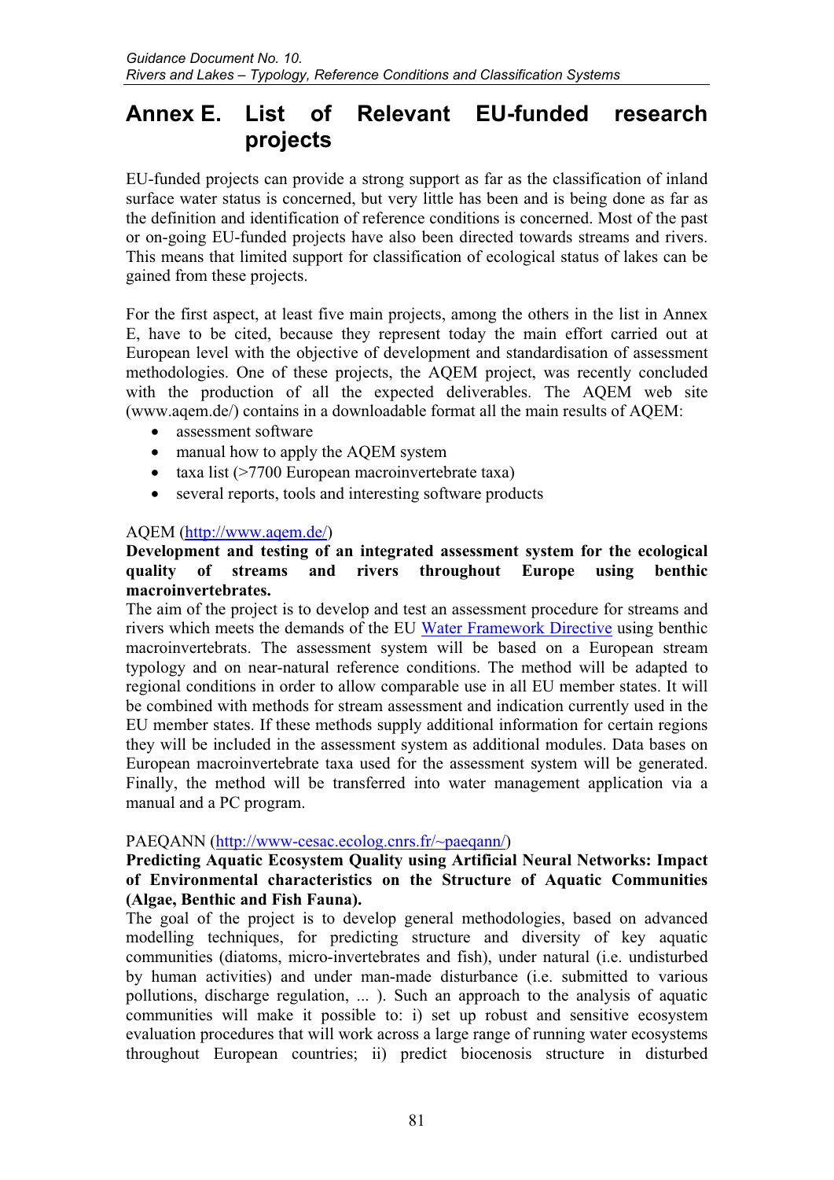# Annex E. List of Relevant EU-funded research projects

EU-funded projects can provide a strong support as far as the classification of inland surface water status is concerned, but very little has been and is being done as far as the definition and identification of reference conditions is concerned. Most of the past or on-going EU-funded projects have also been directed towards streams and rivers. This means that limited support for classification of ecological status of lakes can be gained from these projects.

For the first aspect, at least five main projects, among the others in the list in Annex E, have to be cited, because they represent today the main effort carried out at European level with the objective of development and standardisation of assessment methodologies. One of these projects, the AQEM project, was recently concluded with the production of all the expected deliverables. The AQEM web site (www.aqem.de/) contains in a downloadable format all the main results of AQEM:

- assessment software
- manual how to apply the AQEM system
- taxa list (>7700 European macroinvertebrate taxa)
- several reports, tools and interesting software products

AQEM (http://www.aqem.de/)

**Development and testing of an integrated assessment system for the ecological quality of streams and rivers throughout Europe using benthic macroinvertebrates.**

The aim of the project is to develop and test an assessment procedure for streams and rivers which meets the demands of the EU Water Framework Directive using benthic macroinvertebrats. The assessment system will be based on a European stream typology and on near-natural reference conditions. The method will be adapted to regional conditions in order to allow comparable use in all EU member states. It will be combined with methods for stream assessment and indication currently used in the EU member states. If these methods supply additional information for certain regions they will be included in the assessment system as additional modules. Data bases on European macroinvertebrate taxa used for the assessment system will be generated. Finally, the method will be transferred into water management application via a manual and a PC program.

PAEQANN (http://www-cesac.ecolog.cnrs.fr/~paeqann/)

**Predicting Aquatic Ecosystem Quality using Artificial Neural Networks: Impact of Environmental characteristics on the Structure of Aquatic Communities (Algae, Benthic and Fish Fauna).**

The goal of the project is to develop general methodologies, based on advanced modelling techniques, for predicting structure and diversity of key aquatic communities (diatoms, micro-invertebrates and fish), under natural (i.e. undisturbed by human activities) and under man-made disturbance (i.e. submitted to various pollutions, discharge regulation, ... ). Such an approach to the analysis of aquatic communities will make it possible to: i) set up robust and sensitive ecosystem evaluation procedures that will work across a large range of running water ecosystems throughout European countries; ii) predict biocenosis structure in disturbed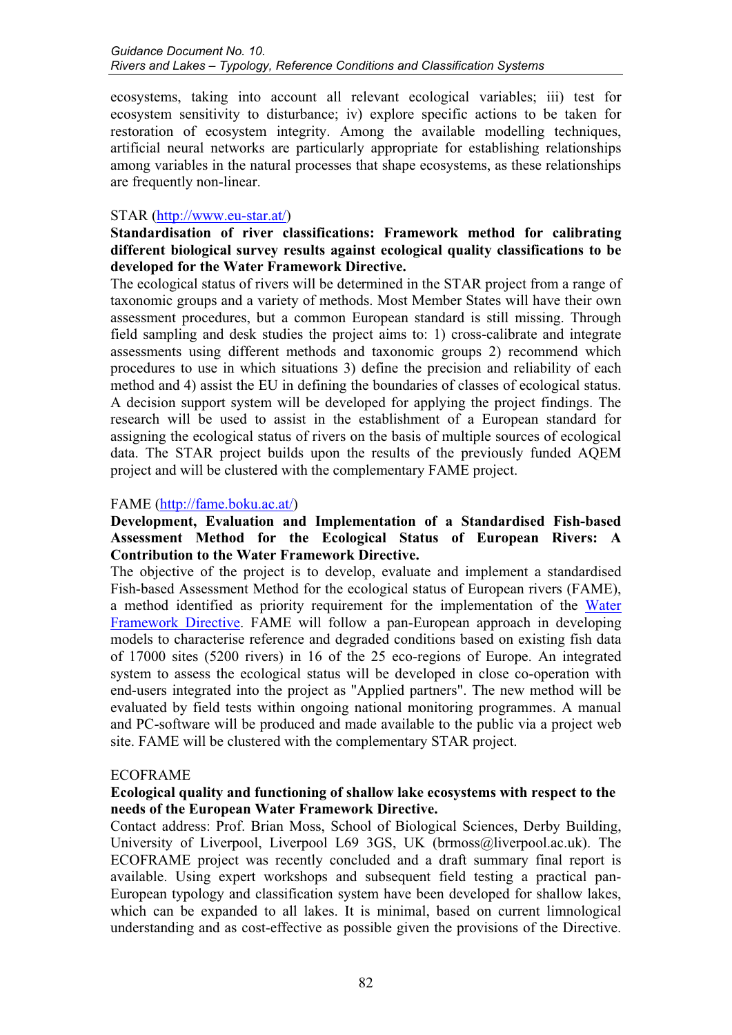ecosystems, taking into account all relevant ecological variables; iii) test for ecosystem sensitivity to disturbance; iv) explore specific actions to be taken for restoration of ecosystem integrity. Among the available modelling techniques, artificial neural networks are particularly appropriate for establishing relationships among variables in the natural processes that shape ecosystems, as these relationships are frequently non-linear.

STAR (http://www.eu-star.at/)

**Standardisation of river classifications: Framework method for calibrating different biological survey results against ecological quality classifications to be developed for the Water Framework Directive.**

The ecological status of rivers will be determined in the STAR project from a range of taxonomic groups and a variety of methods. Most Member States will have their own assessment procedures, but a common European standard is still missing. Through field sampling and desk studies the project aims to: 1) cross-calibrate and integrate assessments using different methods and taxonomic groups 2) recommend which procedures to use in which situations 3) define the precision and reliability of each method and 4) assist the EU in defining the boundaries of classes of ecological status. A decision support system will be developed for applying the project findings. The research will be used to assist in the establishment of a European standard for assigning the ecological status of rivers on the basis of multiple sources of ecological data. The STAR project builds upon the results of the previously funded AQEM project and will be clustered with the complementary FAME project.

FAME (http://fame.boku.ac.at/)

**Development, Evaluation and Implementation of a Standardised Fish-based Assessment Method for the Ecological Status of European Rivers: A Contribution to the Water Framework Directive.**

The objective of the project is to develop, evaluate and implement a standardised Fish-based Assessment Method for the ecological status of European rivers (FAME), a method identified as priority requirement for the implementation of the Water Framework Directive. FAME will follow a pan-European approach in developing models to characterise reference and degraded conditions based on existing fish data of 17000 sites (5200 rivers) in 16 of the 25 eco-regions of Europe. An integrated system to assess the ecological status will be developed in close co-operation with end-users integrated into the project as "Applied partners". The new method will be evaluated by field tests within ongoing national monitoring programmes. A manual and PC-software will be produced and made available to the public via a project web site. FAME will be clustered with the complementary STAR project.

ECOFRAME

**Ecological quality and functioning of shallow lake ecosystems with respect to the needs of the European Water Framework Directive.**

Contact address: Prof. Brian Moss, School of Biological Sciences, Derby Building, University of Liverpool, Liverpool L69 3GS, UK (brmoss@liverpool.ac.uk). The ECOFRAME project was recently concluded and a draft summary final report is available. Using expert workshops and subsequent field testing a practical pan-European typology and classification system have been developed for shallow lakes, which can be expanded to all lakes. It is minimal, based on current limnological understanding and as cost-effective as possible given the provisions of the Directive.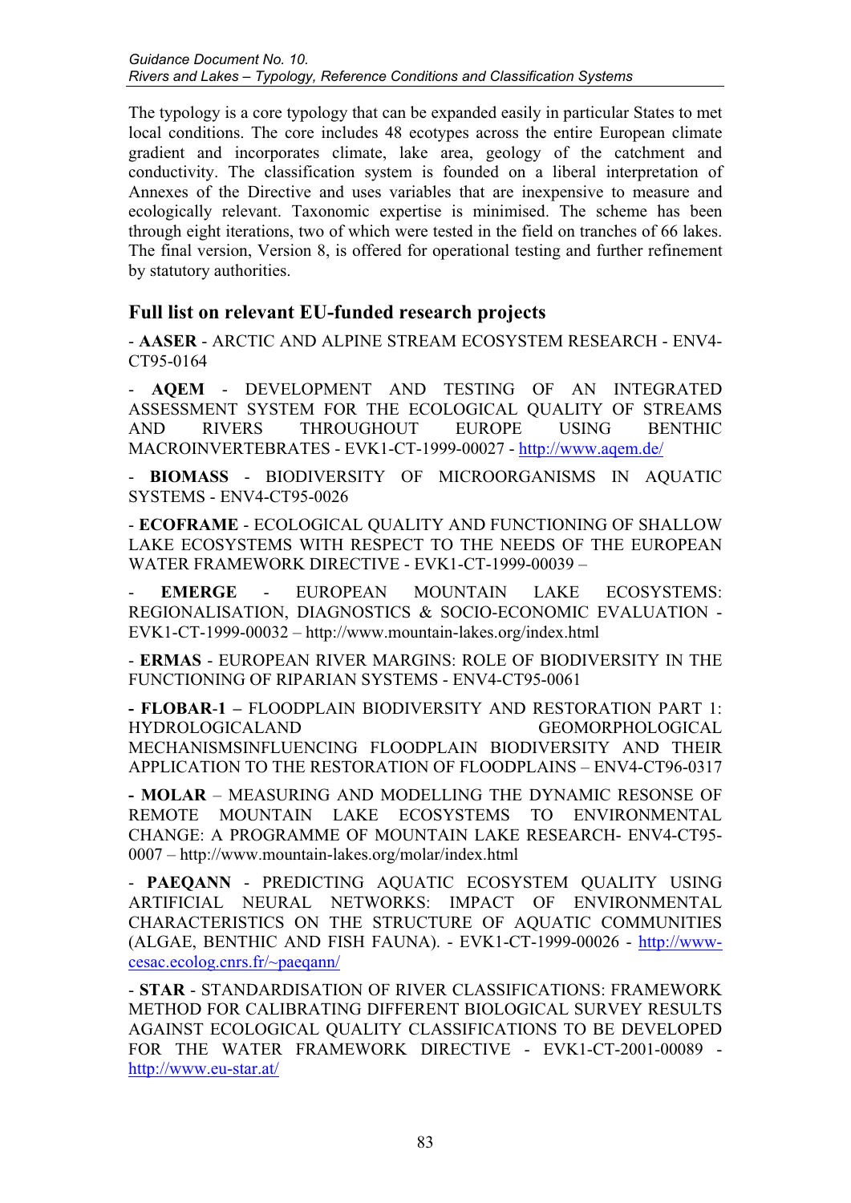The typology is a core typology that can be expanded easily in particular States to met local conditions. The core includes 48 ecotypes across the entire European climate gradient and incorporates climate, lake area, geology of the catchment and conductivity. The classification system is founded on a liberal interpretation of Annexes of the Directive and uses variables that are inexpensive to measure and ecologically relevant. Taxonomic expertise is minimised. The scheme has been through eight iterations, two of which were tested in the field on tranches of 66 lakes. The final version, Version 8, is offered for operational testing and further refinement by statutory authorities.

## Full list on relevant EU-funded research projects

- **AASER** - ARCTIC AND ALPINE STREAM ECOSYSTEM RESEARCH - ENV4-CT95-0164

- **AQEM** - DEVELOPMENT AND TESTING OF AN INTEGRATED ASSESSMENT SYSTEM FOR THE ECOLOGICAL QUALITY OF STREAMS AND RIVERS THROUGHOUT EUROPE USING BENTHIC MACROINVERTEBRATES - EVK1-CT-1999-00027 - http://www.aqem.de/

- **BIOMASS** - BIODIVERSITY OF MICROORGANISMS IN AQUATIC SYSTEMS - ENV4-CT95-0026

- **ECOFRAME** - ECOLOGICAL QUALITY AND FUNCTIONING OF SHALLOW LAKE ECOSYSTEMS WITH RESPECT TO THE NEEDS OF THE EUROPEAN WATER FRAMEWORK DIRECTIVE - EVK1-CT-1999-00039 –

- **EMERGE** - EUROPEAN MOUNTAIN LAKE ECOSYSTEMS: REGIONALISATION, DIAGNOSTICS & SOCIO-ECONOMIC EVALUATION - EVK1-CT-1999-00032 – http://www.mountain-lakes.org/index.html

- **ERMAS** - EUROPEAN RIVER MARGINS: ROLE OF BIODIVERSITY IN THE FUNCTIONING OF RIPARIAN SYSTEMS - ENV4-CT95-0061

**- FLOBAR-1 –** FLOODPLAIN BIODIVERSITY AND RESTORATION PART 1: HYDROLOGICALAND GEOMORPHOLOGICAL MECHANISMSINFLUENCING FLOODPLAIN BIODIVERSITY AND THEIR APPLICATION TO THE RESTORATION OF FLOODPLAINS – ENV4-CT96-0317

**- MOLAR** – MEASURING AND MODELLING THE DYNAMIC RESONSE OF REMOTE MOUNTAIN LAKE ECOSYSTEMS TO ENVIRONMENTAL CHANGE: A PROGRAMME OF MOUNTAIN LAKE RESEARCH- ENV4-CT95-0007 – http://www.mountain-lakes.org/molar/index.html

- **PAEQANN** - PREDICTING AQUATIC ECOSYSTEM QUALITY USING ARTIFICIAL NEURAL NETWORKS: IMPACT OF ENVIRONMENTAL CHARACTERISTICS ON THE STRUCTURE OF AQUATIC COMMUNITIES (ALGAE, BENTHIC AND FISH FAUNA). - EVK1-CT-1999-00026 - http://www-cesac.ecolog.cnrs.fr/~paeqann/

- **STAR** - STANDARDISATION OF RIVER CLASSIFICATIONS: FRAMEWORK METHOD FOR CALIBRATING DIFFERENT BIOLOGICAL SURVEY RESULTS AGAINST ECOLOGICAL QUALITY CLASSIFICATIONS TO BE DEVELOPED FOR THE WATER FRAMEWORK DIRECTIVE - EVK1-CT-2001-00089 - http://www.eu-star.at/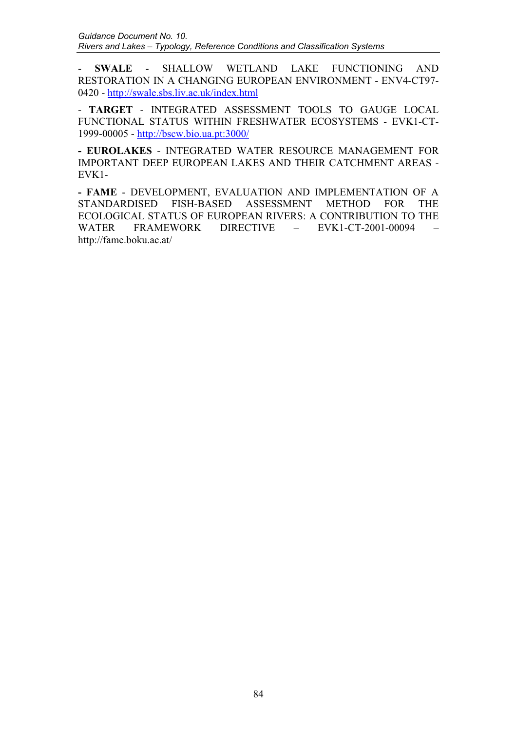- **SWALE** - SHALLOW WETLAND LAKE FUNCTIONING AND RESTORATION IN A CHANGING EUROPEAN ENVIRONMENT - ENV4-CT97-0420 - http://swale.sbs.liv.ac.uk/index.html

- **TARGET** - INTEGRATED ASSESSMENT TOOLS TO GAUGE LOCAL FUNCTIONAL STATUS WITHIN FRESHWATER ECOSYSTEMS - EVK1-CT-1999-00005 - http://bscw.bio.ua.pt:3000/

**- EUROLAKES** - INTEGRATED WATER RESOURCE MANAGEMENT FOR IMPORTANT DEEP EUROPEAN LAKES AND THEIR CATCHMENT AREAS - EVK1-

**- FAME** - DEVELOPMENT, EVALUATION AND IMPLEMENTATION OF A STANDARDISED FISH-BASED ASSESSMENT METHOD FOR THE ECOLOGICAL STATUS OF EUROPEAN RIVERS: A CONTRIBUTION TO THE WATER FRAMEWORK DIRECTIVE – EVK1-CT-2001-00094 – http://fame.boku.ac.at/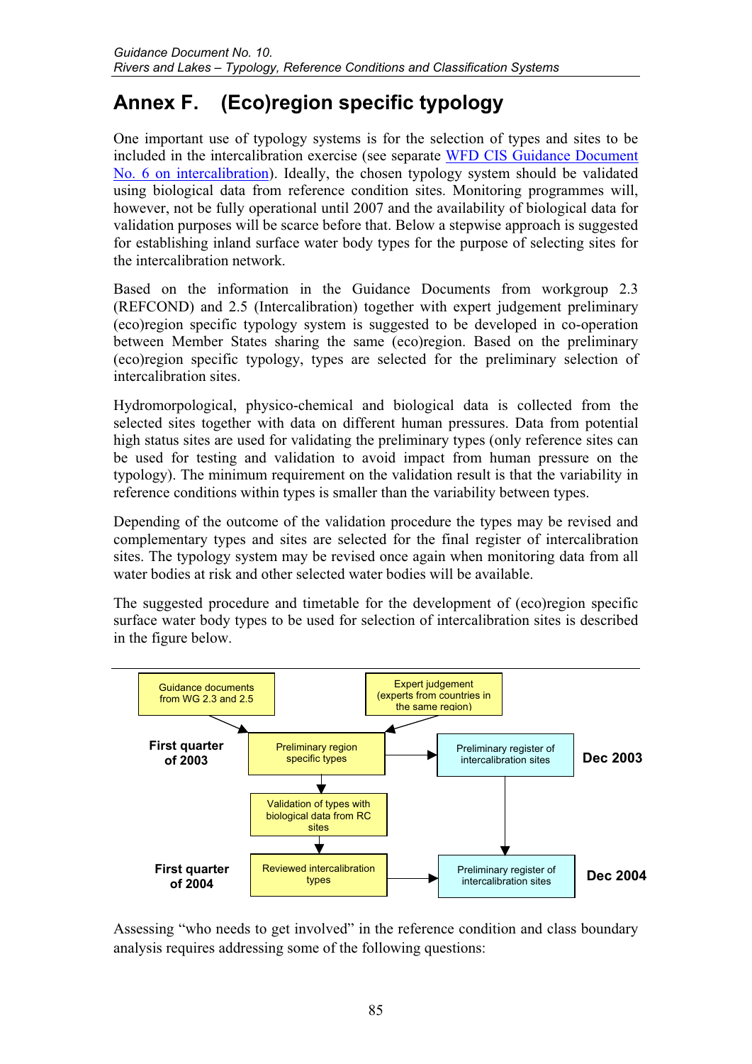# Annex F. (Eco)region specific typology

One important use of typology systems is for the selection of types and sites to be included in the intercalibration exercise (see separate WFD CIS Guidance Document No. 6 on intercalibration). Ideally, the chosen typology system should be validated using biological data from reference condition sites. Monitoring programmes will, however, not be fully operational until 2007 and the availability of biological data for validation purposes will be scarce before that. Below a stepwise approach is suggested for establishing inland surface water body types for the purpose of selecting sites for the intercalibration network.

Based on the information in the Guidance Documents from workgroup 2.3 (REFCOND) and 2.5 (Intercalibration) together with expert judgement preliminary (eco)region specific typology system is suggested to be developed in co-operation between Member States sharing the same (eco)region. Based on the preliminary (eco)region specific typology, types are selected for the preliminary selection of intercalibration sites.

Hydromorpological, physico-chemical and biological data is collected from the selected sites together with data on different human pressures. Data from potential high status sites are used for validating the preliminary types (only reference sites can be used for testing and validation to avoid impact from human pressure on the typology). The minimum requirement on the validation result is that the variability in reference conditions within types is smaller than the variability between types.

Depending of the outcome of the validation procedure the types may be revised and complementary types and sites are selected for the final register of intercalibration sites. The typology system may be revised once again when monitoring data from all water bodies at risk and other selected water bodies will be available.

The suggested procedure and timetable for the development of (eco)region specific surface water body types to be used for selection of intercalibration sites is described in the figure below.

Guidance documents from WG 2.3 and 2.5

Expert judgement (experts from countries in the same region)

First quarter of 2003 — Preliminary region specific types → Preliminary register of intercalibration sites — Dec 2003

Validation of types with biological data from RC sites

First quarter of 2004 — Reviewed intercalibration types → Preliminary register of intercalibration sites — Dec 2004

Assessing "who needs to get involved" in the reference condition and class boundary analysis requires addressing some of the following questions: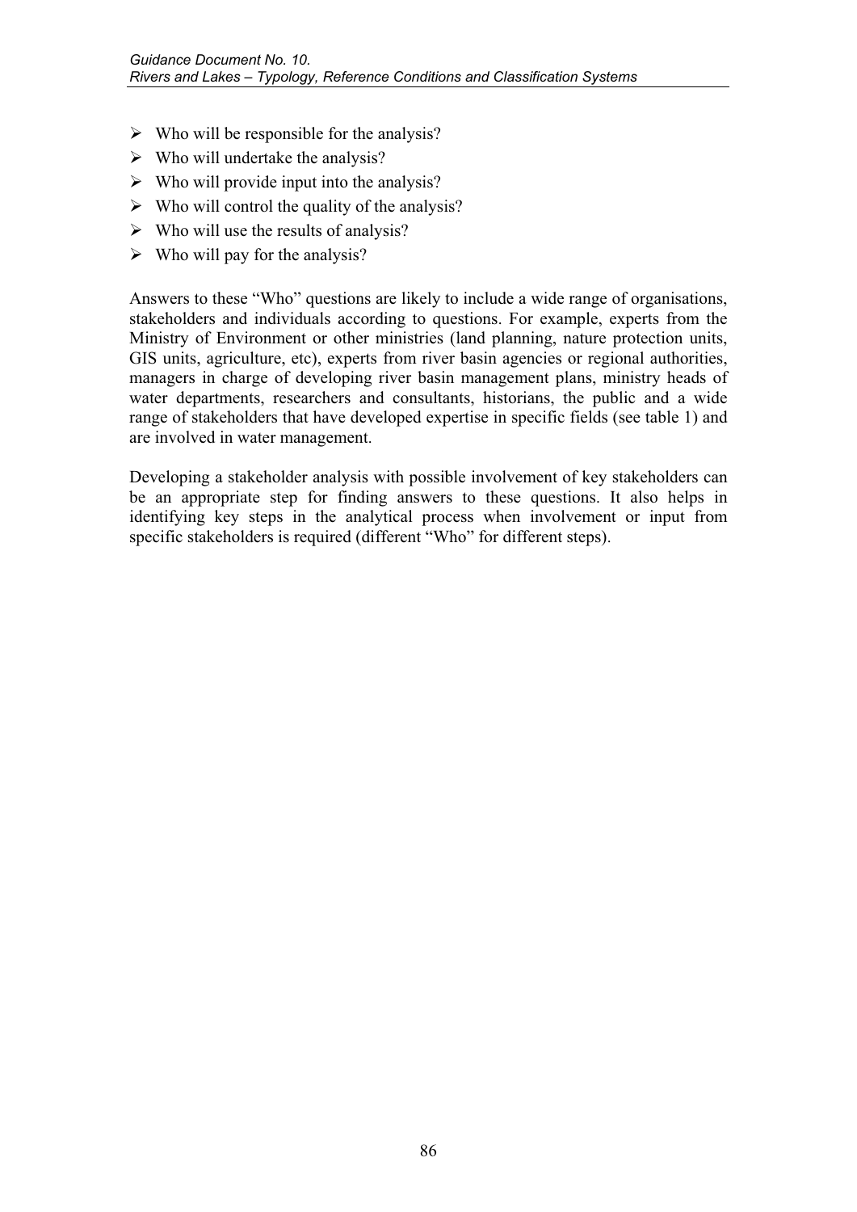- Who will be responsible for the analysis?
- Who will undertake the analysis?
- Who will provide input into the analysis?
- Who will control the quality of the analysis?
- Who will use the results of analysis?
- Who will pay for the analysis?

Answers to these "Who" questions are likely to include a wide range of organisations, stakeholders and individuals according to questions. For example, experts from the Ministry of Environment or other ministries (land planning, nature protection units, GIS units, agriculture, etc), experts from river basin agencies or regional authorities, managers in charge of developing river basin management plans, ministry heads of water departments, researchers and consultants, historians, the public and a wide range of stakeholders that have developed expertise in specific fields (see table 1) and are involved in water management.

Developing a stakeholder analysis with possible involvement of key stakeholders can be an appropriate step for finding answers to these questions. It also helps in identifying key steps in the analytical process when involvement or input from specific stakeholders is required (different "Who" for different steps).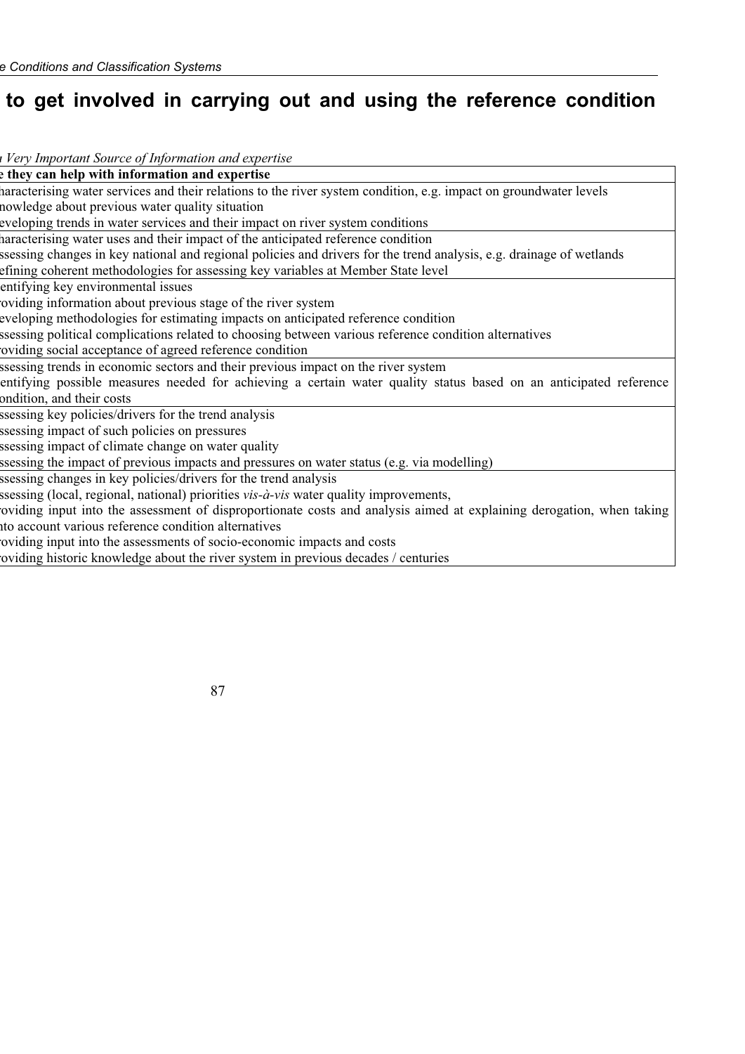## to get involved in carrying out and using the reference condition

*Very Important Source of Information and expertise*

| they can help with information and expertise |
|---|
| haracterising water services and their relations to the river system condition, e.g. impact on groundwater levels<br>nowledge about previous water quality situation<br>eveloping trends in water services and their impact on river system conditions |
| haracterising water uses and their impact of the anticipated reference condition<br>ssessing changes in key national and regional policies and drivers for the trend analysis, e.g. drainage of wetlands<br>efining coherent methodologies for assessing key variables at Member State level |
| entifying key environmental issues<br>roviding information about previous stage of the river system<br>eveloping methodologies for estimating impacts on anticipated reference condition<br>ssessing political complications related to choosing between various reference condition alternatives<br>roviding social acceptance of agreed reference condition |
| ssessing trends in economic sectors and their previous impact on the river system<br>entifying possible measures needed for achieving a certain water quality status based on an anticipated reference ondition, and their costs |
| ssessing key policies/drivers for the trend analysis<br>ssessing impact of such policies on pressures<br>ssessing impact of climate change on water quality<br>ssessing the impact of previous impacts and pressures on water status (e.g. via modelling) |
| ssessing changes in key policies/drivers for the trend analysis<br>ssessing (local, regional, national) priorities *vis-à-vis* water quality improvements,<br>roviding input into the assessment of disproportionate costs and analysis aimed at explaining derogation, when taking nto account various reference condition alternatives<br>roviding input into the assessments of socio-economic impacts and costs<br>roviding historic knowledge about the river system in previous decades / centuries |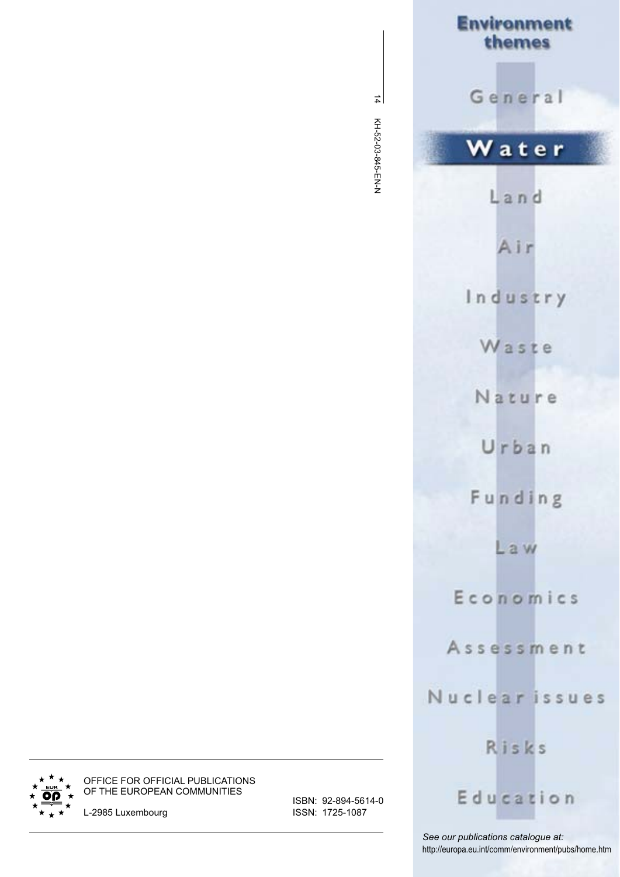14 KH-52-03-845-EN-N

## Environment themes

General

**Water**

Land

Air

Industry

Waste

Nature

Urban

Funding

Law

Economics

Assessment

Nuclear issues

Risks

Education

OFFICE FOR OFFICIAL PUBLICATIONS
OF THE EUROPEAN COMMUNITIES

L-2985 Luxembourg

ISBN: 92-894-5614-0
ISSN: 1725-1087

*See our publications catalogue at:*
http://europa.eu.int/comm/environment/pubs/home.htm